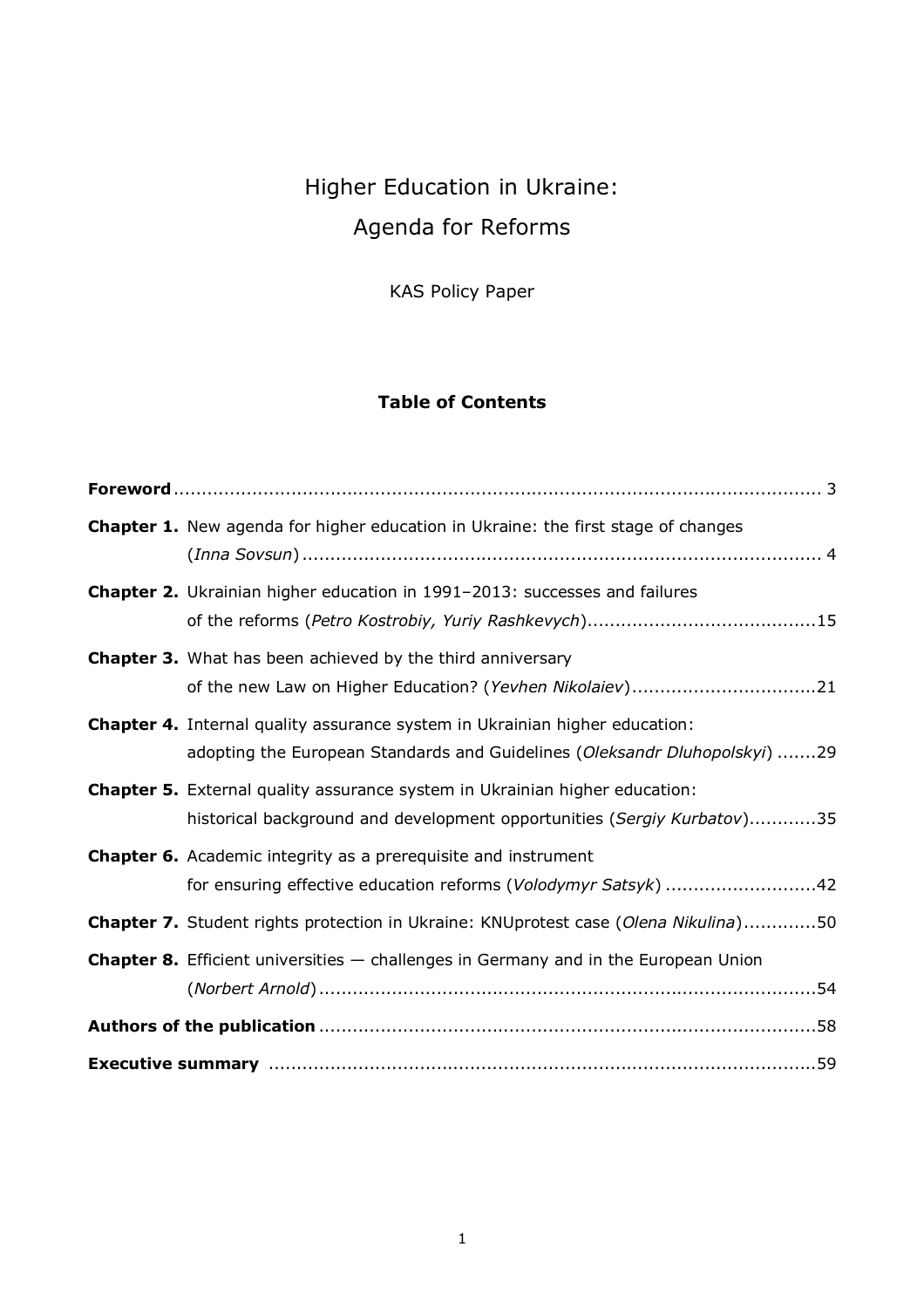# Higher Education in Ukraine:
# Agenda for Reforms

KAS Policy Paper

## Table of Contents

**Foreword** ........................................................................................................ 3

**Chapter 1.** New agenda for higher education in Ukraine: the first stage of changes (*Inna Sovsun*) ........................................................................................ 4

**Chapter 2.** Ukrainian higher education in 1991–2013: successes and failures of the reforms (*Petro Kostrobiy, Yuriy Rashkevych*)........................................15

**Chapter 3.** What has been achieved by the third anniversary of the new Law on Higher Education? (*Yevhen Nikolaiev*)................................21

**Chapter 4.** Internal quality assurance system in Ukrainian higher education: adopting the European Standards and Guidelines (*Oleksandr Dluhopolskyi*) .......29

**Chapter 5.** External quality assurance system in Ukrainian higher education: historical background and development opportunities (*Sergiy Kurbatov*)............35

**Chapter 6.** Academic integrity as a prerequisite and instrument for ensuring effective education reforms (*Volodymyr Satsyk*) ..........................42

**Chapter 7.** Student rights protection in Ukraine: KNUprotest case (*Olena Nikulina*).............50

**Chapter 8.** Efficient universities — challenges in Germany and in the European Union (*Norbert Arnold*)........................................................................................54

**Authors of the publication** .......................................................................................58

**Executive summary** ................................................................................................59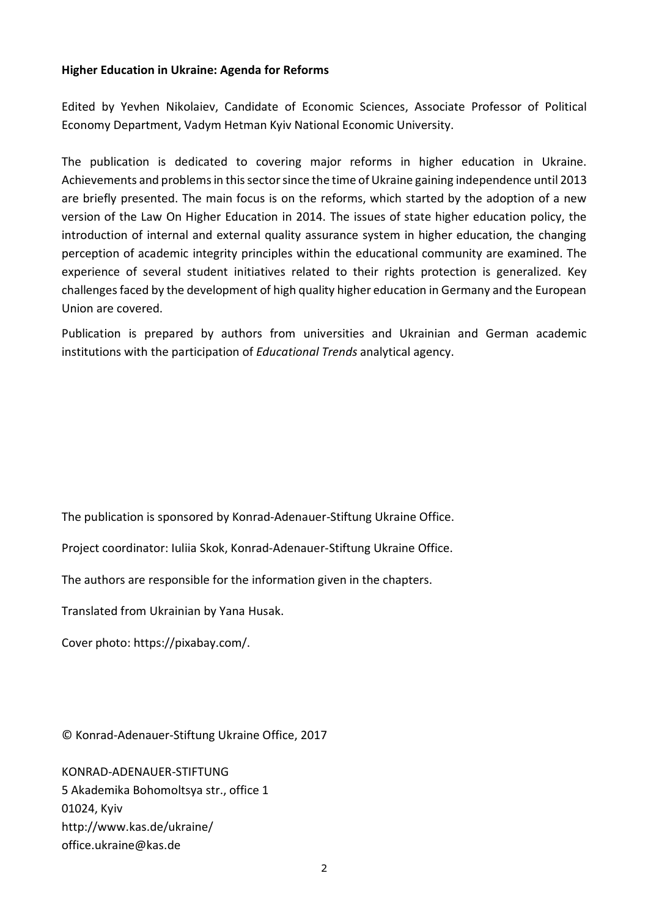**Higher Education in Ukraine: Agenda for Reforms**

Edited by Yevhen Nikolaiev, Candidate of Economic Sciences, Associate Professor of Political Economy Department, Vadym Hetman Kyiv National Economic University.

The publication is dedicated to covering major reforms in higher education in Ukraine. Achievements and problems in this sector since the time of Ukraine gaining independence until 2013 are briefly presented. The main focus is on the reforms, which started by the adoption of a new version of the Law On Higher Education in 2014. The issues of state higher education policy, the introduction of internal and external quality assurance system in higher education, the changing perception of academic integrity principles within the educational community are examined. The experience of several student initiatives related to their rights protection is generalized. Key challenges faced by the development of high quality higher education in Germany and the European Union are covered.

Publication is prepared by authors from universities and Ukrainian and German academic institutions with the participation of *Educational Trends* analytical agency.

The publication is sponsored by Konrad-Adenauer-Stiftung Ukraine Office.

Project coordinator: Iuliia Skok, Konrad-Adenauer-Stiftung Ukraine Office.

The authors are responsible for the information given in the chapters.

Translated from Ukrainian by Yana Husak.

Cover photo: https://pixabay.com/.

© Konrad-Adenauer-Stiftung Ukraine Office, 2017

KONRAD-ADENAUER-STIFTUNG
5 Akademika Bohomoltsya str., office 1
01024, Kyiv
http://www.kas.de/ukraine/
office.ukraine@kas.de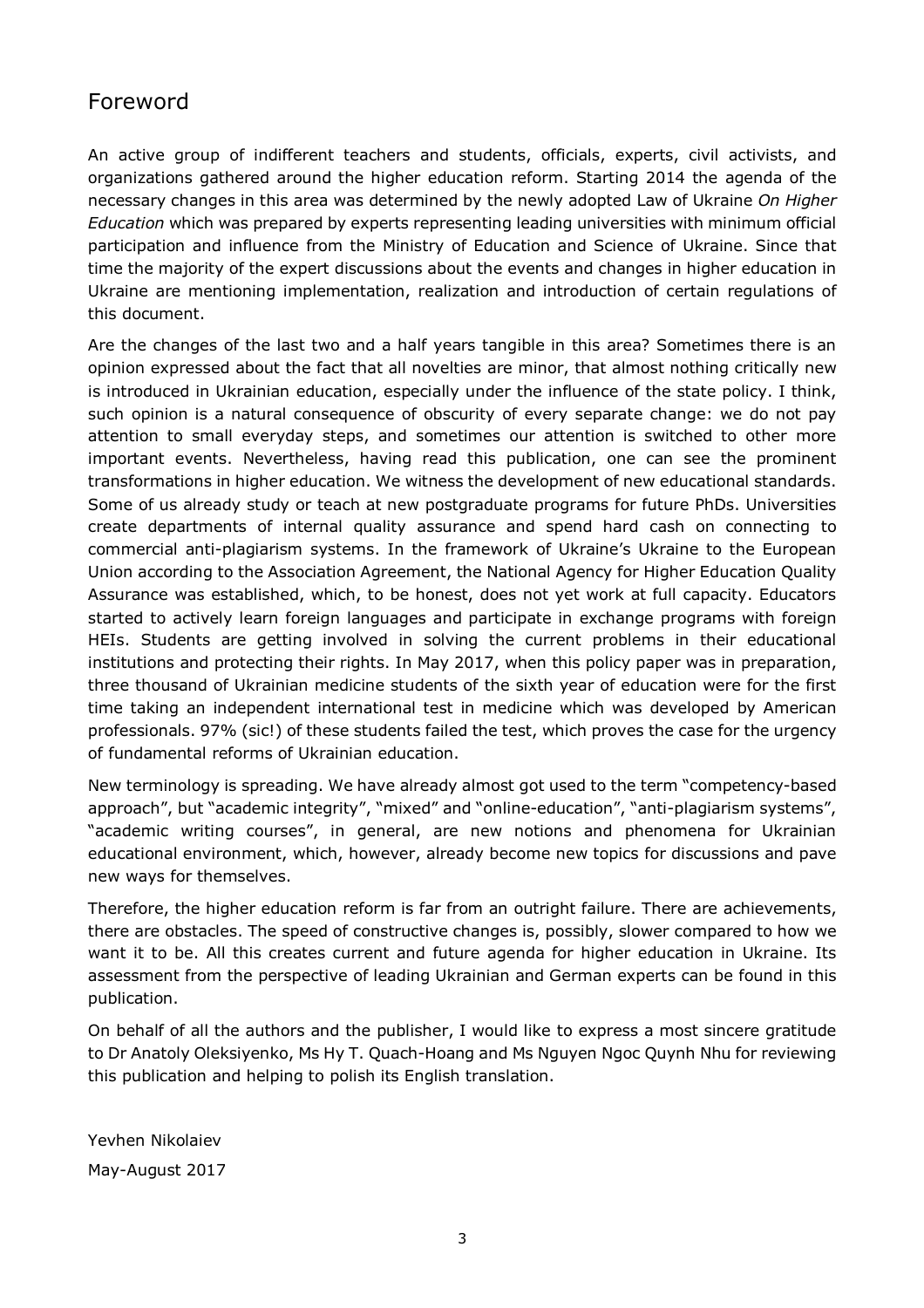# Foreword

An active group of indifferent teachers and students, officials, experts, civil activists, and organizations gathered around the higher education reform. Starting 2014 the agenda of the necessary changes in this area was determined by the newly adopted Law of Ukraine *On Higher Education* which was prepared by experts representing leading universities with minimum official participation and influence from the Ministry of Education and Science of Ukraine. Since that time the majority of the expert discussions about the events and changes in higher education in Ukraine are mentioning implementation, realization and introduction of certain regulations of this document.

Are the changes of the last two and a half years tangible in this area? Sometimes there is an opinion expressed about the fact that all novelties are minor, that almost nothing critically new is introduced in Ukrainian education, especially under the influence of the state policy. I think, such opinion is a natural consequence of obscurity of every separate change: we do not pay attention to small everyday steps, and sometimes our attention is switched to other more important events. Nevertheless, having read this publication, one can see the prominent transformations in higher education. We witness the development of new educational standards. Some of us already study or teach at new postgraduate programs for future PhDs. Universities create departments of internal quality assurance and spend hard cash on connecting to commercial anti-plagiarism systems. In the framework of Ukraine's Ukraine to the European Union according to the Association Agreement, the National Agency for Higher Education Quality Assurance was established, which, to be honest, does not yet work at full capacity. Educators started to actively learn foreign languages and participate in exchange programs with foreign HEIs. Students are getting involved in solving the current problems in their educational institutions and protecting their rights. In May 2017, when this policy paper was in preparation, three thousand of Ukrainian medicine students of the sixth year of education were for the first time taking an independent international test in medicine which was developed by American professionals. 97% (sic!) of these students failed the test, which proves the case for the urgency of fundamental reforms of Ukrainian education.

New terminology is spreading. We have already almost got used to the term "competency-based approach", but "academic integrity", "mixed" and "online-education", "anti-plagiarism systems", "academic writing courses", in general, are new notions and phenomena for Ukrainian educational environment, which, however, already become new topics for discussions and pave new ways for themselves.

Therefore, the higher education reform is far from an outright failure. There are achievements, there are obstacles. The speed of constructive changes is, possibly, slower compared to how we want it to be. All this creates current and future agenda for higher education in Ukraine. Its assessment from the perspective of leading Ukrainian and German experts can be found in this publication.

On behalf of all the authors and the publisher, I would like to express a most sincere gratitude to Dr Anatoly Oleksiyenko, Ms Hy T. Quach-Hoang and Ms Nguyen Ngoc Quynh Nhu for reviewing this publication and helping to polish its English translation.

Yevhen Nikolaiev

May-August 2017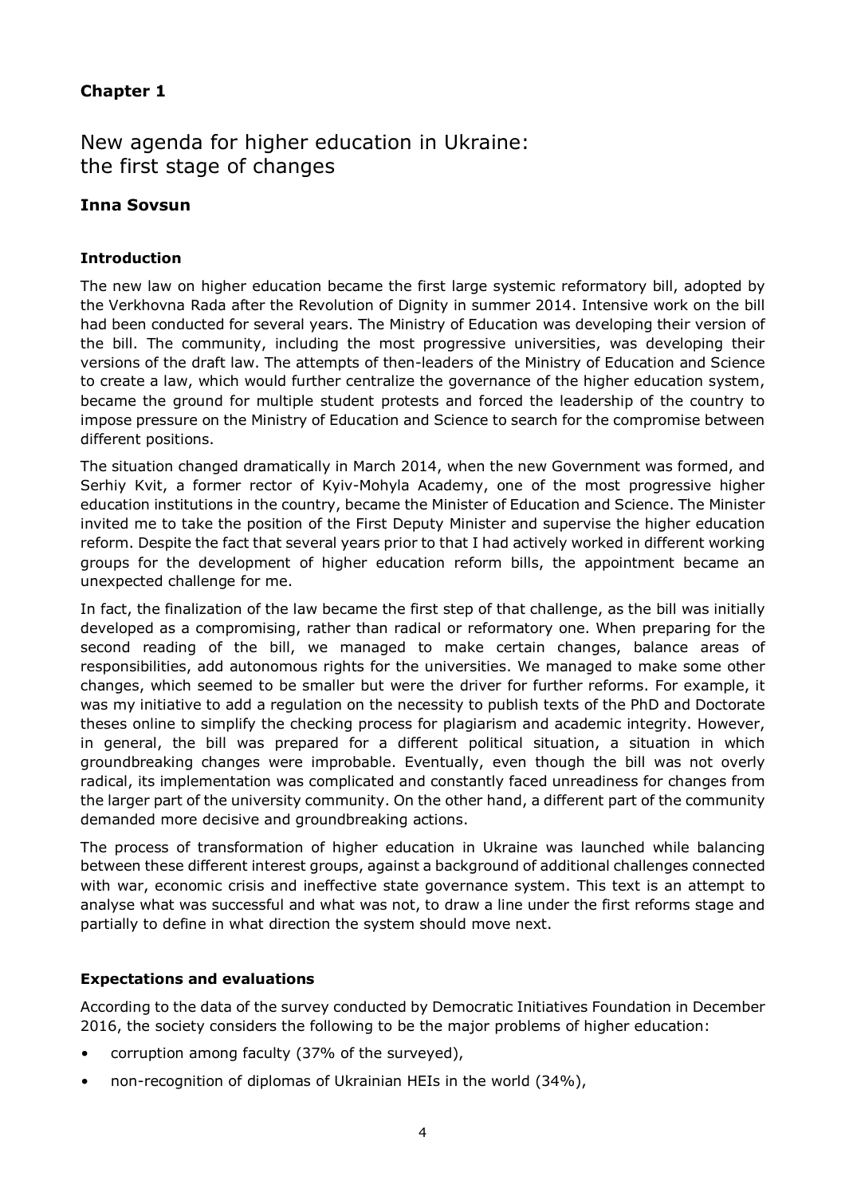**Chapter 1**

# New agenda for higher education in Ukraine: the first stage of changes

**Inna Sovsun**

### Introduction

The new law on higher education became the first large systemic reformatory bill, adopted by the Verkhovna Rada after the Revolution of Dignity in summer 2014. Intensive work on the bill had been conducted for several years. The Ministry of Education was developing their version of the bill. The community, including the most progressive universities, was developing their versions of the draft law. The attempts of then-leaders of the Ministry of Education and Science to create a law, which would further centralize the governance of the higher education system, became the ground for multiple student protests and forced the leadership of the country to impose pressure on the Ministry of Education and Science to search for the compromise between different positions.

The situation changed dramatically in March 2014, when the new Government was formed, and Serhiy Kvit, a former rector of Kyiv-Mohyla Academy, one of the most progressive higher education institutions in the country, became the Minister of Education and Science. The Minister invited me to take the position of the First Deputy Minister and supervise the higher education reform. Despite the fact that several years prior to that I had actively worked in different working groups for the development of higher education reform bills, the appointment became an unexpected challenge for me.

In fact, the finalization of the law became the first step of that challenge, as the bill was initially developed as a compromising, rather than radical or reformatory one. When preparing for the second reading of the bill, we managed to make certain changes, balance areas of responsibilities, add autonomous rights for the universities. We managed to make some other changes, which seemed to be smaller but were the driver for further reforms. For example, it was my initiative to add a regulation on the necessity to publish texts of the PhD and Doctorate theses online to simplify the checking process for plagiarism and academic integrity. However, in general, the bill was prepared for a different political situation, a situation in which groundbreaking changes were improbable. Eventually, even though the bill was not overly radical, its implementation was complicated and constantly faced unreadiness for changes from the larger part of the university community. On the other hand, a different part of the community demanded more decisive and groundbreaking actions.

The process of transformation of higher education in Ukraine was launched while balancing between these different interest groups, against a background of additional challenges connected with war, economic crisis and ineffective state governance system. This text is an attempt to analyse what was successful and what was not, to draw a line under the first reforms stage and partially to define in what direction the system should move next.

### Expectations and evaluations

According to the data of the survey conducted by Democratic Initiatives Foundation in December 2016, the society considers the following to be the major problems of higher education:

- corruption among faculty (37% of the surveyed),
- non-recognition of diplomas of Ukrainian HEIs in the world (34%),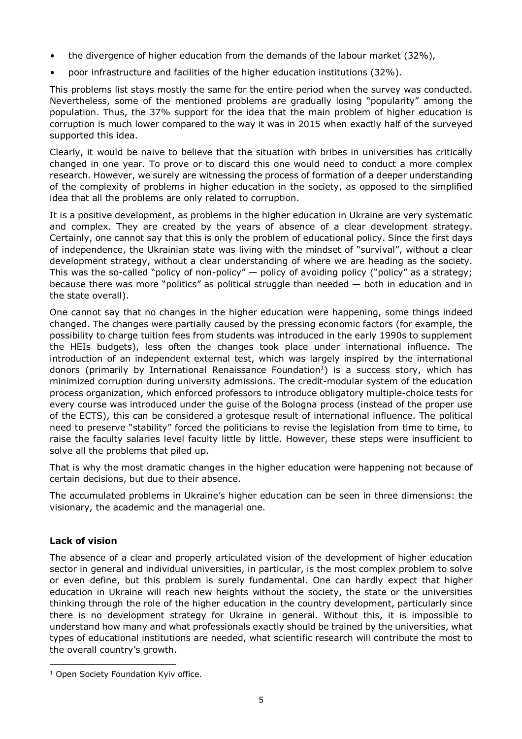- the divergence of higher education from the demands of the labour market (32%),
- poor infrastructure and facilities of the higher education institutions (32%).

This problems list stays mostly the same for the entire period when the survey was conducted. Nevertheless, some of the mentioned problems are gradually losing "popularity" among the population. Thus, the 37% support for the idea that the main problem of higher education is corruption is much lower compared to the way it was in 2015 when exactly half of the surveyed supported this idea.

Clearly, it would be naive to believe that the situation with bribes in universities has critically changed in one year. To prove or to discard this one would need to conduct a more complex research. However, we surely are witnessing the process of formation of a deeper understanding of the complexity of problems in higher education in the society, as opposed to the simplified idea that all the problems are only related to corruption.

It is a positive development, as problems in the higher education in Ukraine are very systematic and complex. They are created by the years of absence of a clear development strategy. Certainly, one cannot say that this is only the problem of educational policy. Since the first days of independence, the Ukrainian state was living with the mindset of "survival", without a clear development strategy, without a clear understanding of where we are heading as the society. This was the so-called "policy of non-policy" — policy of avoiding policy ("policy" as a strategy; because there was more "politics" as political struggle than needed — both in education and in the state overall).

One cannot say that no changes in the higher education were happening, some things indeed changed. The changes were partially caused by the pressing economic factors (for example, the possibility to charge tuition fees from students was introduced in the early 1990s to supplement the HEIs budgets), less often the changes took place under international influence. The introduction of an independent external test, which was largely inspired by the international donors (primarily by International Renaissance Foundation[1]) is a success story, which has minimized corruption during university admissions. The credit-modular system of the education process organization, which enforced professors to introduce obligatory multiple-choice tests for every course was introduced under the guise of the Bologna process (instead of the proper use of the ECTS), this can be considered a grotesque result of international influence. The political need to preserve "stability" forced the politicians to revise the legislation from time to time, to raise the faculty salaries level faculty little by little. However, these steps were insufficient to solve all the problems that piled up.

That is why the most dramatic changes in the higher education were happening not because of certain decisions, but due to their absence.

The accumulated problems in Ukraine's higher education can be seen in three dimensions: the visionary, the academic and the managerial one.

### Lack of vision

The absence of a clear and properly articulated vision of the development of higher education sector in general and individual universities, in particular, is the most complex problem to solve or even define, but this problem is surely fundamental. One can hardly expect that higher education in Ukraine will reach new heights without the society, the state or the universities thinking through the role of the higher education in the country development, particularly since there is no development strategy for Ukraine in general. Without this, it is impossible to understand how many and what professionals exactly should be trained by the universities, what types of educational institutions are needed, what scientific research will contribute the most to the overall country's growth.

[1] Open Society Foundation Kyiv office.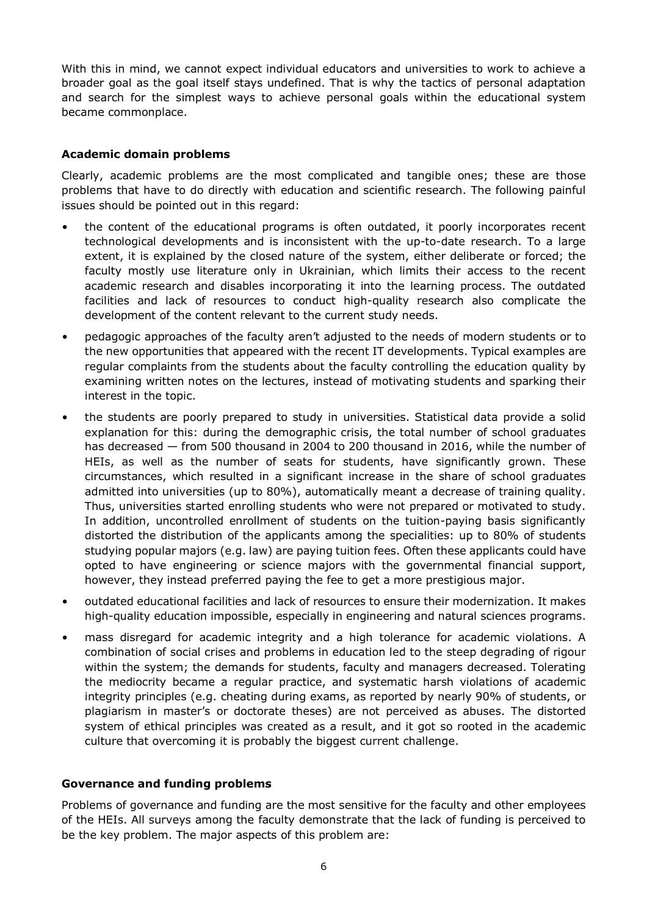With this in mind, we cannot expect individual educators and universities to work to achieve a broader goal as the goal itself stays undefined. That is why the tactics of personal adaptation and search for the simplest ways to achieve personal goals within the educational system became commonplace.

### Academic domain problems

Clearly, academic problems are the most complicated and tangible ones; these are those problems that have to do directly with education and scientific research. The following painful issues should be pointed out in this regard:

- the content of the educational programs is often outdated, it poorly incorporates recent technological developments and is inconsistent with the up-to-date research. To a large extent, it is explained by the closed nature of the system, either deliberate or forced; the faculty mostly use literature only in Ukrainian, which limits their access to the recent academic research and disables incorporating it into the learning process. The outdated facilities and lack of resources to conduct high-quality research also complicate the development of the content relevant to the current study needs.
- pedagogic approaches of the faculty aren't adjusted to the needs of modern students or to the new opportunities that appeared with the recent IT developments. Typical examples are regular complaints from the students about the faculty controlling the education quality by examining written notes on the lectures, instead of motivating students and sparking their interest in the topic.
- the students are poorly prepared to study in universities. Statistical data provide a solid explanation for this: during the demographic crisis, the total number of school graduates has decreased — from 500 thousand in 2004 to 200 thousand in 2016, while the number of HEIs, as well as the number of seats for students, have significantly grown. These circumstances, which resulted in a significant increase in the share of school graduates admitted into universities (up to 80%), automatically meant a decrease of training quality. Thus, universities started enrolling students who were not prepared or motivated to study. In addition, uncontrolled enrollment of students on the tuition-paying basis significantly distorted the distribution of the applicants among the specialities: up to 80% of students studying popular majors (e.g. law) are paying tuition fees. Often these applicants could have opted to have engineering or science majors with the governmental financial support, however, they instead preferred paying the fee to get a more prestigious major.
- outdated educational facilities and lack of resources to ensure their modernization. It makes high-quality education impossible, especially in engineering and natural sciences programs.
- mass disregard for academic integrity and a high tolerance for academic violations. A combination of social crises and problems in education led to the steep degrading of rigour within the system; the demands for students, faculty and managers decreased. Tolerating the mediocrity became a regular practice, and systematic harsh violations of academic integrity principles (e.g. cheating during exams, as reported by nearly 90% of students, or plagiarism in master's or doctorate theses) are not perceived as abuses. The distorted system of ethical principles was created as a result, and it got so rooted in the academic culture that overcoming it is probably the biggest current challenge.

### Governance and funding problems

Problems of governance and funding are the most sensitive for the faculty and other employees of the HEIs. All surveys among the faculty demonstrate that the lack of funding is perceived to be the key problem. The major aspects of this problem are: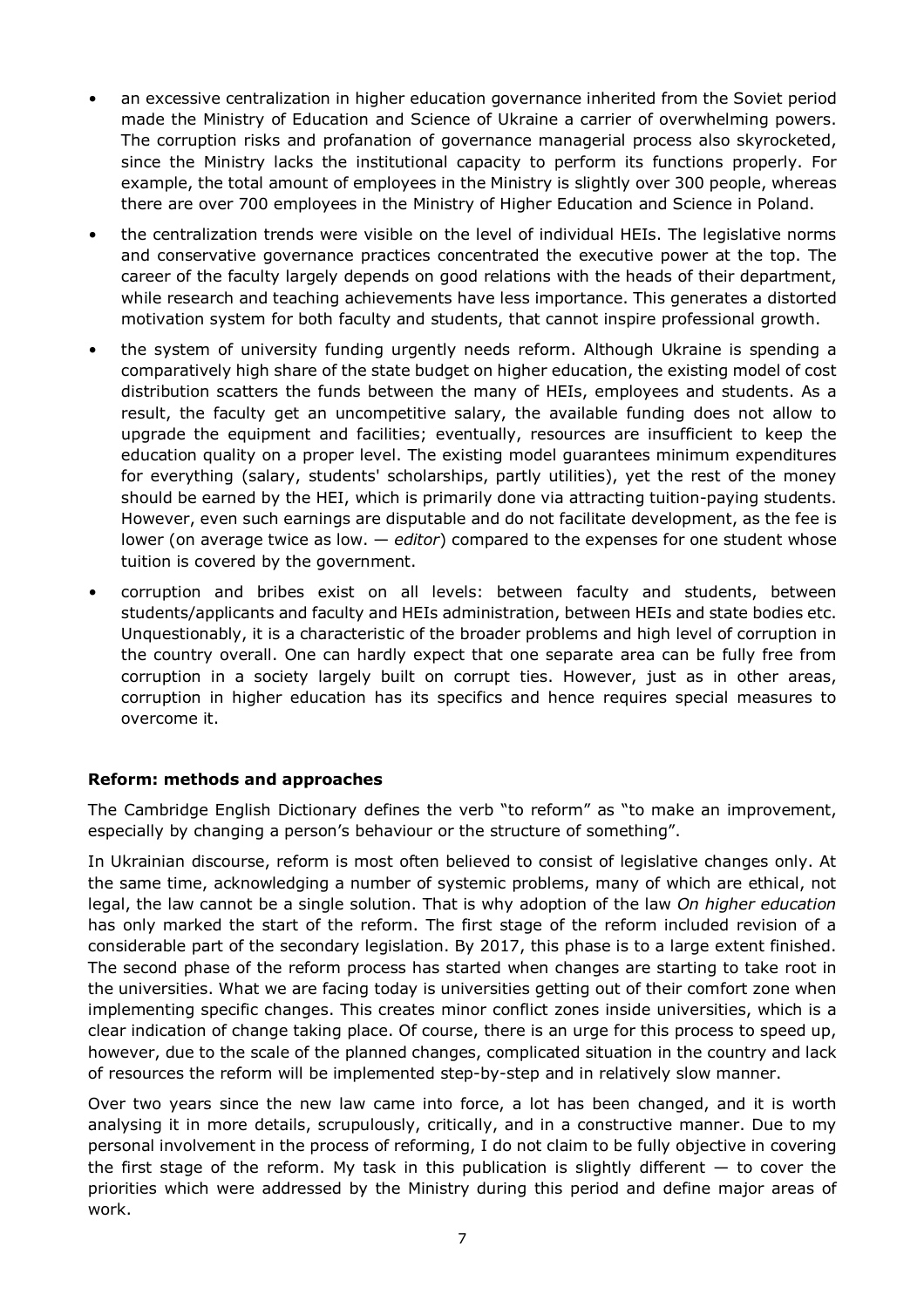- an excessive centralization in higher education governance inherited from the Soviet period made the Ministry of Education and Science of Ukraine a carrier of overwhelming powers. The corruption risks and profanation of governance managerial process also skyrocketed, since the Ministry lacks the institutional capacity to perform its functions properly. For example, the total amount of employees in the Ministry is slightly over 300 people, whereas there are over 700 employees in the Ministry of Higher Education and Science in Poland.
- the centralization trends were visible on the level of individual HEIs. The legislative norms and conservative governance practices concentrated the executive power at the top. The career of the faculty largely depends on good relations with the heads of their department, while research and teaching achievements have less importance. This generates a distorted motivation system for both faculty and students, that cannot inspire professional growth.
- the system of university funding urgently needs reform. Although Ukraine is spending a comparatively high share of the state budget on higher education, the existing model of cost distribution scatters the funds between the many of HEIs, employees and students. As a result, the faculty get an uncompetitive salary, the available funding does not allow to upgrade the equipment and facilities; eventually, resources are insufficient to keep the education quality on a proper level. The existing model guarantees minimum expenditures for everything (salary, students' scholarships, partly utilities), yet the rest of the money should be earned by the HEI, which is primarily done via attracting tuition-paying students. However, even such earnings are disputable and do not facilitate development, as the fee is lower (on average twice as low. — *editor*) compared to the expenses for one student whose tuition is covered by the government.
- corruption and bribes exist on all levels: between faculty and students, between students/applicants and faculty and HEIs administration, between HEIs and state bodies etc. Unquestionably, it is a characteristic of the broader problems and high level of corruption in the country overall. One can hardly expect that one separate area can be fully free from corruption in a society largely built on corrupt ties. However, just as in other areas, corruption in higher education has its specifics and hence requires special measures to overcome it.

### Reform: methods and approaches

The Cambridge English Dictionary defines the verb "to reform" as "to make an improvement, especially by changing a person's behaviour or the structure of something".

In Ukrainian discourse, reform is most often believed to consist of legislative changes only. At the same time, acknowledging a number of systemic problems, many of which are ethical, not legal, the law cannot be a single solution. That is why adoption of the law *On higher education* has only marked the start of the reform. The first stage of the reform included revision of a considerable part of the secondary legislation. By 2017, this phase is to a large extent finished. The second phase of the reform process has started when changes are starting to take root in the universities. What we are facing today is universities getting out of their comfort zone when implementing specific changes. This creates minor conflict zones inside universities, which is a clear indication of change taking place. Of course, there is an urge for this process to speed up, however, due to the scale of the planned changes, complicated situation in the country and lack of resources the reform will be implemented step-by-step and in relatively slow manner.

Over two years since the new law came into force, a lot has been changed, and it is worth analysing it in more details, scrupulously, critically, and in a constructive manner. Due to my personal involvement in the process of reforming, I do not claim to be fully objective in covering the first stage of the reform. My task in this publication is slightly different — to cover the priorities which were addressed by the Ministry during this period and define major areas of work.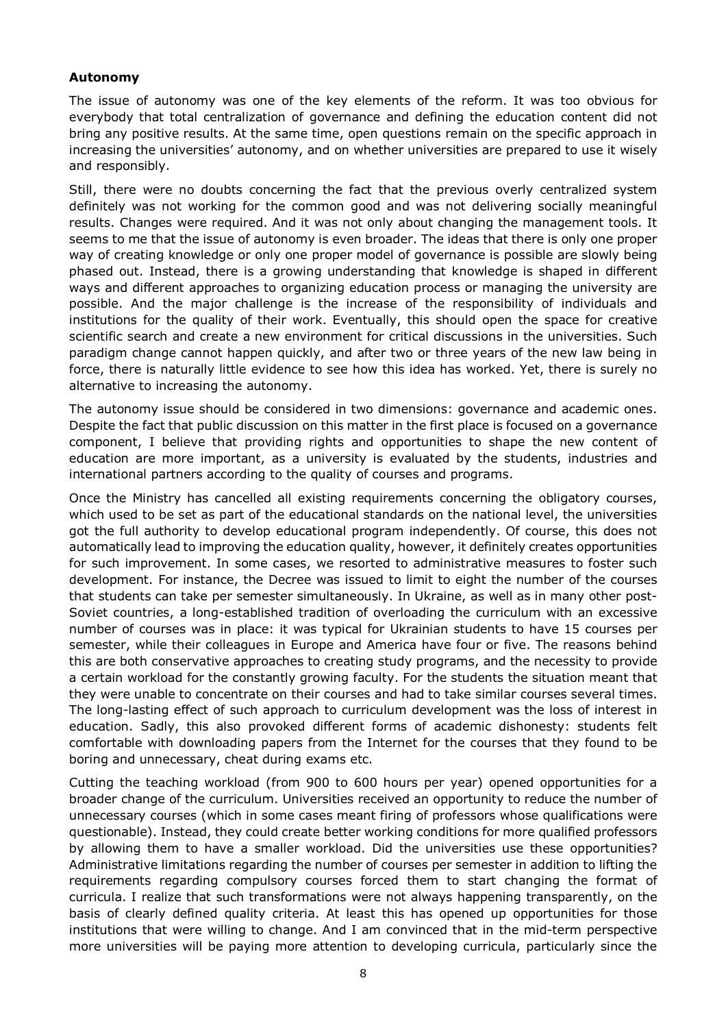**Autonomy**

The issue of autonomy was one of the key elements of the reform. It was too obvious for everybody that total centralization of governance and defining the education content did not bring any positive results. At the same time, open questions remain on the specific approach in increasing the universities' autonomy, and on whether universities are prepared to use it wisely and responsibly.

Still, there were no doubts concerning the fact that the previous overly centralized system definitely was not working for the common good and was not delivering socially meaningful results. Changes were required. And it was not only about changing the management tools. It seems to me that the issue of autonomy is even broader. The ideas that there is only one proper way of creating knowledge or only one proper model of governance is possible are slowly being phased out. Instead, there is a growing understanding that knowledge is shaped in different ways and different approaches to organizing education process or managing the university are possible. And the major challenge is the increase of the responsibility of individuals and institutions for the quality of their work. Eventually, this should open the space for creative scientific search and create a new environment for critical discussions in the universities. Such paradigm change cannot happen quickly, and after two or three years of the new law being in force, there is naturally little evidence to see how this idea has worked. Yet, there is surely no alternative to increasing the autonomy.

The autonomy issue should be considered in two dimensions: governance and academic ones. Despite the fact that public discussion on this matter in the first place is focused on a governance component, I believe that providing rights and opportunities to shape the new content of education are more important, as a university is evaluated by the students, industries and international partners according to the quality of courses and programs.

Once the Ministry has cancelled all existing requirements concerning the obligatory courses, which used to be set as part of the educational standards on the national level, the universities got the full authority to develop educational program independently. Of course, this does not automatically lead to improving the education quality, however, it definitely creates opportunities for such improvement. In some cases, we resorted to administrative measures to foster such development. For instance, the Decree was issued to limit to eight the number of the courses that students can take per semester simultaneously. In Ukraine, as well as in many other post-Soviet countries, a long-established tradition of overloading the curriculum with an excessive number of courses was in place: it was typical for Ukrainian students to have 15 courses per semester, while their colleagues in Europe and America have four or five. The reasons behind this are both conservative approaches to creating study programs, and the necessity to provide a certain workload for the constantly growing faculty. For the students the situation meant that they were unable to concentrate on their courses and had to take similar courses several times. The long-lasting effect of such approach to curriculum development was the loss of interest in education. Sadly, this also provoked different forms of academic dishonesty: students felt comfortable with downloading papers from the Internet for the courses that they found to be boring and unnecessary, cheat during exams etc.

Cutting the teaching workload (from 900 to 600 hours per year) opened opportunities for a broader change of the curriculum. Universities received an opportunity to reduce the number of unnecessary courses (which in some cases meant firing of professors whose qualifications were questionable). Instead, they could create better working conditions for more qualified professors by allowing them to have a smaller workload. Did the universities use these opportunities? Administrative limitations regarding the number of courses per semester in addition to lifting the requirements regarding compulsory courses forced them to start changing the format of curricula. I realize that such transformations were not always happening transparently, on the basis of clearly defined quality criteria. At least this has opened up opportunities for those institutions that were willing to change. And I am convinced that in the mid-term perspective more universities will be paying more attention to developing curricula, particularly since the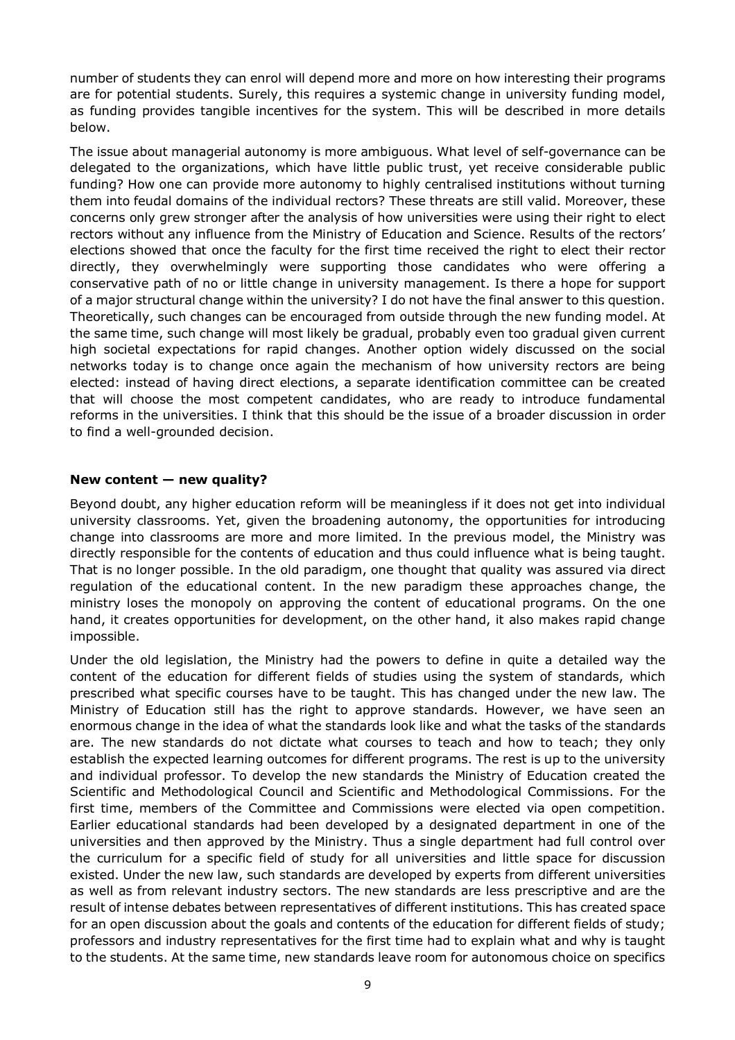number of students they can enrol will depend more and more on how interesting their programs are for potential students. Surely, this requires a systemic change in university funding model, as funding provides tangible incentives for the system. This will be described in more details below.

The issue about managerial autonomy is more ambiguous. What level of self-governance can be delegated to the organizations, which have little public trust, yet receive considerable public funding? How one can provide more autonomy to highly centralised institutions without turning them into feudal domains of the individual rectors? These threats are still valid. Moreover, these concerns only grew stronger after the analysis of how universities were using their right to elect rectors without any influence from the Ministry of Education and Science. Results of the rectors' elections showed that once the faculty for the first time received the right to elect their rector directly, they overwhelmingly were supporting those candidates who were offering a conservative path of no or little change in university management. Is there a hope for support of a major structural change within the university? I do not have the final answer to this question. Theoretically, such changes can be encouraged from outside through the new funding model. At the same time, such change will most likely be gradual, probably even too gradual given current high societal expectations for rapid changes. Another option widely discussed on the social networks today is to change once again the mechanism of how university rectors are being elected: instead of having direct elections, a separate identification committee can be created that will choose the most competent candidates, who are ready to introduce fundamental reforms in the universities. I think that this should be the issue of a broader discussion in order to find a well-grounded decision.

### New content — new quality?

Beyond doubt, any higher education reform will be meaningless if it does not get into individual university classrooms. Yet, given the broadening autonomy, the opportunities for introducing change into classrooms are more and more limited. In the previous model, the Ministry was directly responsible for the contents of education and thus could influence what is being taught. That is no longer possible. In the old paradigm, one thought that quality was assured via direct regulation of the educational content. In the new paradigm these approaches change, the ministry loses the monopoly on approving the content of educational programs. On the one hand, it creates opportunities for development, on the other hand, it also makes rapid change impossible.

Under the old legislation, the Ministry had the powers to define in quite a detailed way the content of the education for different fields of studies using the system of standards, which prescribed what specific courses have to be taught. This has changed under the new law. The Ministry of Education still has the right to approve standards. However, we have seen an enormous change in the idea of what the standards look like and what the tasks of the standards are. The new standards do not dictate what courses to teach and how to teach; they only establish the expected learning outcomes for different programs. The rest is up to the university and individual professor. To develop the new standards the Ministry of Education created the Scientific and Methodological Council and Scientific and Methodological Commissions. For the first time, members of the Committee and Commissions were elected via open competition. Earlier educational standards had been developed by a designated department in one of the universities and then approved by the Ministry. Thus a single department had full control over the curriculum for a specific field of study for all universities and little space for discussion existed. Under the new law, such standards are developed by experts from different universities as well as from relevant industry sectors. The new standards are less prescriptive and are the result of intense debates between representatives of different institutions. This has created space for an open discussion about the goals and contents of the education for different fields of study; professors and industry representatives for the first time had to explain what and why is taught to the students. At the same time, new standards leave room for autonomous choice on specifics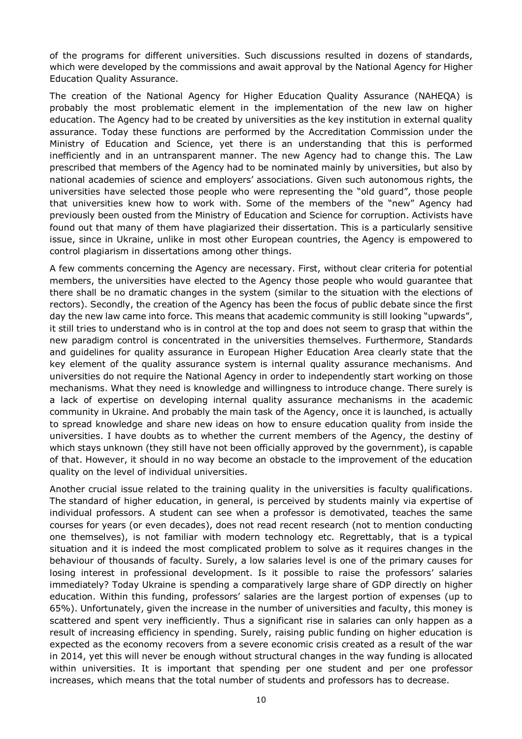of the programs for different universities. Such discussions resulted in dozens of standards, which were developed by the commissions and await approval by the National Agency for Higher Education Quality Assurance.

The creation of the National Agency for Higher Education Quality Assurance (NAHEQA) is probably the most problematic element in the implementation of the new law on higher education. The Agency had to be created by universities as the key institution in external quality assurance. Today these functions are performed by the Accreditation Commission under the Ministry of Education and Science, yet there is an understanding that this is performed inefficiently and in an untransparent manner. The new Agency had to change this. The Law prescribed that members of the Agency had to be nominated mainly by universities, but also by national academies of science and employers' associations. Given such autonomous rights, the universities have selected those people who were representing the "old guard", those people that universities knew how to work with. Some of the members of the "new" Agency had previously been ousted from the Ministry of Education and Science for corruption. Activists have found out that many of them have plagiarized their dissertation. This is a particularly sensitive issue, since in Ukraine, unlike in most other European countries, the Agency is empowered to control plagiarism in dissertations among other things.

A few comments concerning the Agency are necessary. First, without clear criteria for potential members, the universities have elected to the Agency those people who would guarantee that there shall be no dramatic changes in the system (similar to the situation with the elections of rectors). Secondly, the creation of the Agency has been the focus of public debate since the first day the new law came into force. This means that academic community is still looking "upwards", it still tries to understand who is in control at the top and does not seem to grasp that within the new paradigm control is concentrated in the universities themselves. Furthermore, Standards and guidelines for quality assurance in European Higher Education Area clearly state that the key element of the quality assurance system is internal quality assurance mechanisms. And universities do not require the National Agency in order to independently start working on those mechanisms. What they need is knowledge and willingness to introduce change. There surely is a lack of expertise on developing internal quality assurance mechanisms in the academic community in Ukraine. And probably the main task of the Agency, once it is launched, is actually to spread knowledge and share new ideas on how to ensure education quality from inside the universities. I have doubts as to whether the current members of the Agency, the destiny of which stays unknown (they still have not been officially approved by the government), is capable of that. However, it should in no way become an obstacle to the improvement of the education quality on the level of individual universities.

Another crucial issue related to the training quality in the universities is faculty qualifications. The standard of higher education, in general, is perceived by students mainly via expertise of individual professors. A student can see when a professor is demotivated, teaches the same courses for years (or even decades), does not read recent research (not to mention conducting one themselves), is not familiar with modern technology etc. Regrettably, that is a typical situation and it is indeed the most complicated problem to solve as it requires changes in the behaviour of thousands of faculty. Surely, a low salaries level is one of the primary causes for losing interest in professional development. Is it possible to raise the professors' salaries immediately? Today Ukraine is spending a comparatively large share of GDP directly on higher education. Within this funding, professors' salaries are the largest portion of expenses (up to 65%). Unfortunately, given the increase in the number of universities and faculty, this money is scattered and spent very inefficiently. Thus a significant rise in salaries can only happen as a result of increasing efficiency in spending. Surely, raising public funding on higher education is expected as the economy recovers from a severe economic crisis created as a result of the war in 2014, yet this will never be enough without structural changes in the way funding is allocated within universities. It is important that spending per one student and per one professor increases, which means that the total number of students and professors has to decrease.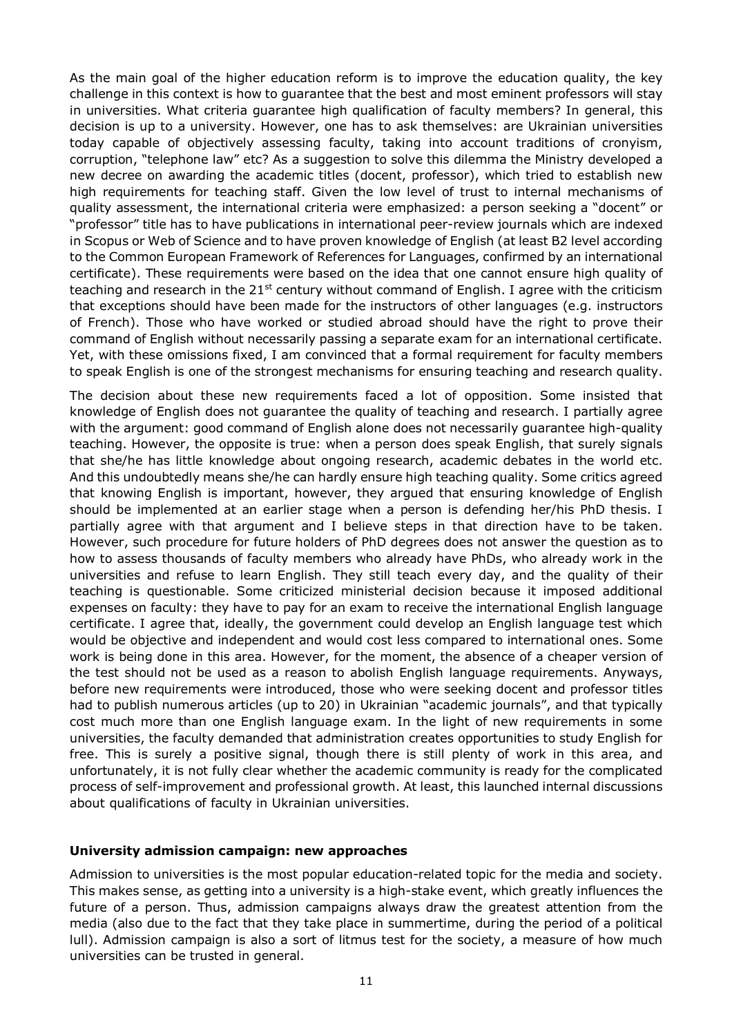As the main goal of the higher education reform is to improve the education quality, the key challenge in this context is how to guarantee that the best and most eminent professors will stay in universities. What criteria guarantee high qualification of faculty members? In general, this decision is up to a university. However, one has to ask themselves: are Ukrainian universities today capable of objectively assessing faculty, taking into account traditions of cronyism, corruption, "telephone law" etc? As a suggestion to solve this dilemma the Ministry developed a new decree on awarding the academic titles (docent, professor), which tried to establish new high requirements for teaching staff. Given the low level of trust to internal mechanisms of quality assessment, the international criteria were emphasized: a person seeking a "docent" or "professor" title has to have publications in international peer-review journals which are indexed in Scopus or Web of Science and to have proven knowledge of English (at least B2 level according to the Common European Framework of References for Languages, confirmed by an international certificate). These requirements were based on the idea that one cannot ensure high quality of teaching and research in the 21st century without command of English. I agree with the criticism that exceptions should have been made for the instructors of other languages (e.g. instructors of French). Those who have worked or studied abroad should have the right to prove their command of English without necessarily passing a separate exam for an international certificate. Yet, with these omissions fixed, I am convinced that a formal requirement for faculty members to speak English is one of the strongest mechanisms for ensuring teaching and research quality.

The decision about these new requirements faced a lot of opposition. Some insisted that knowledge of English does not guarantee the quality of teaching and research. I partially agree with the argument: good command of English alone does not necessarily guarantee high-quality teaching. However, the opposite is true: when a person does speak English, that surely signals that she/he has little knowledge about ongoing research, academic debates in the world etc. And this undoubtedly means she/he can hardly ensure high teaching quality. Some critics agreed that knowing English is important, however, they argued that ensuring knowledge of English should be implemented at an earlier stage when a person is defending her/his PhD thesis. I partially agree with that argument and I believe steps in that direction have to be taken. However, such procedure for future holders of PhD degrees does not answer the question as to how to assess thousands of faculty members who already have PhDs, who already work in the universities and refuse to learn English. They still teach every day, and the quality of their teaching is questionable. Some criticized ministerial decision because it imposed additional expenses on faculty: they have to pay for an exam to receive the international English language certificate. I agree that, ideally, the government could develop an English language test which would be objective and independent and would cost less compared to international ones. Some work is being done in this area. However, for the moment, the absence of a cheaper version of the test should not be used as a reason to abolish English language requirements. Anyways, before new requirements were introduced, those who were seeking docent and professor titles had to publish numerous articles (up to 20) in Ukrainian "academic journals", and that typically cost much more than one English language exam. In the light of new requirements in some universities, the faculty demanded that administration creates opportunities to study English for free. This is surely a positive signal, though there is still plenty of work in this area, and unfortunately, it is not fully clear whether the academic community is ready for the complicated process of self-improvement and professional growth. At least, this launched internal discussions about qualifications of faculty in Ukrainian universities.

**University admission campaign: new approaches**

Admission to universities is the most popular education-related topic for the media and society. This makes sense, as getting into a university is a high-stake event, which greatly influences the future of a person. Thus, admission campaigns always draw the greatest attention from the media (also due to the fact that they take place in summertime, during the period of a political lull). Admission campaign is also a sort of litmus test for the society, a measure of how much universities can be trusted in general.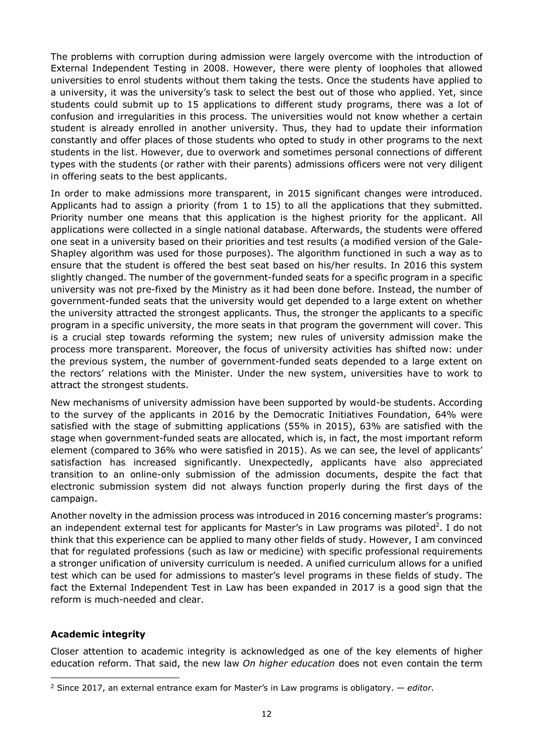The problems with corruption during admission were largely overcome with the introduction of External Independent Testing in 2008. However, there were plenty of loopholes that allowed universities to enrol students without them taking the tests. Once the students have applied to a university, it was the university's task to select the best out of those who applied. Yet, since students could submit up to 15 applications to different study programs, there was a lot of confusion and irregularities in this process. The universities would not know whether a certain student is already enrolled in another university. Thus, they had to update their information constantly and offer places of those students who opted to study in other programs to the next students in the list. However, due to overwork and sometimes personal connections of different types with the students (or rather with their parents) admissions officers were not very diligent in offering seats to the best applicants.

In order to make admissions more transparent, in 2015 significant changes were introduced. Applicants had to assign a priority (from 1 to 15) to all the applications that they submitted. Priority number one means that this application is the highest priority for the applicant. All applications were collected in a single national database. Afterwards, the students were offered one seat in a university based on their priorities and test results (a modified version of the Gale-Shapley algorithm was used for those purposes). The algorithm functioned in such a way as to ensure that the student is offered the best seat based on his/her results. In 2016 this system slightly changed. The number of the government-funded seats for a specific program in a specific university was not pre-fixed by the Ministry as it had been done before. Instead, the number of government-funded seats that the university would get depended to a large extent on whether the university attracted the strongest applicants. Thus, the stronger the applicants to a specific program in a specific university, the more seats in that program the government will cover. This is a crucial step towards reforming the system; new rules of university admission make the process more transparent. Moreover, the focus of university activities has shifted now: under the previous system, the number of government-funded seats depended to a large extent on the rectors' relations with the Minister. Under the new system, universities have to work to attract the strongest students.

New mechanisms of university admission have been supported by would-be students. According to the survey of the applicants in 2016 by the Democratic Initiatives Foundation, 64% were satisfied with the stage of submitting applications (55% in 2015), 63% are satisfied with the stage when government-funded seats are allocated, which is, in fact, the most important reform element (compared to 36% who were satisfied in 2015). As we can see, the level of applicants' satisfaction has increased significantly. Unexpectedly, applicants have also appreciated transition to an online-only submission of the admission documents, despite the fact that electronic submission system did not always function properly during the first days of the campaign.

Another novelty in the admission process was introduced in 2016 concerning master's programs: an independent external test for applicants for Master's in Law programs was piloted[2]. I do not think that this experience can be applied to many other fields of study. However, I am convinced that for regulated professions (such as law or medicine) with specific professional requirements a stronger unification of university curriculum is needed. A unified curriculum allows for a unified test which can be used for admissions to master's level programs in these fields of study. The fact the External Independent Test in Law has been expanded in 2017 is a good sign that the reform is much-needed and clear.

### Academic integrity

Closer attention to academic integrity is acknowledged as one of the key elements of higher education reform. That said, the new law *On higher education* does not even contain the term

[2] Since 2017, an external entrance exam for Master's in Law programs is obligatory. — *editor*.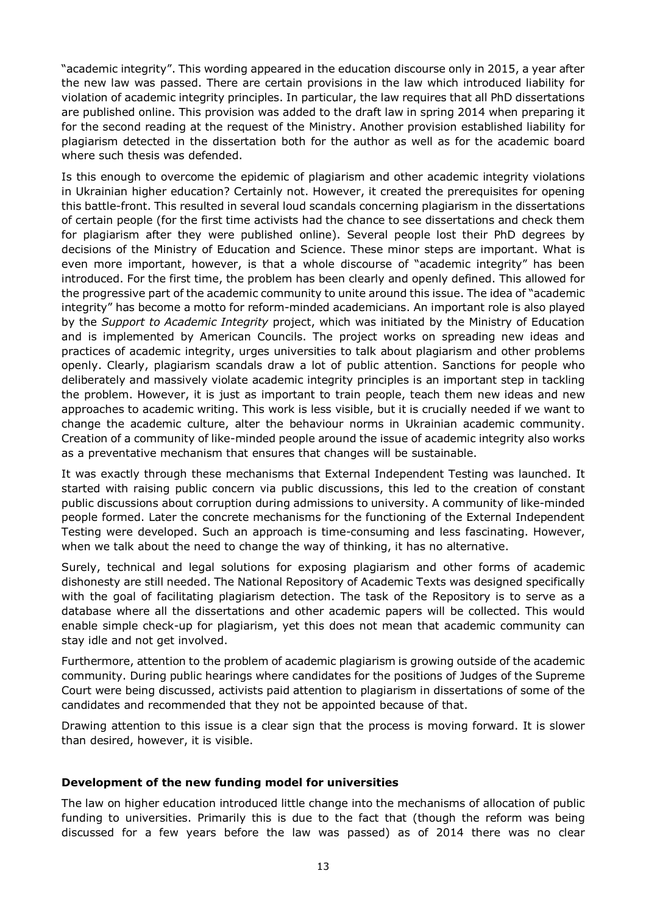"academic integrity". This wording appeared in the education discourse only in 2015, a year after the new law was passed. There are certain provisions in the law which introduced liability for violation of academic integrity principles. In particular, the law requires that all PhD dissertations are published online. This provision was added to the draft law in spring 2014 when preparing it for the second reading at the request of the Ministry. Another provision established liability for plagiarism detected in the dissertation both for the author as well as for the academic board where such thesis was defended.

Is this enough to overcome the epidemic of plagiarism and other academic integrity violations in Ukrainian higher education? Certainly not. However, it created the prerequisites for opening this battle-front. This resulted in several loud scandals concerning plagiarism in the dissertations of certain people (for the first time activists had the chance to see dissertations and check them for plagiarism after they were published online). Several people lost their PhD degrees by decisions of the Ministry of Education and Science. These minor steps are important. What is even more important, however, is that a whole discourse of "academic integrity" has been introduced. For the first time, the problem has been clearly and openly defined. This allowed for the progressive part of the academic community to unite around this issue. The idea of "academic integrity" has become a motto for reform-minded academicians. An important role is also played by the *Support to Academic Integrity* project, which was initiated by the Ministry of Education and is implemented by American Councils. The project works on spreading new ideas and practices of academic integrity, urges universities to talk about plagiarism and other problems openly. Clearly, plagiarism scandals draw a lot of public attention. Sanctions for people who deliberately and massively violate academic integrity principles is an important step in tackling the problem. However, it is just as important to train people, teach them new ideas and new approaches to academic writing. This work is less visible, but it is crucially needed if we want to change the academic culture, alter the behaviour norms in Ukrainian academic community. Creation of a community of like-minded people around the issue of academic integrity also works as a preventative mechanism that ensures that changes will be sustainable.

It was exactly through these mechanisms that External Independent Testing was launched. It started with raising public concern via public discussions, this led to the creation of constant public discussions about corruption during admissions to university. A community of like-minded people formed. Later the concrete mechanisms for the functioning of the External Independent Testing were developed. Such an approach is time-consuming and less fascinating. However, when we talk about the need to change the way of thinking, it has no alternative.

Surely, technical and legal solutions for exposing plagiarism and other forms of academic dishonesty are still needed. The National Repository of Academic Texts was designed specifically with the goal of facilitating plagiarism detection. The task of the Repository is to serve as a database where all the dissertations and other academic papers will be collected. This would enable simple check-up for plagiarism, yet this does not mean that academic community can stay idle and not get involved.

Furthermore, attention to the problem of academic plagiarism is growing outside of the academic community. During public hearings where candidates for the positions of Judges of the Supreme Court were being discussed, activists paid attention to plagiarism in dissertations of some of the candidates and recommended that they not be appointed because of that.

Drawing attention to this issue is a clear sign that the process is moving forward. It is slower than desired, however, it is visible.

### Development of the new funding model for universities

The law on higher education introduced little change into the mechanisms of allocation of public funding to universities. Primarily this is due to the fact that (though the reform was being discussed for a few years before the law was passed) as of 2014 there was no clear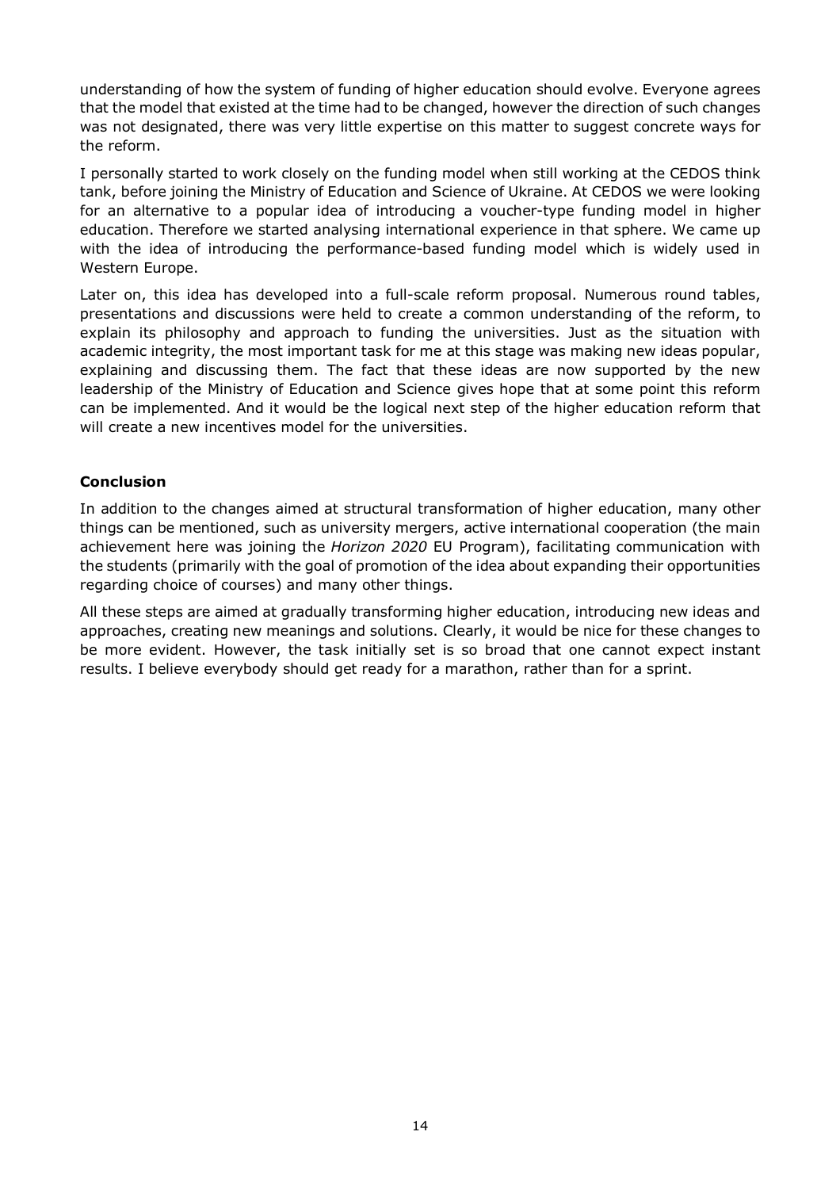understanding of how the system of funding of higher education should evolve. Everyone agrees that the model that existed at the time had to be changed, however the direction of such changes was not designated, there was very little expertise on this matter to suggest concrete ways for the reform.

I personally started to work closely on the funding model when still working at the CEDOS think tank, before joining the Ministry of Education and Science of Ukraine. At CEDOS we were looking for an alternative to a popular idea of introducing a voucher-type funding model in higher education. Therefore we started analysing international experience in that sphere. We came up with the idea of introducing the performance-based funding model which is widely used in Western Europe.

Later on, this idea has developed into a full-scale reform proposal. Numerous round tables, presentations and discussions were held to create a common understanding of the reform, to explain its philosophy and approach to funding the universities. Just as the situation with academic integrity, the most important task for me at this stage was making new ideas popular, explaining and discussing them. The fact that these ideas are now supported by the new leadership of the Ministry of Education and Science gives hope that at some point this reform can be implemented. And it would be the logical next step of the higher education reform that will create a new incentives model for the universities.

**Conclusion**

In addition to the changes aimed at structural transformation of higher education, many other things can be mentioned, such as university mergers, active international cooperation (the main achievement here was joining the *Horizon 2020* EU Program), facilitating communication with the students (primarily with the goal of promotion of the idea about expanding their opportunities regarding choice of courses) and many other things.

All these steps are aimed at gradually transforming higher education, introducing new ideas and approaches, creating new meanings and solutions. Clearly, it would be nice for these changes to be more evident. However, the task initially set is so broad that one cannot expect instant results. I believe everybody should get ready for a marathon, rather than for a sprint.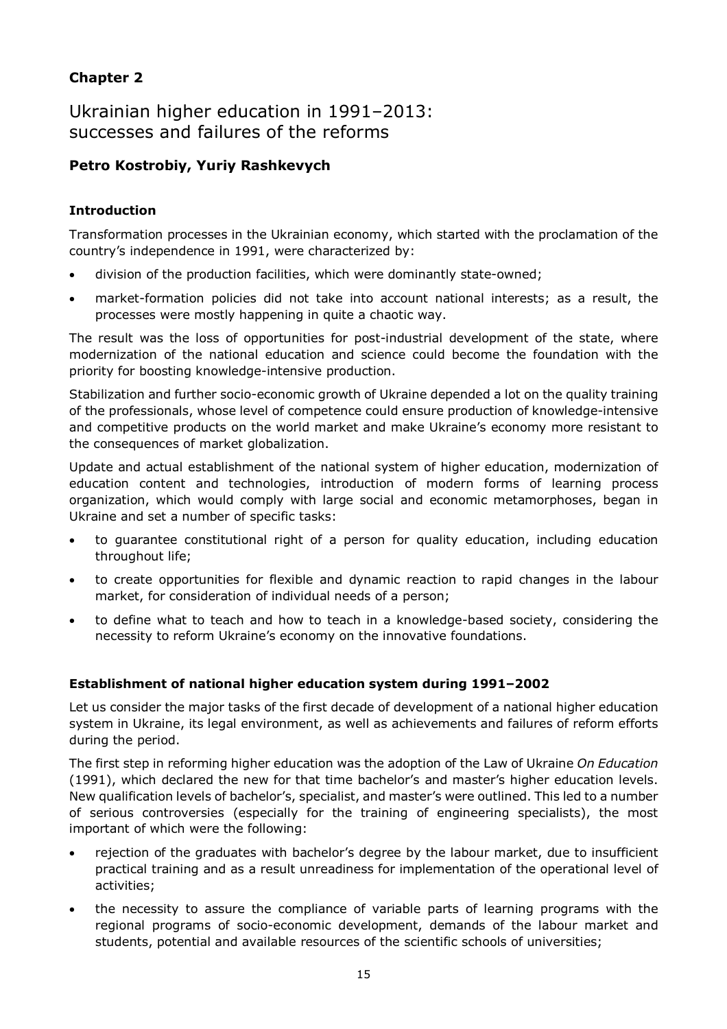## Chapter 2

# Ukrainian higher education in 1991–2013: successes and failures of the reforms

### Petro Kostrobiy, Yuriy Rashkevych

### Introduction

Transformation processes in the Ukrainian economy, which started with the proclamation of the country's independence in 1991, were characterized by:

- division of the production facilities, which were dominantly state-owned;
- market-formation policies did not take into account national interests; as a result, the processes were mostly happening in quite a chaotic way.

The result was the loss of opportunities for post-industrial development of the state, where modernization of the national education and science could become the foundation with the priority for boosting knowledge-intensive production.

Stabilization and further socio-economic growth of Ukraine depended a lot on the quality training of the professionals, whose level of competence could ensure production of knowledge-intensive and competitive products on the world market and make Ukraine's economy more resistant to the consequences of market globalization.

Update and actual establishment of the national system of higher education, modernization of education content and technologies, introduction of modern forms of learning process organization, which would comply with large social and economic metamorphoses, began in Ukraine and set a number of specific tasks:

- to guarantee constitutional right of a person for quality education, including education throughout life;
- to create opportunities for flexible and dynamic reaction to rapid changes in the labour market, for consideration of individual needs of a person;
- to define what to teach and how to teach in a knowledge-based society, considering the necessity to reform Ukraine's economy on the innovative foundations.

### Establishment of national higher education system during 1991–2002

Let us consider the major tasks of the first decade of development of a national higher education system in Ukraine, its legal environment, as well as achievements and failures of reform efforts during the period.

The first step in reforming higher education was the adoption of the Law of Ukraine *On Education* (1991), which declared the new for that time bachelor's and master's higher education levels. New qualification levels of bachelor's, specialist, and master's were outlined. This led to a number of serious controversies (especially for the training of engineering specialists), the most important of which were the following:

- rejection of the graduates with bachelor's degree by the labour market, due to insufficient practical training and as a result unreadiness for implementation of the operational level of activities;
- the necessity to assure the compliance of variable parts of learning programs with the regional programs of socio-economic development, demands of the labour market and students, potential and available resources of the scientific schools of universities;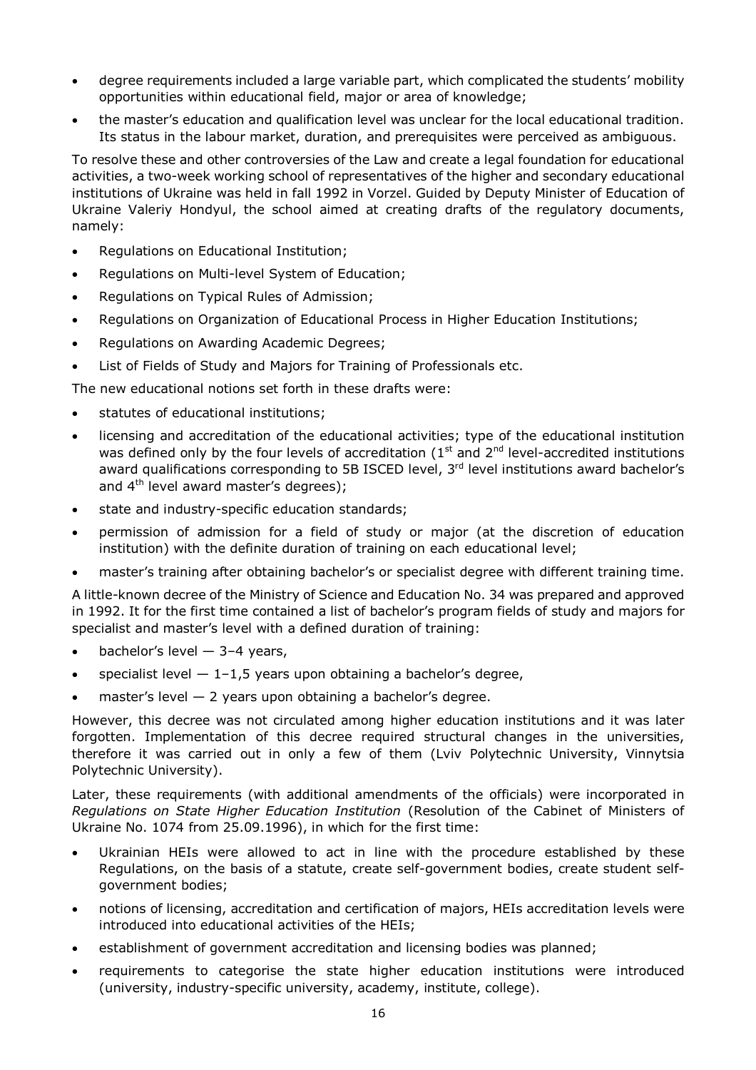- degree requirements included a large variable part, which complicated the students' mobility opportunities within educational field, major or area of knowledge;
- the master's education and qualification level was unclear for the local educational tradition. Its status in the labour market, duration, and prerequisites were perceived as ambiguous.

To resolve these and other controversies of the Law and create a legal foundation for educational activities, a two-week working school of representatives of the higher and secondary educational institutions of Ukraine was held in fall 1992 in Vorzel. Guided by Deputy Minister of Education of Ukraine Valeriy Hondyul, the school aimed at creating drafts of the regulatory documents, namely:

- Regulations on Educational Institution;
- Regulations on Multi-level System of Education;
- Regulations on Typical Rules of Admission;
- Regulations on Organization of Educational Process in Higher Education Institutions;
- Regulations on Awarding Academic Degrees;
- List of Fields of Study and Majors for Training of Professionals etc.

The new educational notions set forth in these drafts were:

- statutes of educational institutions;
- licensing and accreditation of the educational activities; type of the educational institution was defined only by the four levels of accreditation (1st and 2nd level-accredited institutions award qualifications corresponding to 5B ISCED level, 3rd level institutions award bachelor's and 4th level award master's degrees);
- state and industry-specific education standards;
- permission of admission for a field of study or major (at the discretion of education institution) with the definite duration of training on each educational level;
- master's training after obtaining bachelor's or specialist degree with different training time.

A little-known decree of the Ministry of Science and Education No. 34 was prepared and approved in 1992. It for the first time contained a list of bachelor's program fields of study and majors for specialist and master's level with a defined duration of training:

- bachelor's level — 3–4 years,
- specialist level — 1–1,5 years upon obtaining a bachelor's degree,
- master's level — 2 years upon obtaining a bachelor's degree.

However, this decree was not circulated among higher education institutions and it was later forgotten. Implementation of this decree required structural changes in the universities, therefore it was carried out in only a few of them (Lviv Polytechnic University, Vinnytsia Polytechnic University).

Later, these requirements (with additional amendments of the officials) were incorporated in *Regulations on State Higher Education Institution* (Resolution of the Cabinet of Ministers of Ukraine No. 1074 from 25.09.1996), in which for the first time:

- Ukrainian HEIs were allowed to act in line with the procedure established by these Regulations, on the basis of a statute, create self-government bodies, create student self-government bodies;
- notions of licensing, accreditation and certification of majors, HEIs accreditation levels were introduced into educational activities of the HEIs;
- establishment of government accreditation and licensing bodies was planned;
- requirements to categorise the state higher education institutions were introduced (university, industry-specific university, academy, institute, college).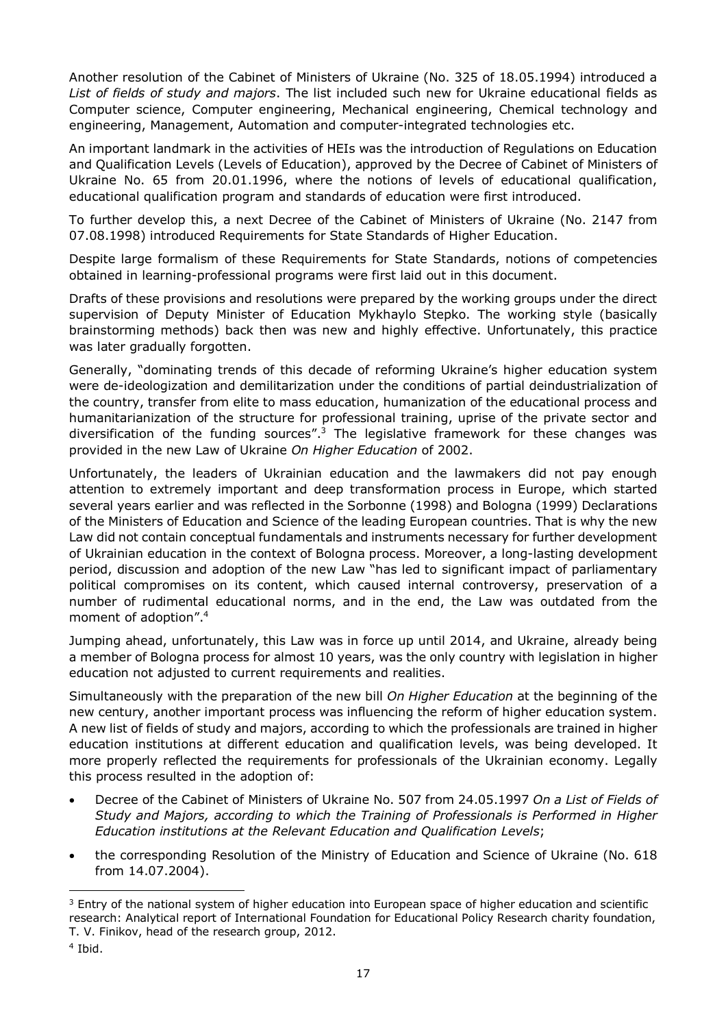Another resolution of the Cabinet of Ministers of Ukraine (No. 325 of 18.05.1994) introduced a *List of fields of study and majors*. The list included such new for Ukraine educational fields as Computer science, Computer engineering, Mechanical engineering, Chemical technology and engineering, Management, Automation and computer-integrated technologies etc.

An important landmark in the activities of HEIs was the introduction of Regulations on Education and Qualification Levels (Levels of Education), approved by the Decree of Cabinet of Ministers of Ukraine No. 65 from 20.01.1996, where the notions of levels of educational qualification, educational qualification program and standards of education were first introduced.

To further develop this, a next Decree of the Cabinet of Ministers of Ukraine (No. 2147 from 07.08.1998) introduced Requirements for State Standards of Higher Education.

Despite large formalism of these Requirements for State Standards, notions of competencies obtained in learning-professional programs were first laid out in this document.

Drafts of these provisions and resolutions were prepared by the working groups under the direct supervision of Deputy Minister of Education Mykhaylo Stepko. The working style (basically brainstorming methods) back then was new and highly effective. Unfortunately, this practice was later gradually forgotten.

Generally, "dominating trends of this decade of reforming Ukraine's higher education system were de-ideologization and demilitarization under the conditions of partial deindustrialization of the country, transfer from elite to mass education, humanization of the educational process and humanitarianization of the structure for professional training, uprise of the private sector and diversification of the funding sources".[3] The legislative framework for these changes was provided in the new Law of Ukraine *On Higher Education* of 2002.

Unfortunately, the leaders of Ukrainian education and the lawmakers did not pay enough attention to extremely important and deep transformation process in Europe, which started several years earlier and was reflected in the Sorbonne (1998) and Bologna (1999) Declarations of the Ministers of Education and Science of the leading European countries. That is why the new Law did not contain conceptual fundamentals and instruments necessary for further development of Ukrainian education in the context of Bologna process. Moreover, a long-lasting development period, discussion and adoption of the new Law "has led to significant impact of parliamentary political compromises on its content, which caused internal controversy, preservation of a number of rudimental educational norms, and in the end, the Law was outdated from the moment of adoption".[4]

Jumping ahead, unfortunately, this Law was in force up until 2014, and Ukraine, already being a member of Bologna process for almost 10 years, was the only country with legislation in higher education not adjusted to current requirements and realities.

Simultaneously with the preparation of the new bill *On Higher Education* at the beginning of the new century, another important process was influencing the reform of higher education system. A new list of fields of study and majors, according to which the professionals are trained in higher education institutions at different education and qualification levels, was being developed. It more properly reflected the requirements for professionals of the Ukrainian economy. Legally this process resulted in the adoption of:

- Decree of the Cabinet of Ministers of Ukraine No. 507 from 24.05.1997 *On a List of Fields of Study and Majors, according to which the Training of Professionals is Performed in Higher Education institutions at the Relevant Education and Qualification Levels*;
- the corresponding Resolution of the Ministry of Education and Science of Ukraine (No. 618 from 14.07.2004).

---

[3] Entry of the national system of higher education into European space of higher education and scientific research: Analytical report of International Foundation for Educational Policy Research charity foundation, T. V. Finikov, head of the research group, 2012.

[4] Ibid.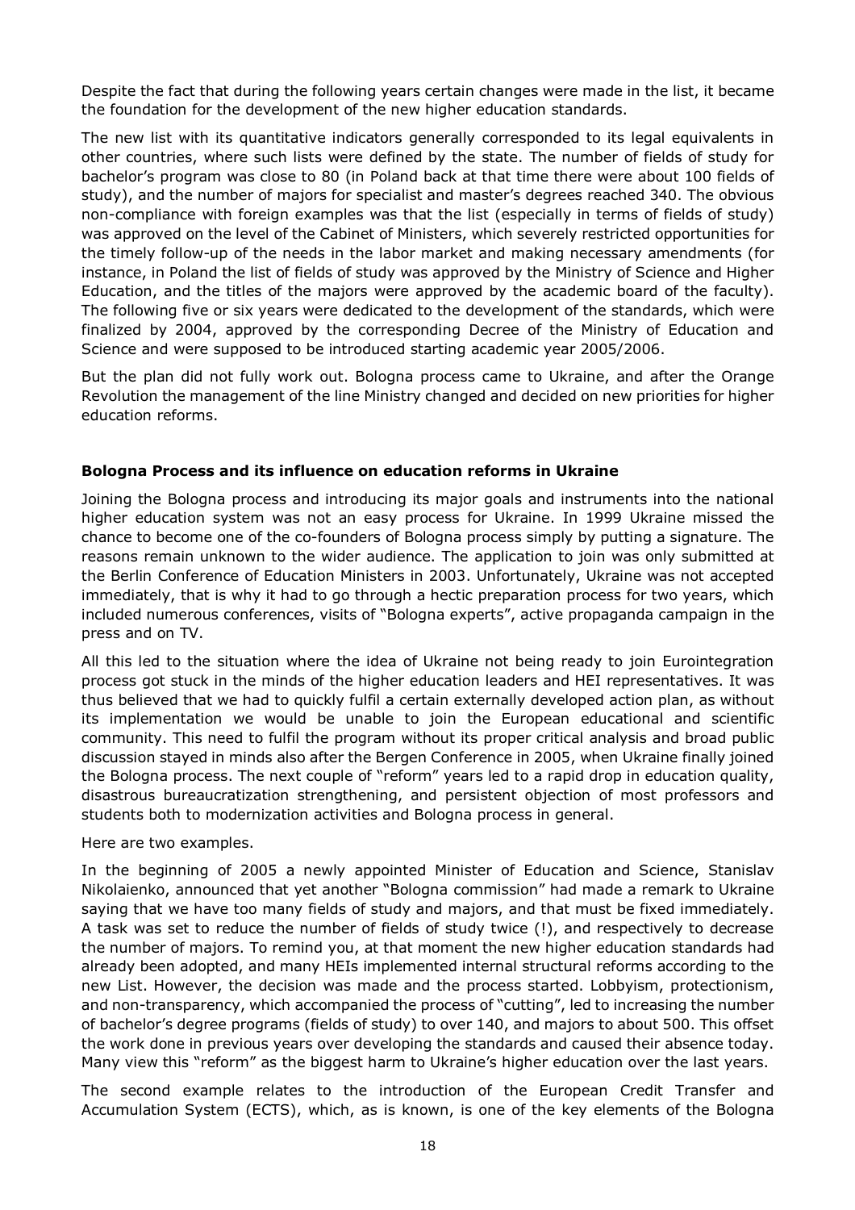Despite the fact that during the following years certain changes were made in the list, it became the foundation for the development of the new higher education standards.

The new list with its quantitative indicators generally corresponded to its legal equivalents in other countries, where such lists were defined by the state. The number of fields of study for bachelor's program was close to 80 (in Poland back at that time there were about 100 fields of study), and the number of majors for specialist and master's degrees reached 340. The obvious non-compliance with foreign examples was that the list (especially in terms of fields of study) was approved on the level of the Cabinet of Ministers, which severely restricted opportunities for the timely follow-up of the needs in the labor market and making necessary amendments (for instance, in Poland the list of fields of study was approved by the Ministry of Science and Higher Education, and the titles of the majors were approved by the academic board of the faculty). The following five or six years were dedicated to the development of the standards, which were finalized by 2004, approved by the corresponding Decree of the Ministry of Education and Science and were supposed to be introduced starting academic year 2005/2006.

But the plan did not fully work out. Bologna process came to Ukraine, and after the Orange Revolution the management of the line Ministry changed and decided on new priorities for higher education reforms.

### Bologna Process and its influence on education reforms in Ukraine

Joining the Bologna process and introducing its major goals and instruments into the national higher education system was not an easy process for Ukraine. In 1999 Ukraine missed the chance to become one of the co-founders of Bologna process simply by putting a signature. The reasons remain unknown to the wider audience. The application to join was only submitted at the Berlin Conference of Education Ministers in 2003. Unfortunately, Ukraine was not accepted immediately, that is why it had to go through a hectic preparation process for two years, which included numerous conferences, visits of "Bologna experts", active propaganda campaign in the press and on TV.

All this led to the situation where the idea of Ukraine not being ready to join Eurointegration process got stuck in the minds of the higher education leaders and HEI representatives. It was thus believed that we had to quickly fulfil a certain externally developed action plan, as without its implementation we would be unable to join the European educational and scientific community. This need to fulfil the program without its proper critical analysis and broad public discussion stayed in minds also after the Bergen Conference in 2005, when Ukraine finally joined the Bologna process. The next couple of "reform" years led to a rapid drop in education quality, disastrous bureaucratization strengthening, and persistent objection of most professors and students both to modernization activities and Bologna process in general.

Here are two examples.

In the beginning of 2005 a newly appointed Minister of Education and Science, Stanislav Nikolaienko, announced that yet another "Bologna commission" had made a remark to Ukraine saying that we have too many fields of study and majors, and that must be fixed immediately. A task was set to reduce the number of fields of study twice (!), and respectively to decrease the number of majors. To remind you, at that moment the new higher education standards had already been adopted, and many HEIs implemented internal structural reforms according to the new List. However, the decision was made and the process started. Lobbyism, protectionism, and non-transparency, which accompanied the process of "cutting", led to increasing the number of bachelor's degree programs (fields of study) to over 140, and majors to about 500. This offset the work done in previous years over developing the standards and caused their absence today. Many view this "reform" as the biggest harm to Ukraine's higher education over the last years.

The second example relates to the introduction of the European Credit Transfer and Accumulation System (ECTS), which, as is known, is one of the key elements of the Bologna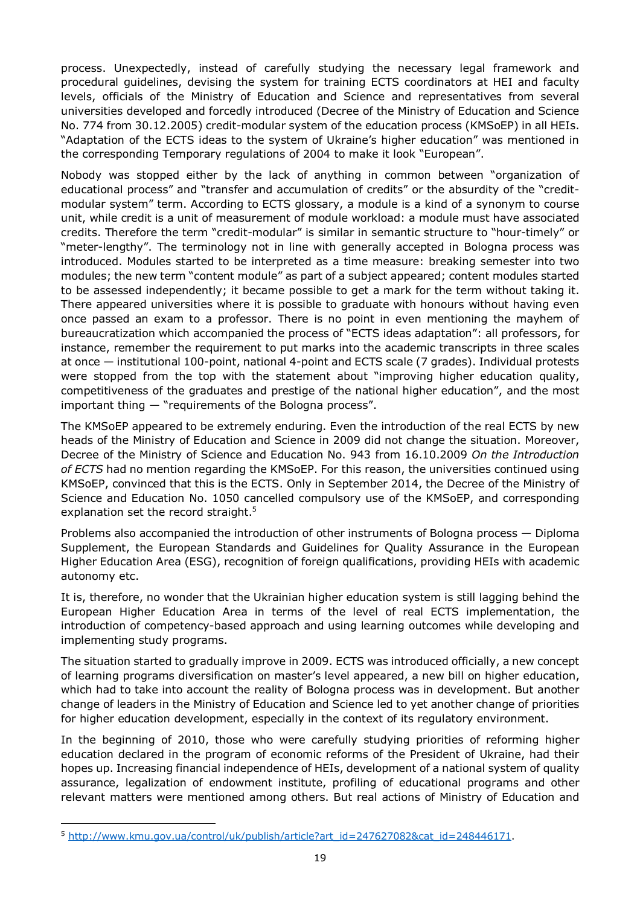process. Unexpectedly, instead of carefully studying the necessary legal framework and procedural guidelines, devising the system for training ECTS coordinators at HEI and faculty levels, officials of the Ministry of Education and Science and representatives from several universities developed and forcedly introduced (Decree of the Ministry of Education and Science No. 774 from 30.12.2005) credit-modular system of the education process (KMSoEP) in all HEIs. "Adaptation of the ECTS ideas to the system of Ukraine's higher education" was mentioned in the corresponding Temporary regulations of 2004 to make it look "European".

Nobody was stopped either by the lack of anything in common between "organization of educational process" and "transfer and accumulation of credits" or the absurdity of the "credit-modular system" term. According to ECTS glossary, a module is a kind of a synonym to course unit, while credit is a unit of measurement of module workload: a module must have associated credits. Therefore the term "credit-modular" is similar in semantic structure to "hour-timely" or "meter-lengthy". The terminology not in line with generally accepted in Bologna process was introduced. Modules started to be interpreted as a time measure: breaking semester into two modules; the new term "content module" as part of a subject appeared; content modules started to be assessed independently; it became possible to get a mark for the term without taking it. There appeared universities where it is possible to graduate with honours without having even once passed an exam to a professor. There is no point in even mentioning the mayhem of bureaucratization which accompanied the process of "ECTS ideas adaptation": all professors, for instance, remember the requirement to put marks into the academic transcripts in three scales at once — institutional 100-point, national 4-point and ECTS scale (7 grades). Individual protests were stopped from the top with the statement about "improving higher education quality, competitiveness of the graduates and prestige of the national higher education", and the most important thing — "requirements of the Bologna process".

The KMSoEP appeared to be extremely enduring. Even the introduction of the real ECTS by new heads of the Ministry of Education and Science in 2009 did not change the situation. Moreover, Decree of the Ministry of Science and Education No. 943 from 16.10.2009 *On the Introduction of ECTS* had no mention regarding the KMSoEP. For this reason, the universities continued using KMSoEP, convinced that this is the ECTS. Only in September 2014, the Decree of the Ministry of Science and Education No. 1050 cancelled compulsory use of the KMSoEP, and corresponding explanation set the record straight.[5]

Problems also accompanied the introduction of other instruments of Bologna process — Diploma Supplement, the European Standards and Guidelines for Quality Assurance in the European Higher Education Area (ESG), recognition of foreign qualifications, providing HEIs with academic autonomy etc.

It is, therefore, no wonder that the Ukrainian higher education system is still lagging behind the European Higher Education Area in terms of the level of real ECTS implementation, the introduction of competency-based approach and using learning outcomes while developing and implementing study programs.

The situation started to gradually improve in 2009. ECTS was introduced officially, a new concept of learning programs diversification on master's level appeared, a new bill on higher education, which had to take into account the reality of Bologna process was in development. But another change of leaders in the Ministry of Education and Science led to yet another change of priorities for higher education development, especially in the context of its regulatory environment.

In the beginning of 2010, those who were carefully studying priorities of reforming higher education declared in the program of economic reforms of the President of Ukraine, had their hopes up. Increasing financial independence of HEIs, development of a national system of quality assurance, legalization of endowment institute, profiling of educational programs and other relevant matters were mentioned among others. But real actions of Ministry of Education and

[5] http://www.kmu.gov.ua/control/uk/publish/article?art_id=247627082&cat_id=248446171.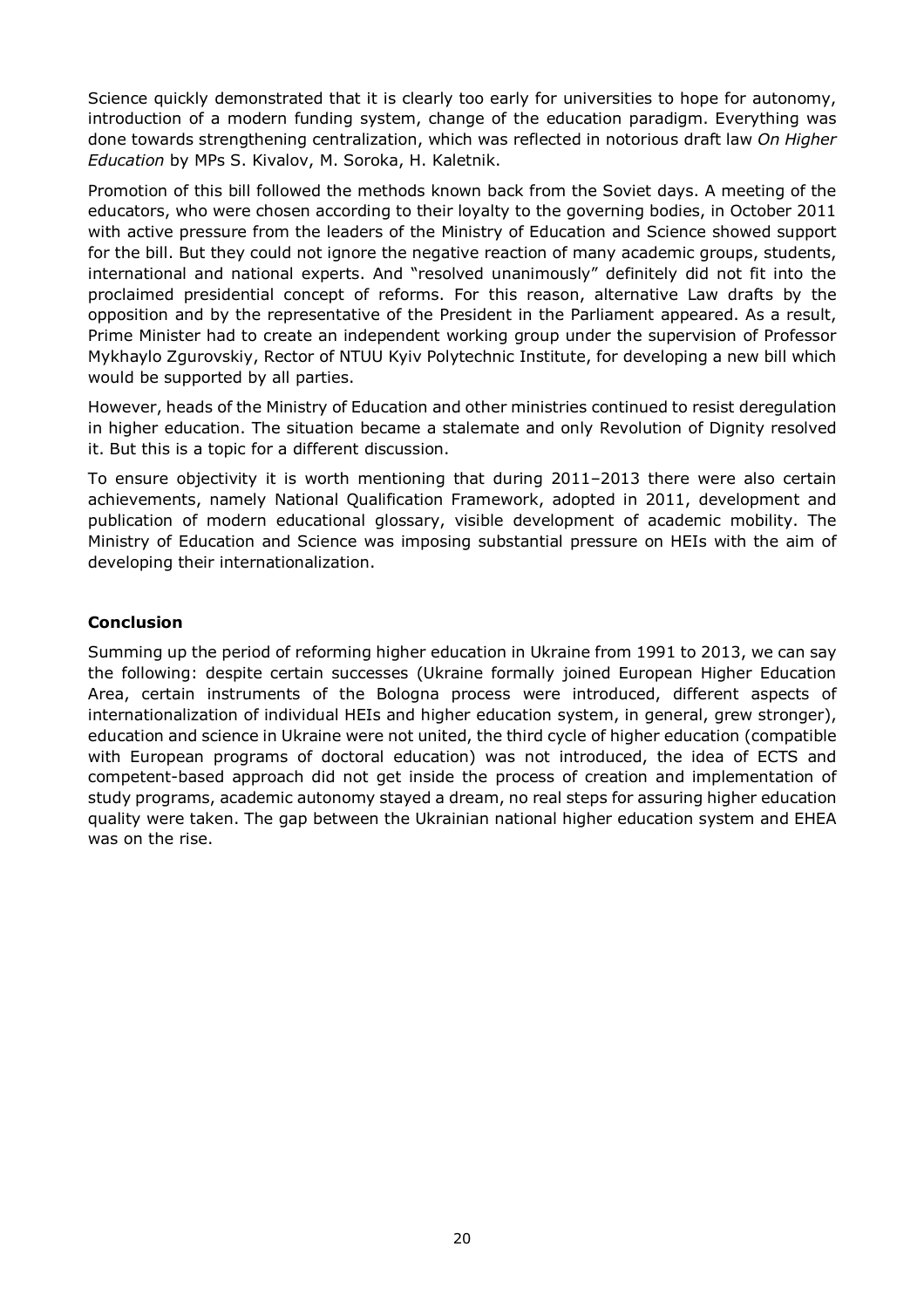Science quickly demonstrated that it is clearly too early for universities to hope for autonomy, introduction of a modern funding system, change of the education paradigm. Everything was done towards strengthening centralization, which was reflected in notorious draft law *On Higher Education* by MPs S. Kivalov, M. Soroka, H. Kaletnik.

Promotion of this bill followed the methods known back from the Soviet days. A meeting of the educators, who were chosen according to their loyalty to the governing bodies, in October 2011 with active pressure from the leaders of the Ministry of Education and Science showed support for the bill. But they could not ignore the negative reaction of many academic groups, students, international and national experts. And "resolved unanimously" definitely did not fit into the proclaimed presidential concept of reforms. For this reason, alternative Law drafts by the opposition and by the representative of the President in the Parliament appeared. As a result, Prime Minister had to create an independent working group under the supervision of Professor Mykhaylo Zgurovskiy, Rector of NTUU Kyiv Polytechnic Institute, for developing a new bill which would be supported by all parties.

However, heads of the Ministry of Education and other ministries continued to resist deregulation in higher education. The situation became a stalemate and only Revolution of Dignity resolved it. But this is a topic for a different discussion.

To ensure objectivity it is worth mentioning that during 2011–2013 there were also certain achievements, namely National Qualification Framework, adopted in 2011, development and publication of modern educational glossary, visible development of academic mobility. The Ministry of Education and Science was imposing substantial pressure on HEIs with the aim of developing their internationalization.

## Conclusion

Summing up the period of reforming higher education in Ukraine from 1991 to 2013, we can say the following: despite certain successes (Ukraine formally joined European Higher Education Area, certain instruments of the Bologna process were introduced, different aspects of internationalization of individual HEIs and higher education system, in general, grew stronger), education and science in Ukraine were not united, the third cycle of higher education (compatible with European programs of doctoral education) was not introduced, the idea of ECTS and competent-based approach did not get inside the process of creation and implementation of study programs, academic autonomy stayed a dream, no real steps for assuring higher education quality were taken. The gap between the Ukrainian national higher education system and EHEA was on the rise.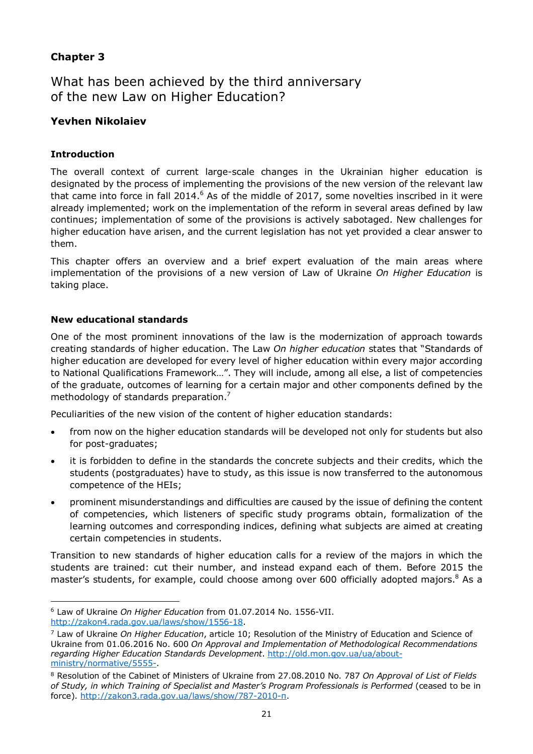## Chapter 3

# What has been achieved by the third anniversary of the new Law on Higher Education?

**Yevhen Nikolaiev**

### Introduction

The overall context of current large-scale changes in the Ukrainian higher education is designated by the process of implementing the provisions of the new version of the relevant law that came into force in fall 2014.[6] As of the middle of 2017, some novelties inscribed in it were already implemented; work on the implementation of the reform in several areas defined by law continues; implementation of some of the provisions is actively sabotaged. New challenges for higher education have arisen, and the current legislation has not yet provided a clear answer to them.

This chapter offers an overview and a brief expert evaluation of the main areas where implementation of the provisions of a new version of Law of Ukraine *On Higher Education* is taking place.

### New educational standards

One of the most prominent innovations of the law is the modernization of approach towards creating standards of higher education. The Law *On higher education* states that "Standards of higher education are developed for every level of higher education within every major according to National Qualifications Framework…". They will include, among all else, a list of competencies of the graduate, outcomes of learning for a certain major and other components defined by the methodology of standards preparation.[7]

Peculiarities of the new vision of the content of higher education standards:

- from now on the higher education standards will be developed not only for students but also for post-graduates;
- it is forbidden to define in the standards the concrete subjects and their credits, which the students (postgraduates) have to study, as this issue is now transferred to the autonomous competence of the HEIs;
- prominent misunderstandings and difficulties are caused by the issue of defining the content of competencies, which listeners of specific study programs obtain, formalization of the learning outcomes and corresponding indices, defining what subjects are aimed at creating certain competencies in students.

Transition to new standards of higher education calls for a review of the majors in which the students are trained: cut their number, and instead expand each of them. Before 2015 the master's students, for example, could choose among over 600 officially adopted majors.[8] As a

---

[6] Law of Ukraine *On Higher Education* from 01.07.2014 No. 1556-VII. http://zakon4.rada.gov.ua/laws/show/1556-18.

[7] Law of Ukraine *On Higher Education*, article 10; Resolution of the Ministry of Education and Science of Ukraine from 01.06.2016 No. 600 *On Approval and Implementation of Methodological Recommendations regarding Higher Education Standards Development*. http://old.mon.gov.ua/ua/about-ministry/normative/5555-.

[8] Resolution of the Cabinet of Ministers of Ukraine from 27.08.2010 No. 787 *On Approval of List of Fields of Study, in which Training of Specialist and Master's Program Professionals is Performed* (ceased to be in force). http://zakon3.rada.gov.ua/laws/show/787-2010-п.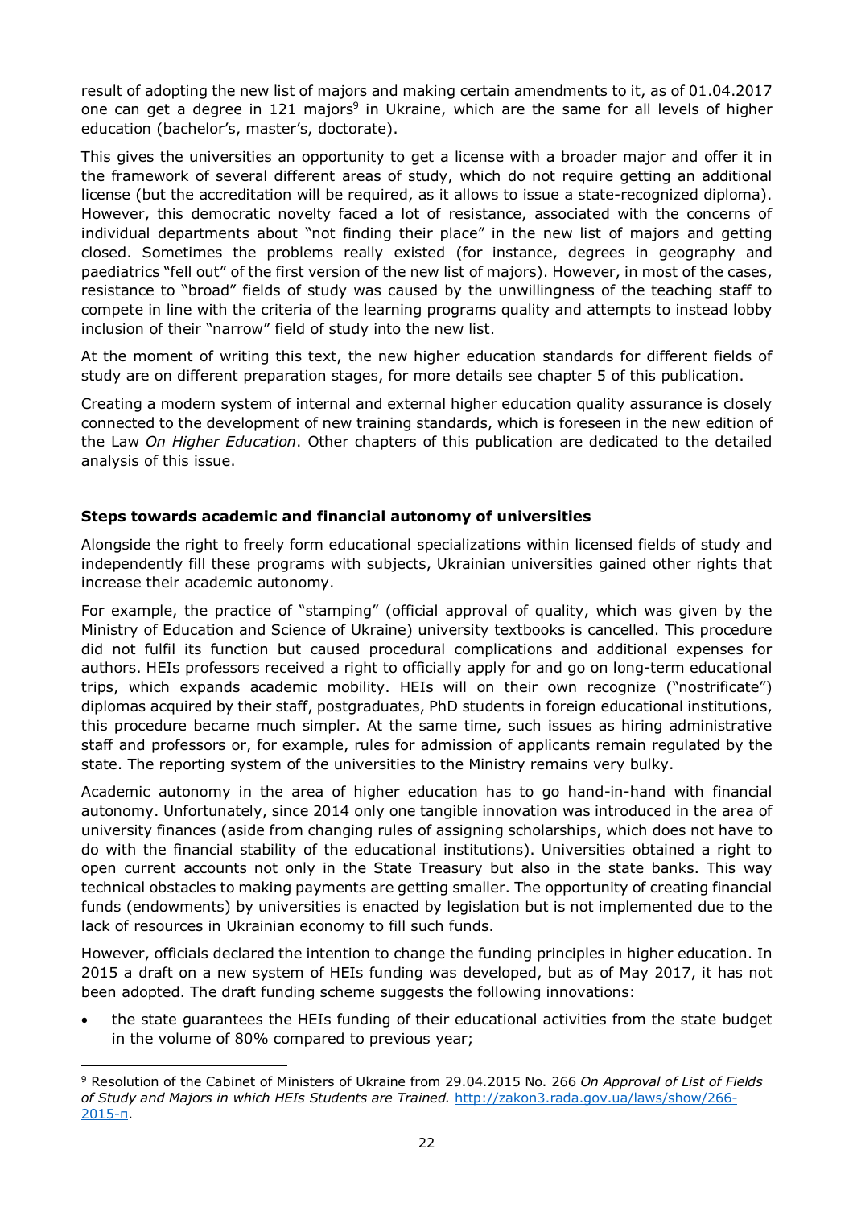result of adopting the new list of majors and making certain amendments to it, as of 01.04.2017 one can get a degree in 121 majors[9] in Ukraine, which are the same for all levels of higher education (bachelor's, master's, doctorate).

This gives the universities an opportunity to get a license with a broader major and offer it in the framework of several different areas of study, which do not require getting an additional license (but the accreditation will be required, as it allows to issue a state-recognized diploma). However, this democratic novelty faced a lot of resistance, associated with the concerns of individual departments about "not finding their place" in the new list of majors and getting closed. Sometimes the problems really existed (for instance, degrees in geography and paediatrics "fell out" of the first version of the new list of majors). However, in most of the cases, resistance to "broad" fields of study was caused by the unwillingness of the teaching staff to compete in line with the criteria of the learning programs quality and attempts to instead lobby inclusion of their "narrow" field of study into the new list.

At the moment of writing this text, the new higher education standards for different fields of study are on different preparation stages, for more details see chapter 5 of this publication.

Creating a modern system of internal and external higher education quality assurance is closely connected to the development of new training standards, which is foreseen in the new edition of the Law *On Higher Education*. Other chapters of this publication are dedicated to the detailed analysis of this issue.

**Steps towards academic and financial autonomy of universities**

Alongside the right to freely form educational specializations within licensed fields of study and independently fill these programs with subjects, Ukrainian universities gained other rights that increase their academic autonomy.

For example, the practice of "stamping" (official approval of quality, which was given by the Ministry of Education and Science of Ukraine) university textbooks is cancelled. This procedure did not fulfil its function but caused procedural complications and additional expenses for authors. HEIs professors received a right to officially apply for and go on long-term educational trips, which expands academic mobility. HEIs will on their own recognize ("nostrificate") diplomas acquired by their staff, postgraduates, PhD students in foreign educational institutions, this procedure became much simpler. At the same time, such issues as hiring administrative staff and professors or, for example, rules for admission of applicants remain regulated by the state. The reporting system of the universities to the Ministry remains very bulky.

Academic autonomy in the area of higher education has to go hand-in-hand with financial autonomy. Unfortunately, since 2014 only one tangible innovation was introduced in the area of university finances (aside from changing rules of assigning scholarships, which does not have to do with the financial stability of the educational institutions). Universities obtained a right to open current accounts not only in the State Treasury but also in the state banks. This way technical obstacles to making payments are getting smaller. The opportunity of creating financial funds (endowments) by universities is enacted by legislation but is not implemented due to the lack of resources in Ukrainian economy to fill such funds.

However, officials declared the intention to change the funding principles in higher education. In 2015 a draft on a new system of HEIs funding was developed, but as of May 2017, it has not been adopted. The draft funding scheme suggests the following innovations:

- the state guarantees the HEIs funding of their educational activities from the state budget in the volume of 80% compared to previous year;

[9] Resolution of the Cabinet of Ministers of Ukraine from 29.04.2015 No. 266 *On Approval of List of Fields of Study and Majors in which HEIs Students are Trained.* http://zakon3.rada.gov.ua/laws/show/266-2015-п.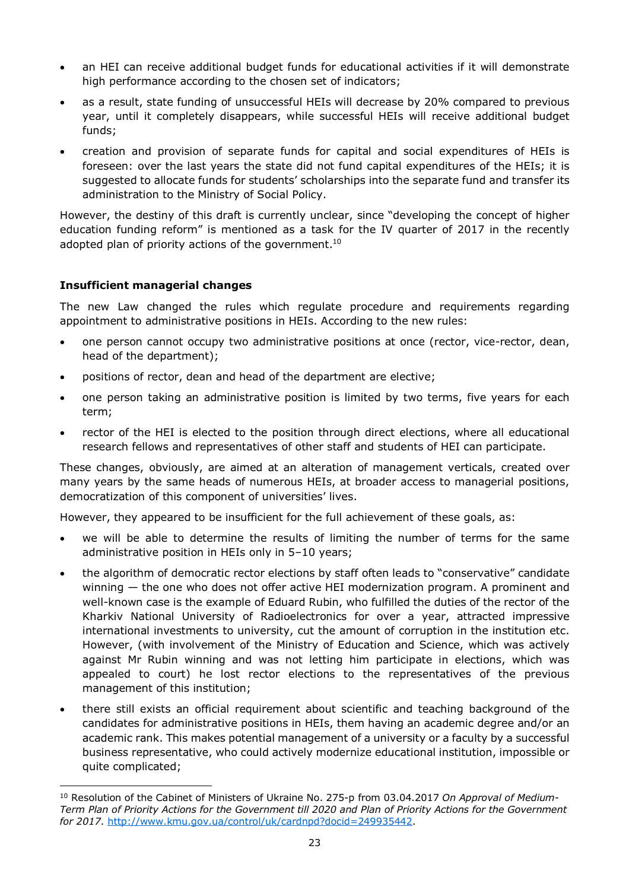- an HEI can receive additional budget funds for educational activities if it will demonstrate high performance according to the chosen set of indicators;
- as a result, state funding of unsuccessful HEIs will decrease by 20% compared to previous year, until it completely disappears, while successful HEIs will receive additional budget funds;
- creation and provision of separate funds for capital and social expenditures of HEIs is foreseen: over the last years the state did not fund capital expenditures of the HEIs; it is suggested to allocate funds for students' scholarships into the separate fund and transfer its administration to the Ministry of Social Policy.

However, the destiny of this draft is currently unclear, since "developing the concept of higher education funding reform" is mentioned as a task for the IV quarter of 2017 in the recently adopted plan of priority actions of the government.[10]

**Insufficient managerial changes**

The new Law changed the rules which regulate procedure and requirements regarding appointment to administrative positions in HEIs. According to the new rules:

- one person cannot occupy two administrative positions at once (rector, vice-rector, dean, head of the department);
- positions of rector, dean and head of the department are elective;
- one person taking an administrative position is limited by two terms, five years for each term;
- rector of the HEI is elected to the position through direct elections, where all educational research fellows and representatives of other staff and students of HEI can participate.

These changes, obviously, are aimed at an alteration of management verticals, created over many years by the same heads of numerous HEIs, at broader access to managerial positions, democratization of this component of universities' lives.

However, they appeared to be insufficient for the full achievement of these goals, as:

- we will be able to determine the results of limiting the number of terms for the same administrative position in HEIs only in 5–10 years;
- the algorithm of democratic rector elections by staff often leads to "conservative" candidate winning — the one who does not offer active HEI modernization program. A prominent and well-known case is the example of Eduard Rubin, who fulfilled the duties of the rector of the Kharkiv National University of Radioelectronics for over a year, attracted impressive international investments to university, cut the amount of corruption in the institution etc. However, (with involvement of the Ministry of Education and Science, which was actively against Mr Rubin winning and was not letting him participate in elections, which was appealed to court) he lost rector elections to the representatives of the previous management of this institution;
- there still exists an official requirement about scientific and teaching background of the candidates for administrative positions in HEIs, them having an academic degree and/or an academic rank. This makes potential management of a university or a faculty by a successful business representative, who could actively modernize educational institution, impossible or quite complicated;

[10] Resolution of the Cabinet of Ministers of Ukraine No. 275-p from 03.04.2017 *On Approval of Medium-Term Plan of Priority Actions for the Government till 2020 and Plan of Priority Actions for the Government for 2017*. http://www.kmu.gov.ua/control/uk/cardnpd?docid=249935442.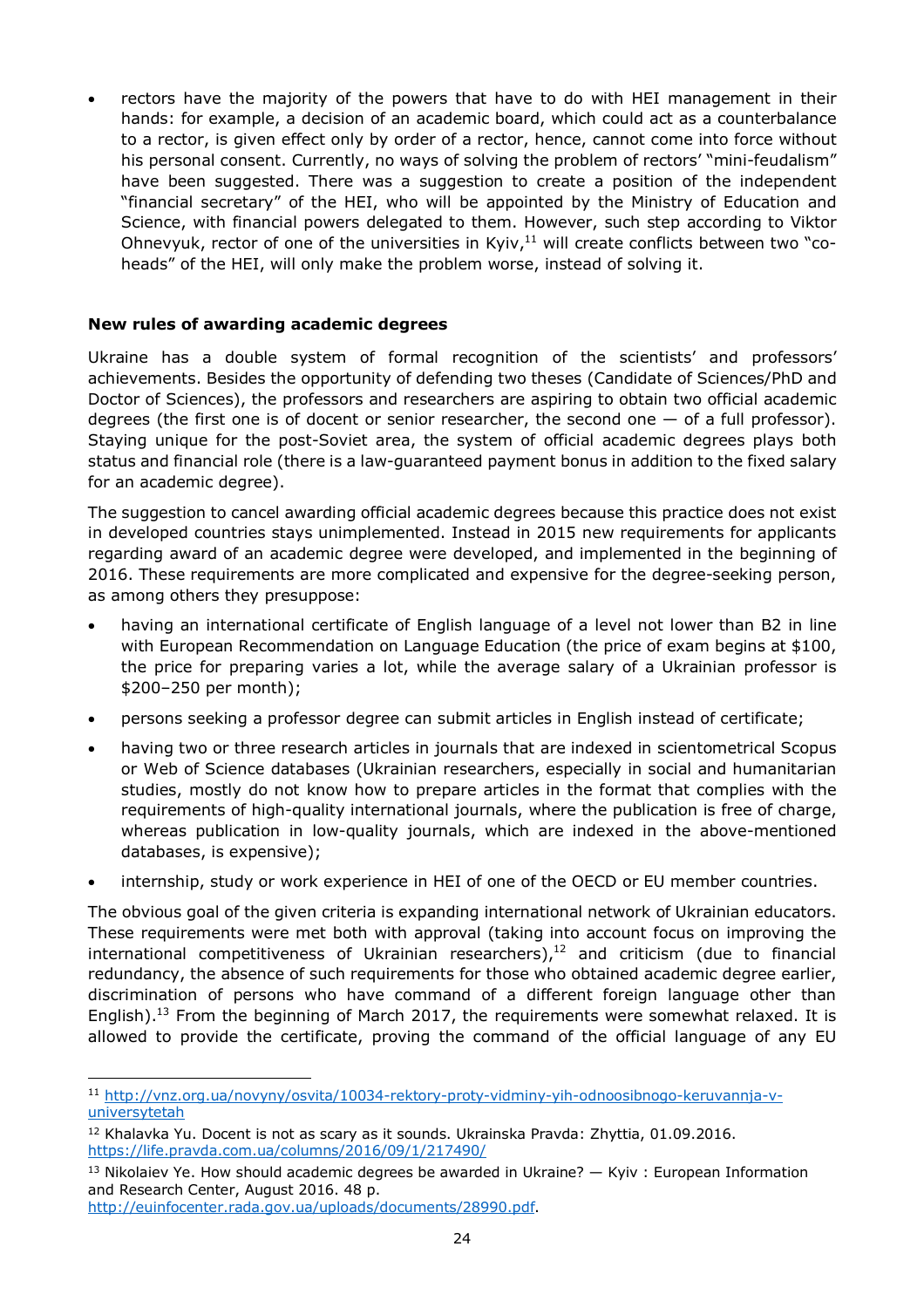- rectors have the majority of the powers that have to do with HEI management in their hands: for example, a decision of an academic board, which could act as a counterbalance to a rector, is given effect only by order of a rector, hence, cannot come into force without his personal consent. Currently, no ways of solving the problem of rectors' "mini-feudalism" have been suggested. There was a suggestion to create a position of the independent "financial secretary" of the HEI, who will be appointed by the Ministry of Education and Science, with financial powers delegated to them. However, such step according to Viktor Ohnevyuk, rector of one of the universities in Kyiv,[11] will create conflicts between two "co-heads" of the HEI, will only make the problem worse, instead of solving it.

**New rules of awarding academic degrees**

Ukraine has a double system of formal recognition of the scientists' and professors' achievements. Besides the opportunity of defending two theses (Candidate of Sciences/PhD and Doctor of Sciences), the professors and researchers are aspiring to obtain two official academic degrees (the first one is of docent or senior researcher, the second one — of a full professor). Staying unique for the post-Soviet area, the system of official academic degrees plays both status and financial role (there is a law-guaranteed payment bonus in addition to the fixed salary for an academic degree).

The suggestion to cancel awarding official academic degrees because this practice does not exist in developed countries stays unimplemented. Instead in 2015 new requirements for applicants regarding award of an academic degree were developed, and implemented in the beginning of 2016. These requirements are more complicated and expensive for the degree-seeking person, as among others they presuppose:

- having an international certificate of English language of a level not lower than B2 in line with European Recommendation on Language Education (the price of exam begins at $100, the price for preparing varies a lot, while the average salary of a Ukrainian professor is $200–250 per month);
- persons seeking a professor degree can submit articles in English instead of certificate;
- having two or three research articles in journals that are indexed in scientometrical Scopus or Web of Science databases (Ukrainian researchers, especially in social and humanitarian studies, mostly do not know how to prepare articles in the format that complies with the requirements of high-quality international journals, where the publication is free of charge, whereas publication in low-quality journals, which are indexed in the above-mentioned databases, is expensive);
- internship, study or work experience in HEI of one of the OECD or EU member countries.

The obvious goal of the given criteria is expanding international network of Ukrainian educators. These requirements were met both with approval (taking into account focus on improving the international competitiveness of Ukrainian researchers),[12] and criticism (due to financial redundancy, the absence of such requirements for those who obtained academic degree earlier, discrimination of persons who have command of a different foreign language other than English).[13] From the beginning of March 2017, the requirements were somewhat relaxed. It is allowed to provide the certificate, proving the command of the official language of any EU

---

[11] http://vnz.org.ua/novyny/osvita/10034-rektory-proty-vidminy-yih-odnoosibnogo-keruvannja-v-universytetah

[12] Khalavka Yu. Docent is not as scary as it sounds. Ukrainska Pravda: Zhyttia, 01.09.2016. https://life.pravda.com.ua/columns/2016/09/1/217490/

[13] Nikolaiev Ye. How should academic degrees be awarded in Ukraine? — Kyiv : European Information and Research Center, August 2016. 48 p. http://euinfocenter.rada.gov.ua/uploads/documents/28990.pdf.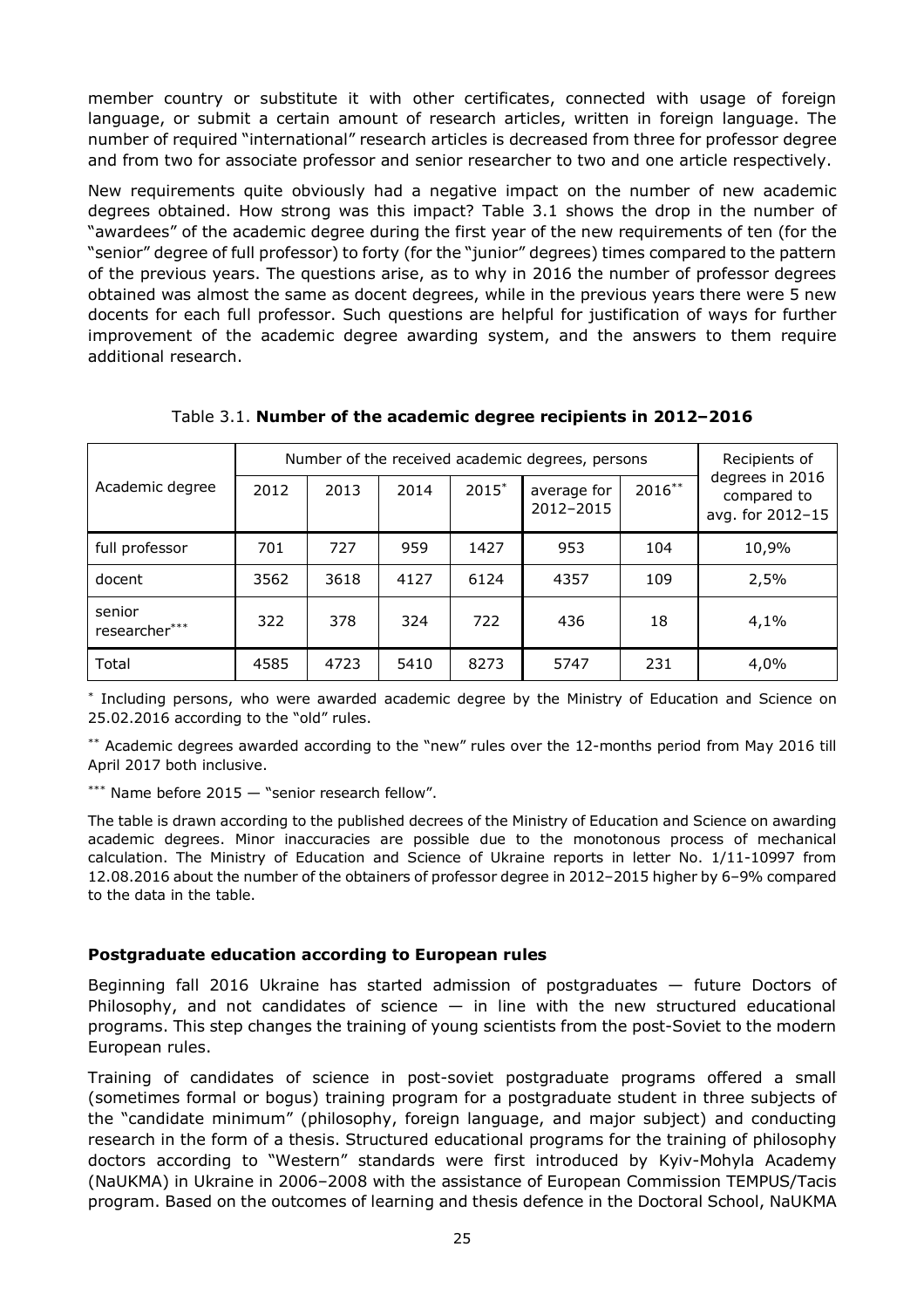member country or substitute it with other certificates, connected with usage of foreign language, or submit a certain amount of research articles, written in foreign language. The number of required "international" research articles is decreased from three for professor degree and from two for associate professor and senior researcher to two and one article respectively.

New requirements quite obviously had a negative impact on the number of new academic degrees obtained. How strong was this impact? Table 3.1 shows the drop in the number of "awardees" of the academic degree during the first year of the new requirements of ten (for the "senior" degree of full professor) to forty (for the "junior" degrees) times compared to the pattern of the previous years. The questions arise, as to why in 2016 the number of professor degrees obtained was almost the same as docent degrees, while in the previous years there were 5 new docents for each full professor. Such questions are helpful for justification of ways for further improvement of the academic degree awarding system, and the answers to them require additional research.

Table 3.1. **Number of the academic degree recipients in 2012–2016**

| Academic degree | Number of the received academic degrees, persons | | | | | | Recipients of degrees in 2016 compared to avg. for 2012–15 |
|---|---|---|---|---|---|---|---|
| | 2012 | 2013 | 2014 | 2015* | average for 2012–2015 | 2016** | |
| full professor | 701 | 727 | 959 | 1427 | 953 | 104 | 10,9% |
| docent | 3562 | 3618 | 4127 | 6124 | 4357 | 109 | 2,5% |
| senior researcher*** | 322 | 378 | 324 | 722 | 436 | 18 | 4,1% |
| Total | 4585 | 4723 | 5410 | 8273 | 5747 | 231 | 4,0% |

* Including persons, who were awarded academic degree by the Ministry of Education and Science on 25.02.2016 according to the "old" rules.

** Academic degrees awarded according to the "new" rules over the 12-months period from May 2016 till April 2017 both inclusive.

*** Name before 2015 — "senior research fellow".

The table is drawn according to the published decrees of the Ministry of Education and Science on awarding academic degrees. Minor inaccuracies are possible due to the monotonous process of mechanical calculation. The Ministry of Education and Science of Ukraine reports in letter No. 1/11-10997 from 12.08.2016 about the number of the obtainers of professor degree in 2012–2015 higher by 6–9% compared to the data in the table.

### Postgraduate education according to European rules

Beginning fall 2016 Ukraine has started admission of postgraduates — future Doctors of Philosophy, and not candidates of science — in line with the new structured educational programs. This step changes the training of young scientists from the post-Soviet to the modern European rules.

Training of candidates of science in post-soviet postgraduate programs offered a small (sometimes formal or bogus) training program for a postgraduate student in three subjects of the "candidate minimum" (philosophy, foreign language, and major subject) and conducting research in the form of a thesis. Structured educational programs for the training of philosophy doctors according to "Western" standards were first introduced by Kyiv-Mohyla Academy (NaUKMA) in Ukraine in 2006–2008 with the assistance of European Commission TEMPUS/Tacis program. Based on the outcomes of learning and thesis defence in the Doctoral School, NaUKMA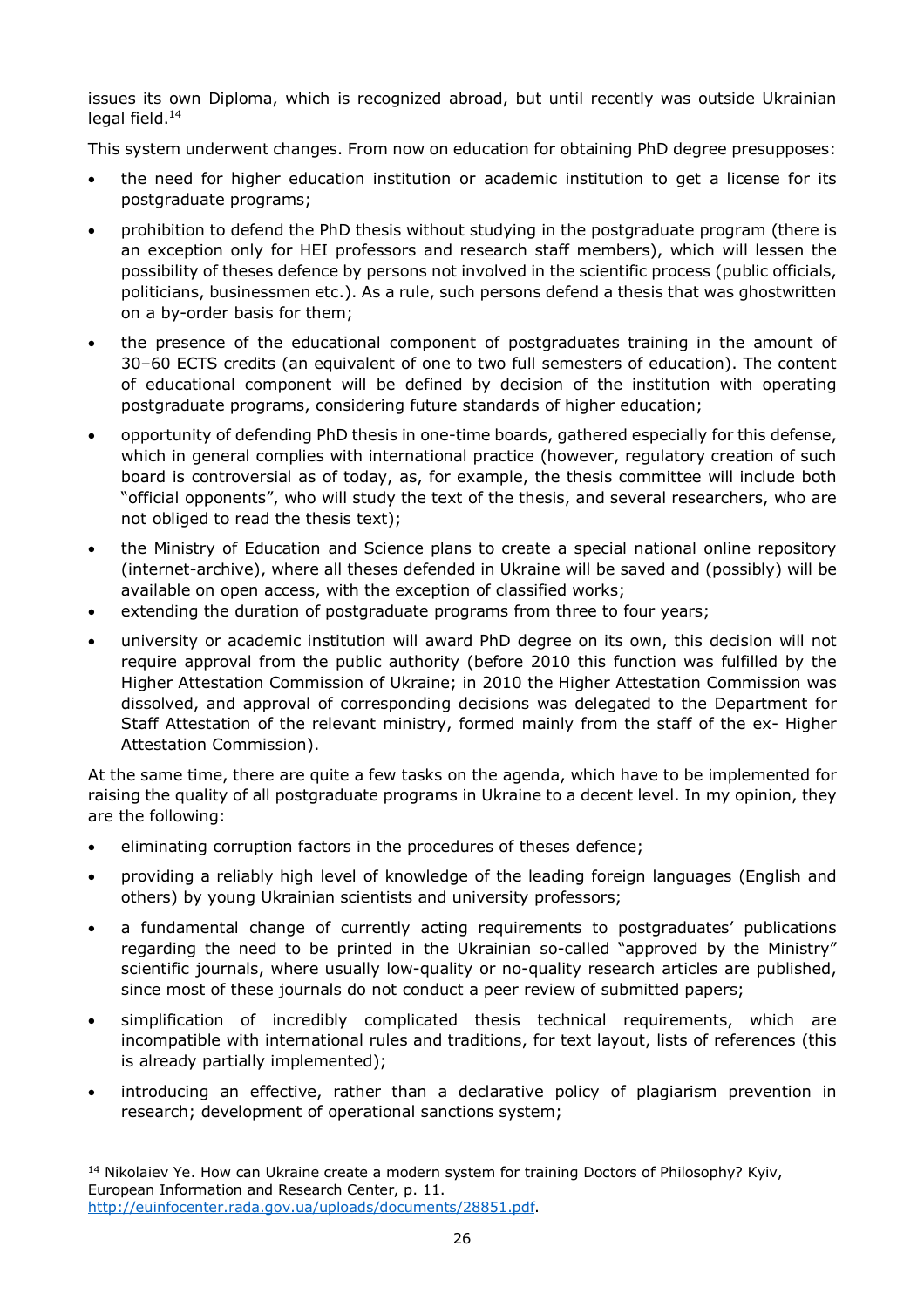issues its own Diploma, which is recognized abroad, but until recently was outside Ukrainian legal field.[14]

This system underwent changes. From now on education for obtaining PhD degree presupposes:

- the need for higher education institution or academic institution to get a license for its postgraduate programs;
- prohibition to defend the PhD thesis without studying in the postgraduate program (there is an exception only for HEI professors and research staff members), which will lessen the possibility of theses defence by persons not involved in the scientific process (public officials, politicians, businessmen etc.). As a rule, such persons defend a thesis that was ghostwritten on a by-order basis for them;
- the presence of the educational component of postgraduates training in the amount of 30–60 ECTS credits (an equivalent of one to two full semesters of education). The content of educational component will be defined by decision of the institution with operating postgraduate programs, considering future standards of higher education;
- opportunity of defending PhD thesis in one-time boards, gathered especially for this defense, which in general complies with international practice (however, regulatory creation of such board is controversial as of today, as, for example, the thesis committee will include both "official opponents", who will study the text of the thesis, and several researchers, who are not obliged to read the thesis text);
- the Ministry of Education and Science plans to create a special national online repository (internet-archive), where all theses defended in Ukraine will be saved and (possibly) will be available on open access, with the exception of classified works;
- extending the duration of postgraduate programs from three to four years;
- university or academic institution will award PhD degree on its own, this decision will not require approval from the public authority (before 2010 this function was fulfilled by the Higher Attestation Commission of Ukraine; in 2010 the Higher Attestation Commission was dissolved, and approval of corresponding decisions was delegated to the Department for Staff Attestation of the relevant ministry, formed mainly from the staff of the ex- Higher Attestation Commission).

At the same time, there are quite a few tasks on the agenda, which have to be implemented for raising the quality of all postgraduate programs in Ukraine to a decent level. In my opinion, they are the following:

- eliminating corruption factors in the procedures of theses defence;
- providing a reliably high level of knowledge of the leading foreign languages (English and others) by young Ukrainian scientists and university professors;
- a fundamental change of currently acting requirements to postgraduates' publications regarding the need to be printed in the Ukrainian so-called "approved by the Ministry" scientific journals, where usually low-quality or no-quality research articles are published, since most of these journals do not conduct a peer review of submitted papers;
- simplification of incredibly complicated thesis technical requirements, which are incompatible with international rules and traditions, for text layout, lists of references (this is already partially implemented);
- introducing an effective, rather than a declarative policy of plagiarism prevention in research; development of operational sanctions system;

---

[14] Nikolaiev Ye. How can Ukraine create a modern system for training Doctors of Philosophy? Kyiv, European Information and Research Center, p. 11. http://euinfocenter.rada.gov.ua/uploads/documents/28851.pdf.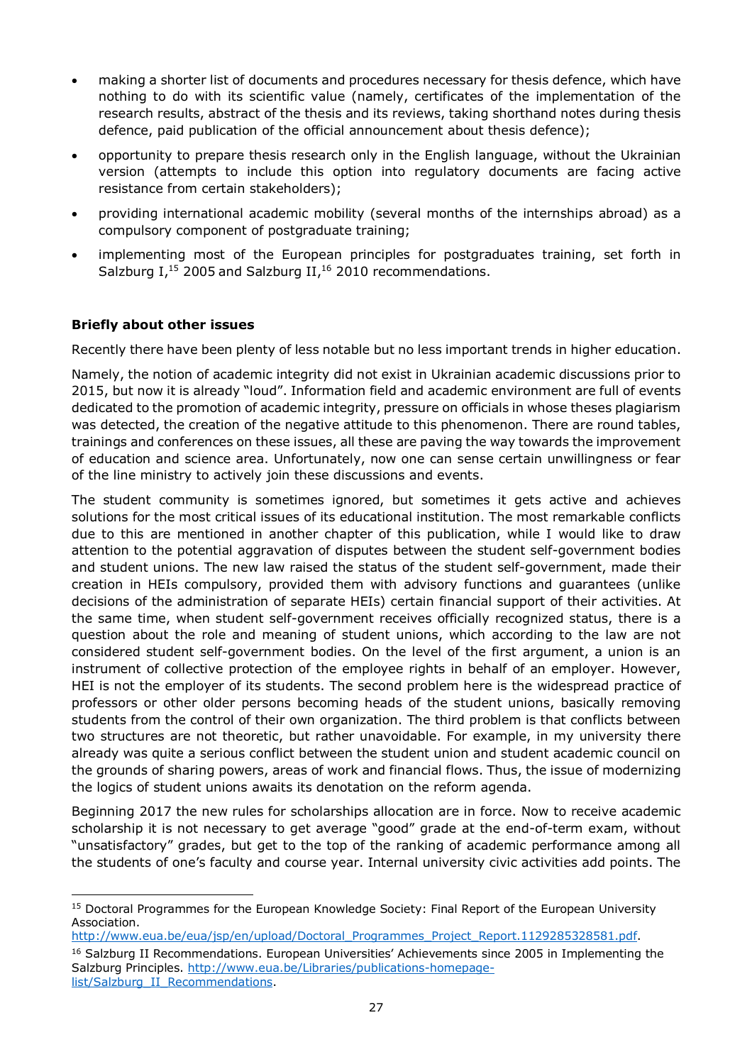- making a shorter list of documents and procedures necessary for thesis defence, which have nothing to do with its scientific value (namely, certificates of the implementation of the research results, abstract of the thesis and its reviews, taking shorthand notes during thesis defence, paid publication of the official announcement about thesis defence);
- opportunity to prepare thesis research only in the English language, without the Ukrainian version (attempts to include this option into regulatory documents are facing active resistance from certain stakeholders);
- providing international academic mobility (several months of the internships abroad) as a compulsory component of postgraduate training;
- implementing most of the European principles for postgraduates training, set forth in Salzburg I,[15] 2005 and Salzburg II,[16] 2010 recommendations.

**Briefly about other issues**

Recently there have been plenty of less notable but no less important trends in higher education.

Namely, the notion of academic integrity did not exist in Ukrainian academic discussions prior to 2015, but now it is already "loud". Information field and academic environment are full of events dedicated to the promotion of academic integrity, pressure on officials in whose theses plagiarism was detected, the creation of the negative attitude to this phenomenon. There are round tables, trainings and conferences on these issues, all these are paving the way towards the improvement of education and science area. Unfortunately, now one can sense certain unwillingness or fear of the line ministry to actively join these discussions and events.

The student community is sometimes ignored, but sometimes it gets active and achieves solutions for the most critical issues of its educational institution. The most remarkable conflicts due to this are mentioned in another chapter of this publication, while I would like to draw attention to the potential aggravation of disputes between the student self-government bodies and student unions. The new law raised the status of the student self-government, made their creation in HEIs compulsory, provided them with advisory functions and guarantees (unlike decisions of the administration of separate HEIs) certain financial support of their activities. At the same time, when student self-government receives officially recognized status, there is a question about the role and meaning of student unions, which according to the law are not considered student self-government bodies. On the level of the first argument, a union is an instrument of collective protection of the employee rights in behalf of an employer. However, HEI is not the employer of its students. The second problem here is the widespread practice of professors or other older persons becoming heads of the student unions, basically removing students from the control of their own organization. The third problem is that conflicts between two structures are not theoretic, but rather unavoidable. For example, in my university there already was quite a serious conflict between the student union and student academic council on the grounds of sharing powers, areas of work and financial flows. Thus, the issue of modernizing the logics of student unions awaits its denotation on the reform agenda.

Beginning 2017 the new rules for scholarships allocation are in force. Now to receive academic scholarship it is not necessary to get average "good" grade at the end-of-term exam, without "unsatisfactory" grades, but get to the top of the ranking of academic performance among all the students of one's faculty and course year. Internal university civic activities add points. The

[15] Doctoral Programmes for the European Knowledge Society: Final Report of the European University Association. http://www.eua.be/eua/jsp/en/upload/Doctoral_Programmes_Project_Report.1129285328581.pdf.

[16] Salzburg II Recommendations. European Universities' Achievements since 2005 in Implementing the Salzburg Principles. http://www.eua.be/Libraries/publications-homepage-list/Salzburg_II_Recommendations.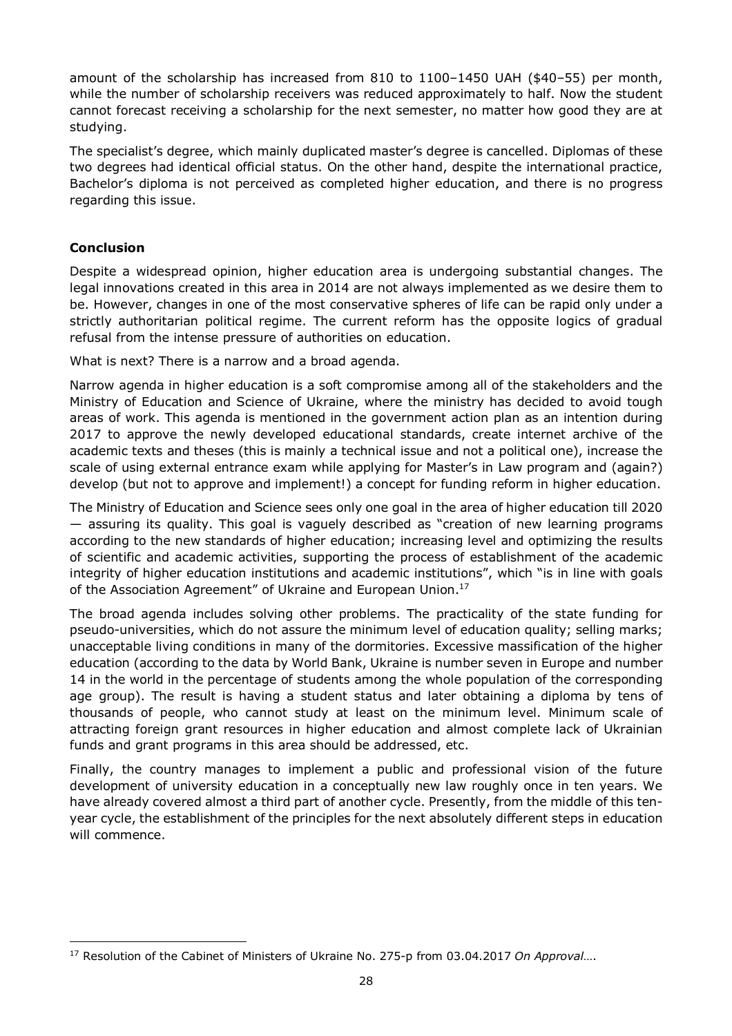amount of the scholarship has increased from 810 to 1100–1450 UAH ($40–55) per month, while the number of scholarship receivers was reduced approximately to half. Now the student cannot forecast receiving a scholarship for the next semester, no matter how good they are at studying.

The specialist's degree, which mainly duplicated master's degree is cancelled. Diplomas of these two degrees had identical official status. On the other hand, despite the international practice, Bachelor's diploma is not perceived as completed higher education, and there is no progress regarding this issue.

## Conclusion

Despite a widespread opinion, higher education area is undergoing substantial changes. The legal innovations created in this area in 2014 are not always implemented as we desire them to be. However, changes in one of the most conservative spheres of life can be rapid only under a strictly authoritarian political regime. The current reform has the opposite logics of gradual refusal from the intense pressure of authorities on education.

What is next? There is a narrow and a broad agenda.

Narrow agenda in higher education is a soft compromise among all of the stakeholders and the Ministry of Education and Science of Ukraine, where the ministry has decided to avoid tough areas of work. This agenda is mentioned in the government action plan as an intention during 2017 to approve the newly developed educational standards, create internet archive of the academic texts and theses (this is mainly a technical issue and not a political one), increase the scale of using external entrance exam while applying for Master's in Law program and (again?) develop (but not to approve and implement!) a concept for funding reform in higher education.

The Ministry of Education and Science sees only one goal in the area of higher education till 2020 — assuring its quality. This goal is vaguely described as "creation of new learning programs according to the new standards of higher education; increasing level and optimizing the results of scientific and academic activities, supporting the process of establishment of the academic integrity of higher education institutions and academic institutions", which "is in line with goals of the Association Agreement" of Ukraine and European Union.[17]

The broad agenda includes solving other problems. The practicality of the state funding for pseudo-universities, which do not assure the minimum level of education quality; selling marks; unacceptable living conditions in many of the dormitories. Excessive massification of the higher education (according to the data by World Bank, Ukraine is number seven in Europe and number 14 in the world in the percentage of students among the whole population of the corresponding age group). The result is having a student status and later obtaining a diploma by tens of thousands of people, who cannot study at least on the minimum level. Minimum scale of attracting foreign grant resources in higher education and almost complete lack of Ukrainian funds and grant programs in this area should be addressed, etc.

Finally, the country manages to implement a public and professional vision of the future development of university education in a conceptually new law roughly once in ten years. We have already covered almost a third part of another cycle. Presently, from the middle of this ten-year cycle, the establishment of the principles for the next absolutely different steps in education will commence.

---

[17] Resolution of the Cabinet of Ministers of Ukraine No. 275-p from 03.04.2017 *On Approval…*.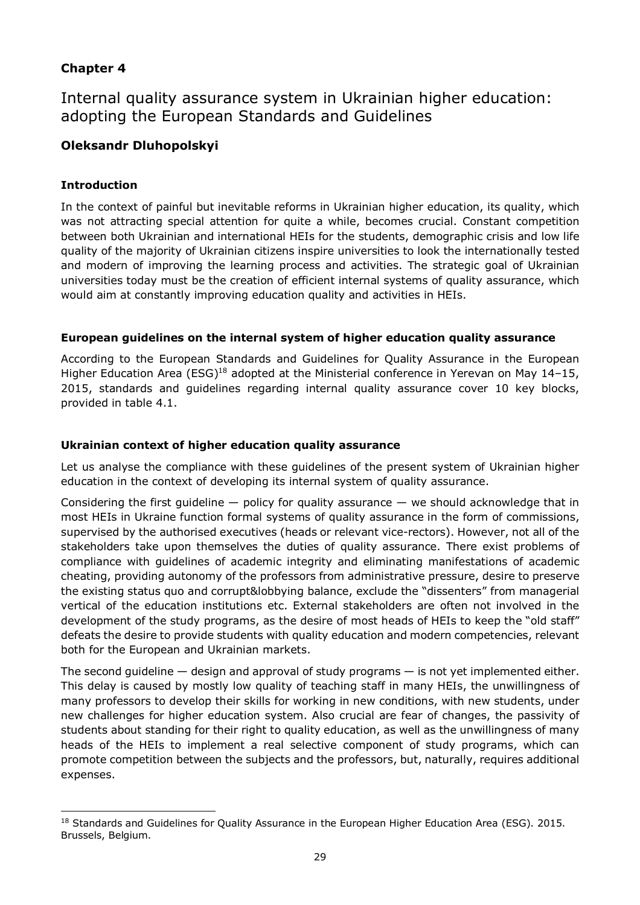**Chapter 4**

# Internal quality assurance system in Ukrainian higher education: adopting the European Standards and Guidelines

**Oleksandr Dluhopolskyi**

### Introduction

In the context of painful but inevitable reforms in Ukrainian higher education, its quality, which was not attracting special attention for quite a while, becomes crucial. Constant competition between both Ukrainian and international HEIs for the students, demographic crisis and low life quality of the majority of Ukrainian citizens inspire universities to look the internationally tested and modern of improving the learning process and activities. The strategic goal of Ukrainian universities today must be the creation of efficient internal systems of quality assurance, which would aim at constantly improving education quality and activities in HEIs.

### European guidelines on the internal system of higher education quality assurance

According to the European Standards and Guidelines for Quality Assurance in the European Higher Education Area (ESG)[18] adopted at the Ministerial conference in Yerevan on May 14–15, 2015, standards and guidelines regarding internal quality assurance cover 10 key blocks, provided in table 4.1.

### Ukrainian context of higher education quality assurance

Let us analyse the compliance with these guidelines of the present system of Ukrainian higher education in the context of developing its internal system of quality assurance.

Considering the first guideline — policy for quality assurance — we should acknowledge that in most HEIs in Ukraine function formal systems of quality assurance in the form of commissions, supervised by the authorised executives (heads or relevant vice-rectors). However, not all of the stakeholders take upon themselves the duties of quality assurance. There exist problems of compliance with guidelines of academic integrity and eliminating manifestations of academic cheating, providing autonomy of the professors from administrative pressure, desire to preserve the existing status quo and corrupt&lobbying balance, exclude the "dissenters" from managerial vertical of the education institutions etc. External stakeholders are often not involved in the development of the study programs, as the desire of most heads of HEIs to keep the "old staff" defeats the desire to provide students with quality education and modern competencies, relevant both for the European and Ukrainian markets.

The second guideline — design and approval of study programs — is not yet implemented either. This delay is caused by mostly low quality of teaching staff in many HEIs, the unwillingness of many professors to develop their skills for working in new conditions, with new students, under new challenges for higher education system. Also crucial are fear of changes, the passivity of students about standing for their right to quality education, as well as the unwillingness of many heads of the HEIs to implement a real selective component of study programs, which can promote competition between the subjects and the professors, but, naturally, requires additional expenses.

---

[18] Standards and Guidelines for Quality Assurance in the European Higher Education Area (ESG). 2015. Brussels, Belgium.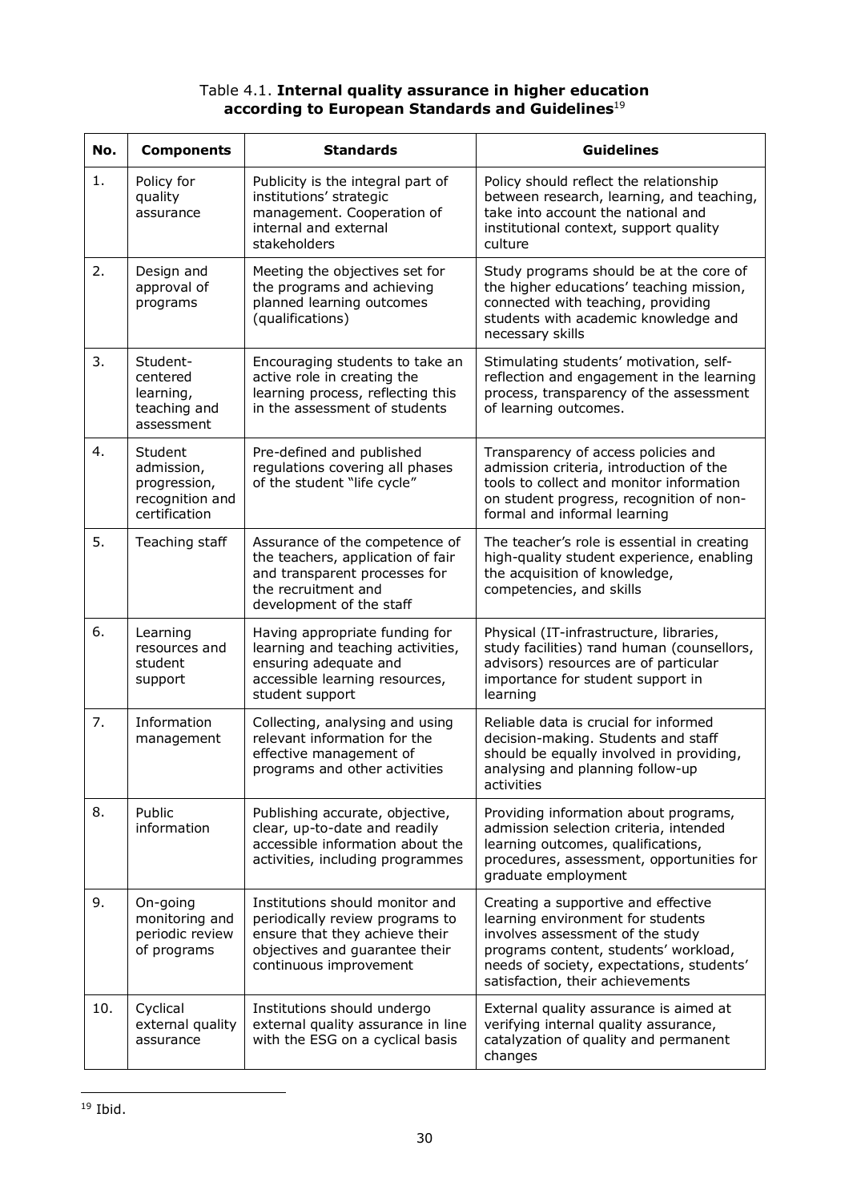Table 4.1. **Internal quality assurance in higher education according to European Standards and Guidelines**[19]

| No. | Components | Standards | Guidelines |
|---|---|---|---|
| 1. | Policy for quality assurance | Publicity is the integral part of institutions' strategic management. Cooperation of internal and external stakeholders | Policy should reflect the relationship between research, learning, and teaching, take into account the national and institutional context, support quality culture |
| 2. | Design and approval of programs | Meeting the objectives set for the programs and achieving planned learning outcomes (qualifications) | Study programs should be at the core of the higher educations' teaching mission, connected with teaching, providing students with academic knowledge and necessary skills |
| 3. | Student-centered learning, teaching and assessment | Encouraging students to take an active role in creating the learning process, reflecting this in the assessment of students | Stimulating students' motivation, self-reflection and engagement in the learning process, transparency of the assessment of learning outcomes. |
| 4. | Student admission, progression, recognition and certification | Pre-defined and published regulations covering all phases of the student "life cycle" | Transparency of access policies and admission criteria, introduction of the tools to collect and monitor information on student progress, recognition of non-formal and informal learning |
| 5. | Teaching staff | Assurance of the competence of the teachers, application of fair and transparent processes for the recruitment and development of the staff | The teacher's role is essential in creating high-quality student experience, enabling the acquisition of knowledge, competencies, and skills |
| 6. | Learning resources and student support | Having appropriate funding for learning and teaching activities, ensuring adequate and accessible learning resources, student support | Physical (IT-infrastructure, libraries, study facilities) тand human (counsellors, advisors) resources are of particular importance for student support in learning |
| 7. | Information management | Collecting, analysing and using relevant information for the effective management of programs and other activities | Reliable data is crucial for informed decision-making. Students and staff should be equally involved in providing, analysing and planning follow-up activities |
| 8. | Public information | Publishing accurate, objective, clear, up-to-date and readily accessible information about the activities, including programmes | Providing information about programs, admission selection criteria, intended learning outcomes, qualifications, procedures, assessment, opportunities for graduate employment |
| 9. | On-going monitoring and periodic review of programs | Institutions should monitor and periodically review programs to ensure that they achieve their objectives and guarantee their continuous improvement | Creating a supportive and effective learning environment for students involves assessment of the study programs content, students' workload, needs of society, expectations, students' satisfaction, their achievements |
| 10. | Cyclical external quality assurance | Institutions should undergo external quality assurance in line with the ESG on a cyclical basis | External quality assurance is aimed at verifying internal quality assurance, catalyzation of quality and permanent changes |

[19] Ibid.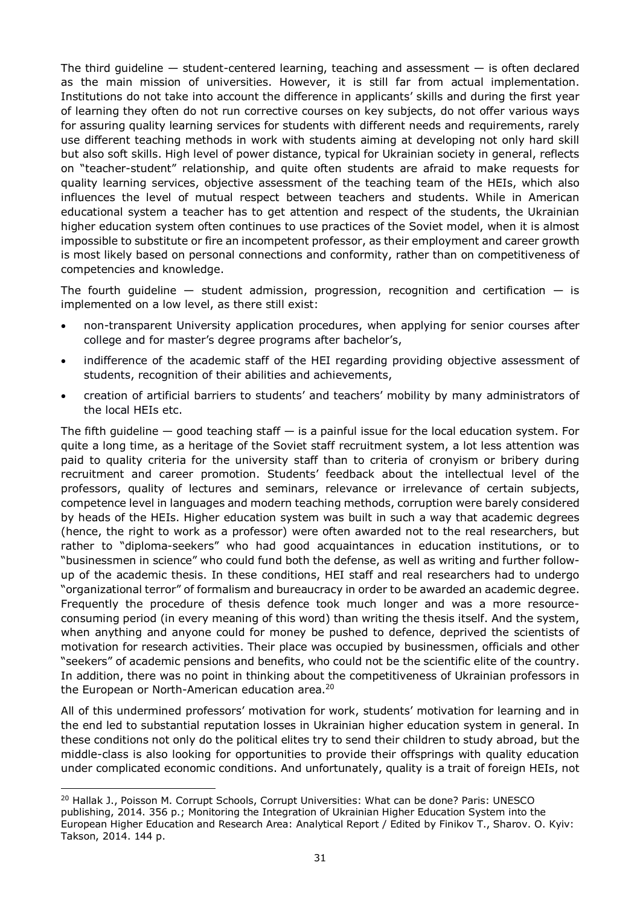The third guideline — student-centered learning, teaching and assessment — is often declared as the main mission of universities. However, it is still far from actual implementation. Institutions do not take into account the difference in applicants' skills and during the first year of learning they often do not run corrective courses on key subjects, do not offer various ways for assuring quality learning services for students with different needs and requirements, rarely use different teaching methods in work with students aiming at developing not only hard skill but also soft skills. High level of power distance, typical for Ukrainian society in general, reflects on "teacher-student" relationship, and quite often students are afraid to make requests for quality learning services, objective assessment of the teaching team of the HEIs, which also influences the level of mutual respect between teachers and students. While in American educational system a teacher has to get attention and respect of the students, the Ukrainian higher education system often continues to use practices of the Soviet model, when it is almost impossible to substitute or fire an incompetent professor, as their employment and career growth is most likely based on personal connections and conformity, rather than on competitiveness of competencies and knowledge.

The fourth guideline — student admission, progression, recognition and certification — is implemented on a low level, as there still exist:

- non-transparent University application procedures, when applying for senior courses after college and for master's degree programs after bachelor's,
- indifference of the academic staff of the HEI regarding providing objective assessment of students, recognition of their abilities and achievements,
- creation of artificial barriers to students' and teachers' mobility by many administrators of the local HEIs etc.

The fifth guideline — good teaching staff — is a painful issue for the local education system. For quite a long time, as a heritage of the Soviet staff recruitment system, a lot less attention was paid to quality criteria for the university staff than to criteria of cronyism or bribery during recruitment and career promotion. Students' feedback about the intellectual level of the professors, quality of lectures and seminars, relevance or irrelevance of certain subjects, competence level in languages and modern teaching methods, corruption were barely considered by heads of the HEIs. Higher education system was built in such a way that academic degrees (hence, the right to work as a professor) were often awarded not to the real researchers, but rather to "diploma-seekers" who had good acquaintances in education institutions, or to "businessmen in science" who could fund both the defense, as well as writing and further follow-up of the academic thesis. In these conditions, HEI staff and real researchers had to undergo "organizational terror" of formalism and bureaucracy in order to be awarded an academic degree. Frequently the procedure of thesis defence took much longer and was a more resource-consuming period (in every meaning of this word) than writing the thesis itself. And the system, when anything and anyone could for money be pushed to defence, deprived the scientists of motivation for research activities. Their place was occupied by businessmen, officials and other "seekers" of academic pensions and benefits, who could not be the scientific elite of the country. In addition, there was no point in thinking about the competitiveness of Ukrainian professors in the European or North-American education area.[20]

All of this undermined professors' motivation for work, students' motivation for learning and in the end led to substantial reputation losses in Ukrainian higher education system in general. In these conditions not only do the political elites try to send their children to study abroad, but the middle-class is also looking for opportunities to provide their offsprings with quality education under complicated economic conditions. And unfortunately, quality is a trait of foreign HEIs, not

[20] Hallak J., Poisson M. Corrupt Schools, Corrupt Universities: What can be done? Paris: UNESCO publishing, 2014. 356 p.; Monitoring the Integration of Ukrainian Higher Education System into the European Higher Education and Research Area: Analytical Report / Edited by Finikov T., Sharov. O. Kyiv: Takson, 2014. 144 p.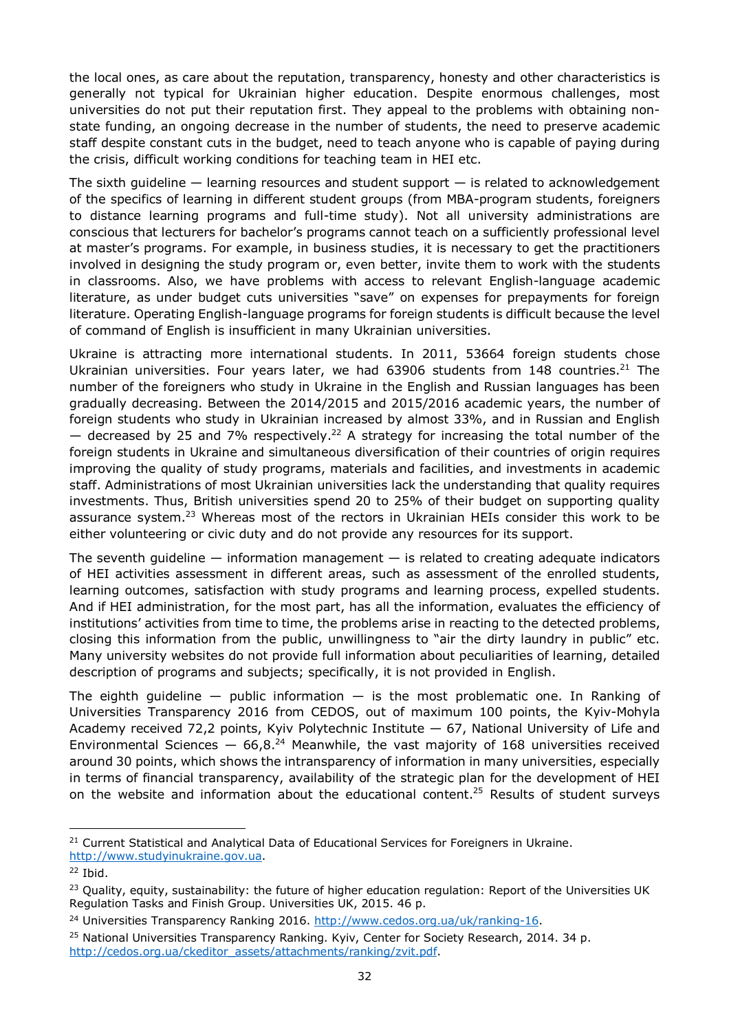the local ones, as care about the reputation, transparency, honesty and other characteristics is generally not typical for Ukrainian higher education. Despite enormous challenges, most universities do not put their reputation first. They appeal to the problems with obtaining non-state funding, an ongoing decrease in the number of students, the need to preserve academic staff despite constant cuts in the budget, need to teach anyone who is capable of paying during the crisis, difficult working conditions for teaching team in HEI etc.

The sixth guideline — learning resources and student support — is related to acknowledgement of the specifics of learning in different student groups (from MBA-program students, foreigners to distance learning programs and full-time study). Not all university administrations are conscious that lecturers for bachelor's programs cannot teach on a sufficiently professional level at master's programs. For example, in business studies, it is necessary to get the practitioners involved in designing the study program or, even better, invite them to work with the students in classrooms. Also, we have problems with access to relevant English-language academic literature, as under budget cuts universities "save" on expenses for prepayments for foreign literature. Operating English-language programs for foreign students is difficult because the level of command of English is insufficient in many Ukrainian universities.

Ukraine is attracting more international students. In 2011, 53664 foreign students chose Ukrainian universities. Four years later, we had 63906 students from 148 countries.[21] The number of the foreigners who study in Ukraine in the English and Russian languages has been gradually decreasing. Between the 2014/2015 and 2015/2016 academic years, the number of foreign students who study in Ukrainian increased by almost 33%, and in Russian and English — decreased by 25 and 7% respectively.[22] A strategy for increasing the total number of the foreign students in Ukraine and simultaneous diversification of their countries of origin requires improving the quality of study programs, materials and facilities, and investments in academic staff. Administrations of most Ukrainian universities lack the understanding that quality requires investments. Thus, British universities spend 20 to 25% of their budget on supporting quality assurance system.[23] Whereas most of the rectors in Ukrainian HEIs consider this work to be either volunteering or civic duty and do not provide any resources for its support.

The seventh guideline — information management — is related to creating adequate indicators of HEI activities assessment in different areas, such as assessment of the enrolled students, learning outcomes, satisfaction with study programs and learning process, expelled students. And if HEI administration, for the most part, has all the information, evaluates the efficiency of institutions' activities from time to time, the problems arise in reacting to the detected problems, closing this information from the public, unwillingness to "air the dirty laundry in public" etc. Many university websites do not provide full information about peculiarities of learning, detailed description of programs and subjects; specifically, it is not provided in English.

The eighth guideline — public information — is the most problematic one. In Ranking of Universities Transparency 2016 from CEDOS, out of maximum 100 points, the Kyiv-Mohyla Academy received 72,2 points, Kyiv Polytechnic Institute — 67, National University of Life and Environmental Sciences — 66,8.[24] Meanwhile, the vast majority of 168 universities received around 30 points, which shows the intransparency of information in many universities, especially in terms of financial transparency, availability of the strategic plan for the development of HEI on the website and information about the educational content.[25] Results of student surveys

---

[21] Current Statistical and Analytical Data of Educational Services for Foreigners in Ukraine. http://www.studyinukraine.gov.ua.

[22] Ibid.

[23] Quality, equity, sustainability: the future of higher education regulation: Report of the Universities UK Regulation Tasks and Finish Group. Universities UK, 2015. 46 p.

[24] Universities Transparency Ranking 2016. http://www.cedos.org.ua/uk/ranking-16.

[25] National Universities Transparency Ranking. Kyiv, Center for Society Research, 2014. 34 p. http://cedos.org.ua/ckeditor_assets/attachments/ranking/zvit.pdf.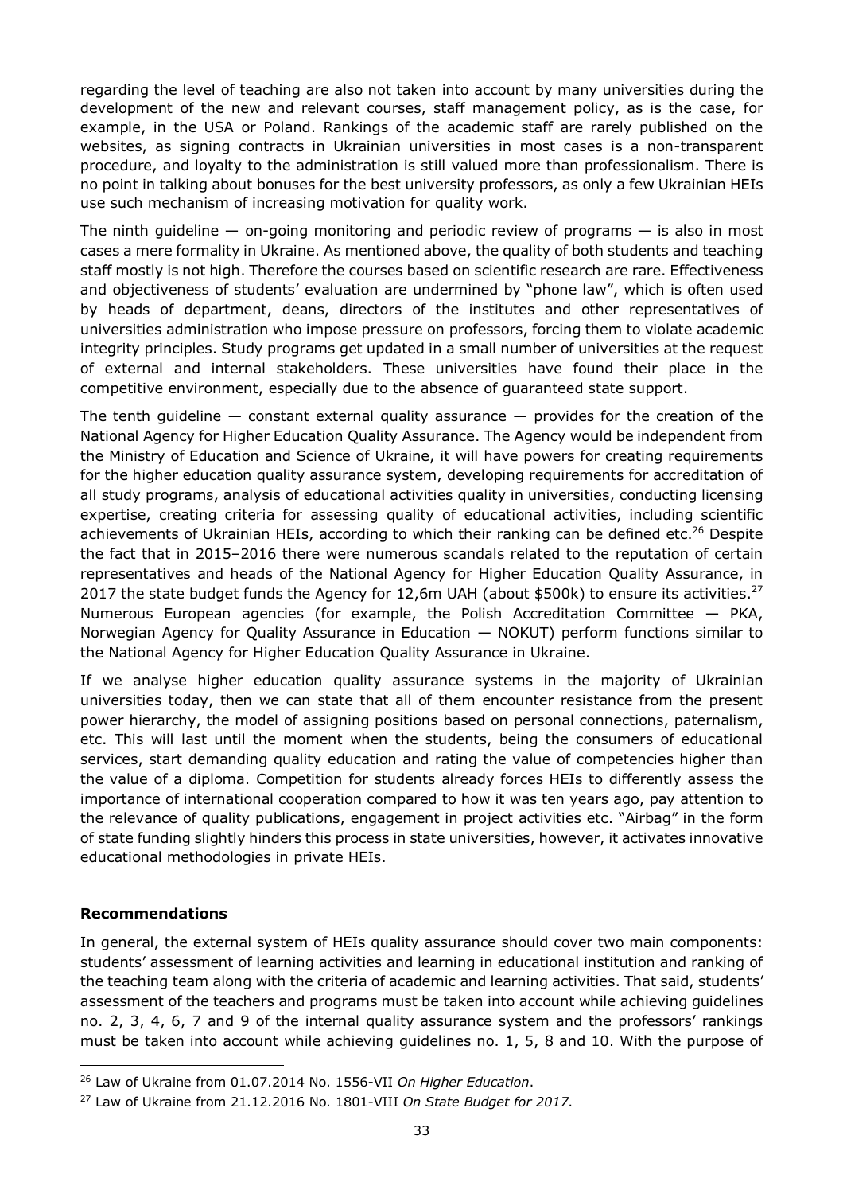regarding the level of teaching are also not taken into account by many universities during the development of the new and relevant courses, staff management policy, as is the case, for example, in the USA or Poland. Rankings of the academic staff are rarely published on the websites, as signing contracts in Ukrainian universities in most cases is a non-transparent procedure, and loyalty to the administration is still valued more than professionalism. There is no point in talking about bonuses for the best university professors, as only a few Ukrainian HEIs use such mechanism of increasing motivation for quality work.

The ninth guideline — on-going monitoring and periodic review of programs — is also in most cases a mere formality in Ukraine. As mentioned above, the quality of both students and teaching staff mostly is not high. Therefore the courses based on scientific research are rare. Effectiveness and objectiveness of students' evaluation are undermined by "phone law", which is often used by heads of department, deans, directors of the institutes and other representatives of universities administration who impose pressure on professors, forcing them to violate academic integrity principles. Study programs get updated in a small number of universities at the request of external and internal stakeholders. These universities have found their place in the competitive environment, especially due to the absence of guaranteed state support.

The tenth guideline — constant external quality assurance — provides for the creation of the National Agency for Higher Education Quality Assurance. The Agency would be independent from the Ministry of Education and Science of Ukraine, it will have powers for creating requirements for the higher education quality assurance system, developing requirements for accreditation of all study programs, analysis of educational activities quality in universities, conducting licensing expertise, creating criteria for assessing quality of educational activities, including scientific achievements of Ukrainian HEIs, according to which their ranking can be defined etc.[26] Despite the fact that in 2015–2016 there were numerous scandals related to the reputation of certain representatives and heads of the National Agency for Higher Education Quality Assurance, in 2017 the state budget funds the Agency for 12,6m UAH (about $500k) to ensure its activities.[27] Numerous European agencies (for example, the Polish Accreditation Committee — PKA, Norwegian Agency for Quality Assurance in Education — NOKUT) perform functions similar to the National Agency for Higher Education Quality Assurance in Ukraine.

If we analyse higher education quality assurance systems in the majority of Ukrainian universities today, then we can state that all of them encounter resistance from the present power hierarchy, the model of assigning positions based on personal connections, paternalism, etc. This will last until the moment when the students, being the consumers of educational services, start demanding quality education and rating the value of competencies higher than the value of a diploma. Competition for students already forces HEIs to differently assess the importance of international cooperation compared to how it was ten years ago, pay attention to the relevance of quality publications, engagement in project activities etc. "Airbag" in the form of state funding slightly hinders this process in state universities, however, it activates innovative educational methodologies in private HEIs.

## Recommendations

In general, the external system of HEIs quality assurance should cover two main components: students' assessment of learning activities and learning in educational institution and ranking of the teaching team along with the criteria of academic and learning activities. That said, students' assessment of the teachers and programs must be taken into account while achieving guidelines no. 2, 3, 4, 6, 7 and 9 of the internal quality assurance system and the professors' rankings must be taken into account while achieving guidelines no. 1, 5, 8 and 10. With the purpose of

---

[26] Law of Ukraine from 01.07.2014 No. 1556-VII *On Higher Education*.

[27] Law of Ukraine from 21.12.2016 No. 1801-VIII *On State Budget for 2017*.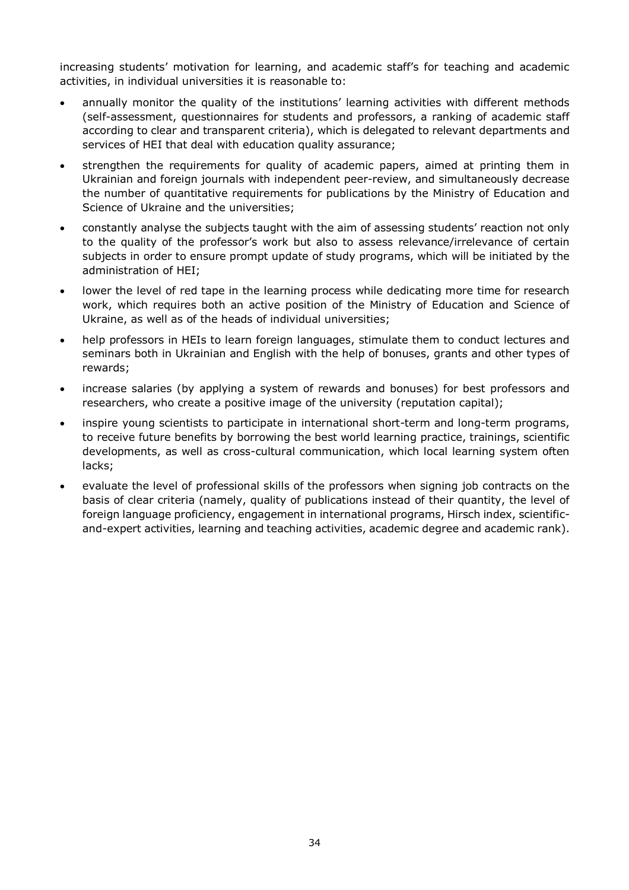increasing students' motivation for learning, and academic staff's for teaching and academic activities, in individual universities it is reasonable to:

- annually monitor the quality of the institutions' learning activities with different methods (self-assessment, questionnaires for students and professors, a ranking of academic staff according to clear and transparent criteria), which is delegated to relevant departments and services of HEI that deal with education quality assurance;
- strengthen the requirements for quality of academic papers, aimed at printing them in Ukrainian and foreign journals with independent peer-review, and simultaneously decrease the number of quantitative requirements for publications by the Ministry of Education and Science of Ukraine and the universities;
- constantly analyse the subjects taught with the aim of assessing students' reaction not only to the quality of the professor's work but also to assess relevance/irrelevance of certain subjects in order to ensure prompt update of study programs, which will be initiated by the administration of HEI;
- lower the level of red tape in the learning process while dedicating more time for research work, which requires both an active position of the Ministry of Education and Science of Ukraine, as well as of the heads of individual universities;
- help professors in HEIs to learn foreign languages, stimulate them to conduct lectures and seminars both in Ukrainian and English with the help of bonuses, grants and other types of rewards;
- increase salaries (by applying a system of rewards and bonuses) for best professors and researchers, who create a positive image of the university (reputation capital);
- inspire young scientists to participate in international short-term and long-term programs, to receive future benefits by borrowing the best world learning practice, trainings, scientific developments, as well as cross-cultural communication, which local learning system often lacks;
- evaluate the level of professional skills of the professors when signing job contracts on the basis of clear criteria (namely, quality of publications instead of their quantity, the level of foreign language proficiency, engagement in international programs, Hirsch index, scientific-and-expert activities, learning and teaching activities, academic degree and academic rank).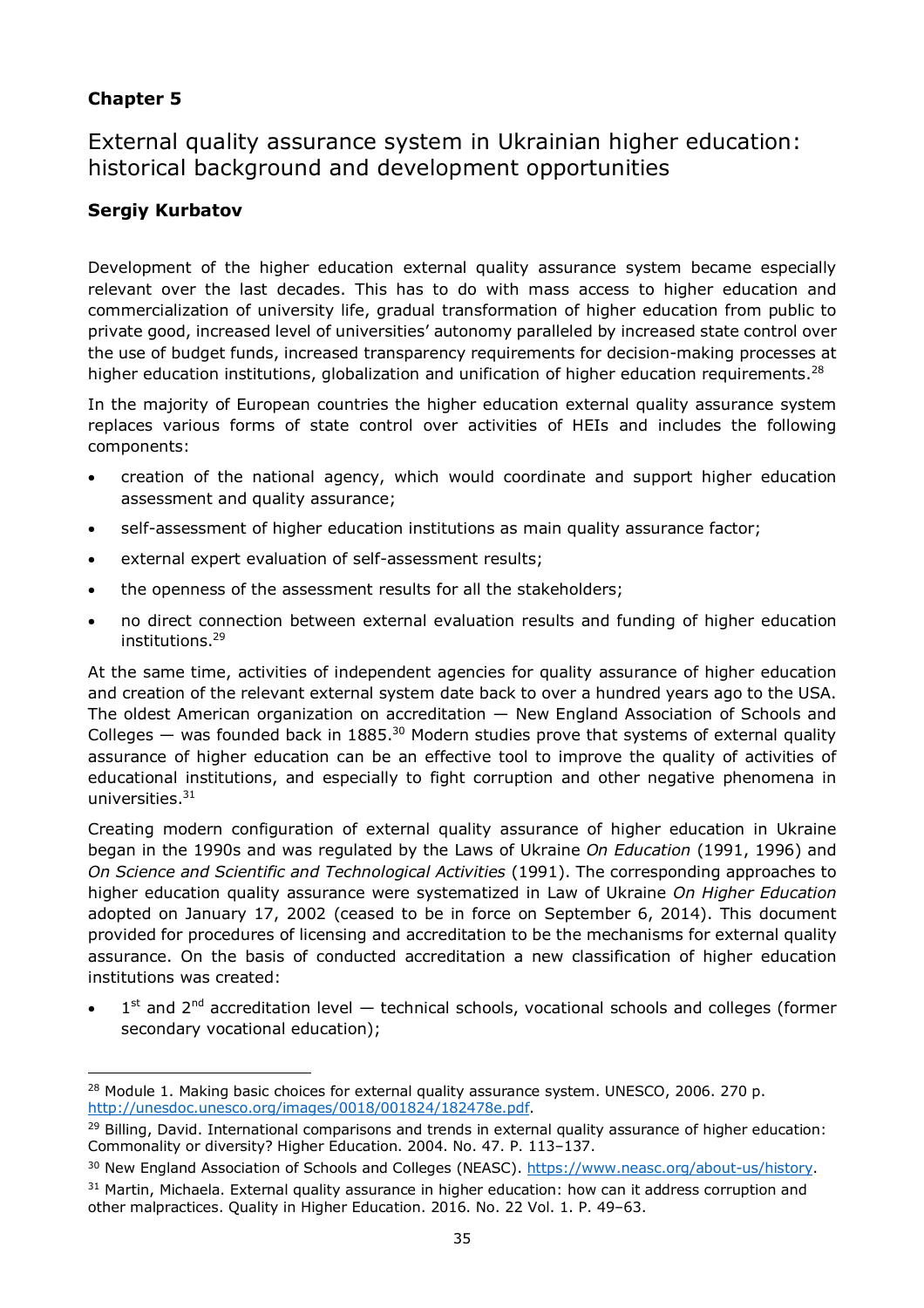## Chapter 5

# External quality assurance system in Ukrainian higher education: historical background and development opportunities

**Sergiy Kurbatov**

Development of the higher education external quality assurance system became especially relevant over the last decades. This has to do with mass access to higher education and commercialization of university life, gradual transformation of higher education from public to private good, increased level of universities' autonomy paralleled by increased state control over the use of budget funds, increased transparency requirements for decision-making processes at higher education institutions, globalization and unification of higher education requirements.[28]

In the majority of European countries the higher education external quality assurance system replaces various forms of state control over activities of HEIs and includes the following components:

- creation of the national agency, which would coordinate and support higher education assessment and quality assurance;
- self-assessment of higher education institutions as main quality assurance factor;
- external expert evaluation of self-assessment results;
- the openness of the assessment results for all the stakeholders;
- no direct connection between external evaluation results and funding of higher education institutions.[29]

At the same time, activities of independent agencies for quality assurance of higher education and creation of the relevant external system date back to over a hundred years ago to the USA. The oldest American organization on accreditation — New England Association of Schools and Colleges — was founded back in 1885.[30] Modern studies prove that systems of external quality assurance of higher education can be an effective tool to improve the quality of activities of educational institutions, and especially to fight corruption and other negative phenomena in universities.[31]

Creating modern configuration of external quality assurance of higher education in Ukraine began in the 1990s and was regulated by the Laws of Ukraine *On Education* (1991, 1996) and *On Science and Scientific and Technological Activities* (1991). The corresponding approaches to higher education quality assurance were systematized in Law of Ukraine *On Higher Education* adopted on January 17, 2002 (ceased to be in force on September 6, 2014). This document provided for procedures of licensing and accreditation to be the mechanisms for external quality assurance. On the basis of conducted accreditation a new classification of higher education institutions was created:

- 1st and 2nd accreditation level — technical schools, vocational schools and colleges (former secondary vocational education);

---

[28] Module 1. Making basic choices for external quality assurance system. UNESCO, 2006. 270 p. http://unesdoc.unesco.org/images/0018/001824/182478e.pdf.

[29] Billing, David. International comparisons and trends in external quality assurance of higher education: Commonality or diversity? Higher Education. 2004. No. 47. P. 113–137.

[30] New England Association of Schools and Colleges (NEASC). https://www.neasc.org/about-us/history.

[31] Martin, Michaela. External quality assurance in higher education: how can it address corruption and other malpractices. Quality in Higher Education. 2016. No. 22 Vol. 1. P. 49–63.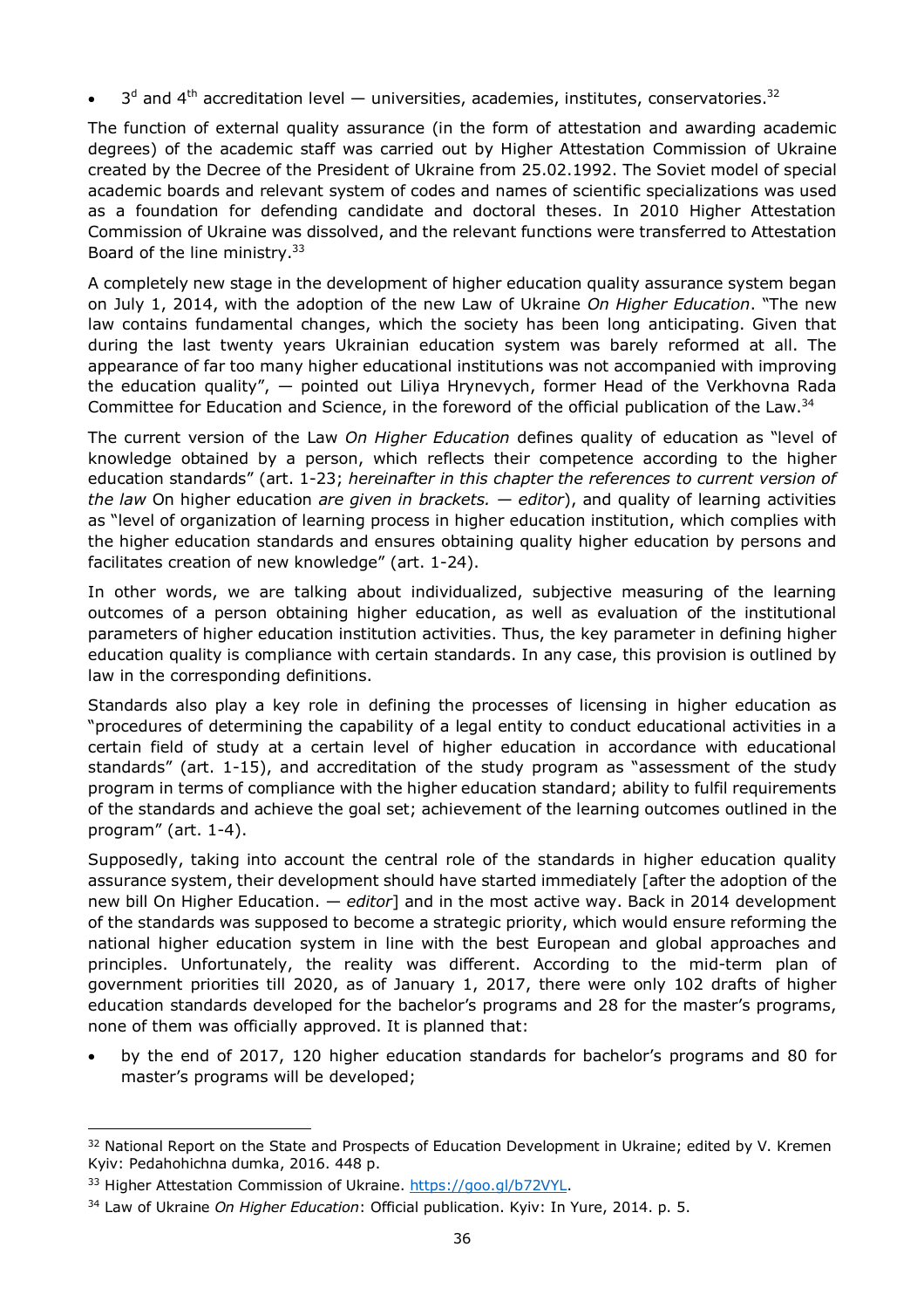- 3[d] and 4[th] accreditation level — universities, academies, institutes, conservatories.[32]

The function of external quality assurance (in the form of attestation and awarding academic degrees) of the academic staff was carried out by Higher Attestation Commission of Ukraine created by the Decree of the President of Ukraine from 25.02.1992. The Soviet model of special academic boards and relevant system of codes and names of scientific specializations was used as a foundation for defending candidate and doctoral theses. In 2010 Higher Attestation Commission of Ukraine was dissolved, and the relevant functions were transferred to Attestation Board of the line ministry.[33]

A completely new stage in the development of higher education quality assurance system began on July 1, 2014, with the adoption of the new Law of Ukraine *On Higher Education*. "The new law contains fundamental changes, which the society has been long anticipating. Given that during the last twenty years Ukrainian education system was barely reformed at all. The appearance of far too many higher educational institutions was not accompanied with improving the education quality", — pointed out Liliya Hrynevych, former Head of the Verkhovna Rada Committee for Education and Science, in the foreword of the official publication of the Law.[34]

The current version of the Law *On Higher Education* defines quality of education as "level of knowledge obtained by a person, which reflects their competence according to the higher education standards" (art. 1-23; *hereinafter in this chapter the references to current version of the law* On higher education *are given in brackets. — editor*), and quality of learning activities as "level of organization of learning process in higher education institution, which complies with the higher education standards and ensures obtaining quality higher education by persons and facilitates creation of new knowledge" (art. 1-24).

In other words, we are talking about individualized, subjective measuring of the learning outcomes of a person obtaining higher education, as well as evaluation of the institutional parameters of higher education institution activities. Thus, the key parameter in defining higher education quality is compliance with certain standards. In any case, this provision is outlined by law in the corresponding definitions.

Standards also play a key role in defining the processes of licensing in higher education as "procedures of determining the capability of a legal entity to conduct educational activities in a certain field of study at a certain level of higher education in accordance with educational standards" (art. 1-15), and accreditation of the study program as "assessment of the study program in terms of compliance with the higher education standard; ability to fulfil requirements of the standards and achieve the goal set; achievement of the learning outcomes outlined in the program" (art. 1-4).

Supposedly, taking into account the central role of the standards in higher education quality assurance system, their development should have started immediately [after the adoption of the new bill On Higher Education. — *editor*] and in the most active way. Back in 2014 development of the standards was supposed to become a strategic priority, which would ensure reforming the national higher education system in line with the best European and global approaches and principles. Unfortunately, the reality was different. According to the mid-term plan of government priorities till 2020, as of January 1, 2017, there were only 102 drafts of higher education standards developed for the bachelor's programs and 28 for the master's programs, none of them was officially approved. It is planned that:

- by the end of 2017, 120 higher education standards for bachelor's programs and 80 for master's programs will be developed;

---

[32] National Report on the State and Prospects of Education Development in Ukraine; edited by V. Kremen Kyiv: Pedahohichna dumka, 2016. 448 p.

[33] Higher Attestation Commission of Ukraine. https://goo.gl/b72VYL.

[34] Law of Ukraine *On Higher Education*: Official publication. Kyiv: In Yure, 2014. p. 5.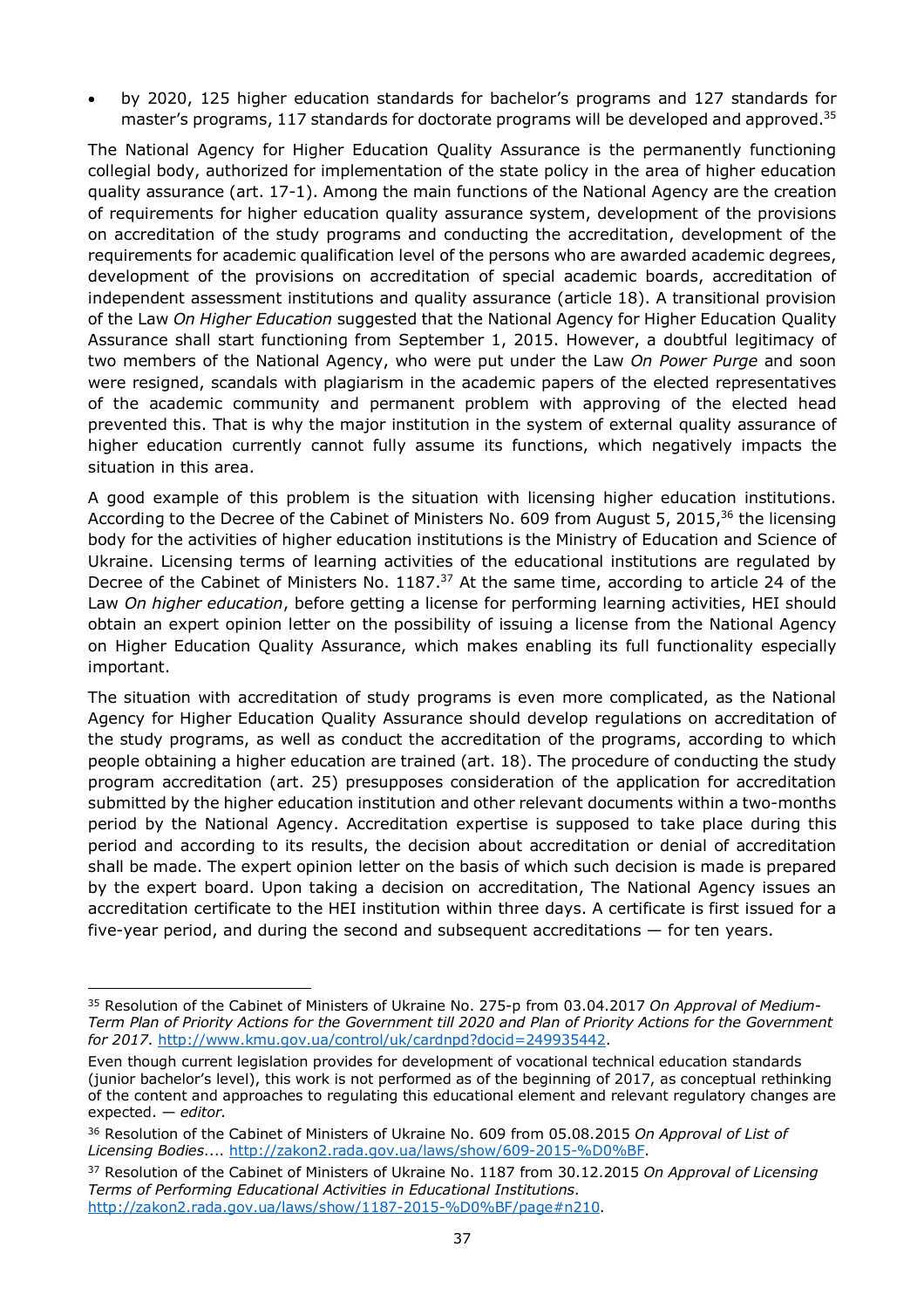- by 2020, 125 higher education standards for bachelor's programs and 127 standards for master's programs, 117 standards for doctorate programs will be developed and approved.[35]

The National Agency for Higher Education Quality Assurance is the permanently functioning collegial body, authorized for implementation of the state policy in the area of higher education quality assurance (art. 17-1). Among the main functions of the National Agency are the creation of requirements for higher education quality assurance system, development of the provisions on accreditation of the study programs and conducting the accreditation, development of the requirements for academic qualification level of the persons who are awarded academic degrees, development of the provisions on accreditation of special academic boards, accreditation of independent assessment institutions and quality assurance (article 18). A transitional provision of the Law *On Higher Education* suggested that the National Agency for Higher Education Quality Assurance shall start functioning from September 1, 2015. However, a doubtful legitimacy of two members of the National Agency, who were put under the Law *On Power Purge* and soon were resigned, scandals with plagiarism in the academic papers of the elected representatives of the academic community and permanent problem with approving of the elected head prevented this. That is why the major institution in the system of external quality assurance of higher education currently cannot fully assume its functions, which negatively impacts the situation in this area.

A good example of this problem is the situation with licensing higher education institutions. According to the Decree of the Cabinet of Ministers No. 609 from August 5, 2015,[36] the licensing body for the activities of higher education institutions is the Ministry of Education and Science of Ukraine. Licensing terms of learning activities of the educational institutions are regulated by Decree of the Cabinet of Ministers No. 1187.[37] At the same time, according to article 24 of the Law *On higher education*, before getting a license for performing learning activities, HEI should obtain an expert opinion letter on the possibility of issuing a license from the National Agency on Higher Education Quality Assurance, which makes enabling its full functionality especially important.

The situation with accreditation of study programs is even more complicated, as the National Agency for Higher Education Quality Assurance should develop regulations on accreditation of the study programs, as well as conduct the accreditation of the programs, according to which people obtaining a higher education are trained (art. 18). The procedure of conducting the study program accreditation (art. 25) presupposes consideration of the application for accreditation submitted by the higher education institution and other relevant documents within a two-months period by the National Agency. Accreditation expertise is supposed to take place during this period and according to its results, the decision about accreditation or denial of accreditation shall be made. The expert opinion letter on the basis of which such decision is made is prepared by the expert board. Upon taking a decision on accreditation, The National Agency issues an accreditation certificate to the HEI institution within three days. A certificate is first issued for a five-year period, and during the second and subsequent accreditations — for ten years.

---

[35] Resolution of the Cabinet of Ministers of Ukraine No. 275-p from 03.04.2017 *On Approval of Medium-Term Plan of Priority Actions for the Government till 2020 and Plan of Priority Actions for the Government for 2017*. http://www.kmu.gov.ua/control/uk/cardnpd?docid=249935442.

Even though current legislation provides for development of vocational technical education standards (junior bachelor's level), this work is not performed as of the beginning of 2017, as conceptual rethinking of the content and approaches to regulating this educational element and relevant regulatory changes are expected. — *editor.*

[36] Resolution of the Cabinet of Ministers of Ukraine No. 609 from 05.08.2015 *On Approval of List of Licensing Bodies*.... http://zakon2.rada.gov.ua/laws/show/609-2015-%D0%BF.

[37] Resolution of the Cabinet of Ministers of Ukraine No. 1187 from 30.12.2015 *On Approval of Licensing Terms of Performing Educational Activities in Educational Institutions*. http://zakon2.rada.gov.ua/laws/show/1187-2015-%D0%BF/page#n210.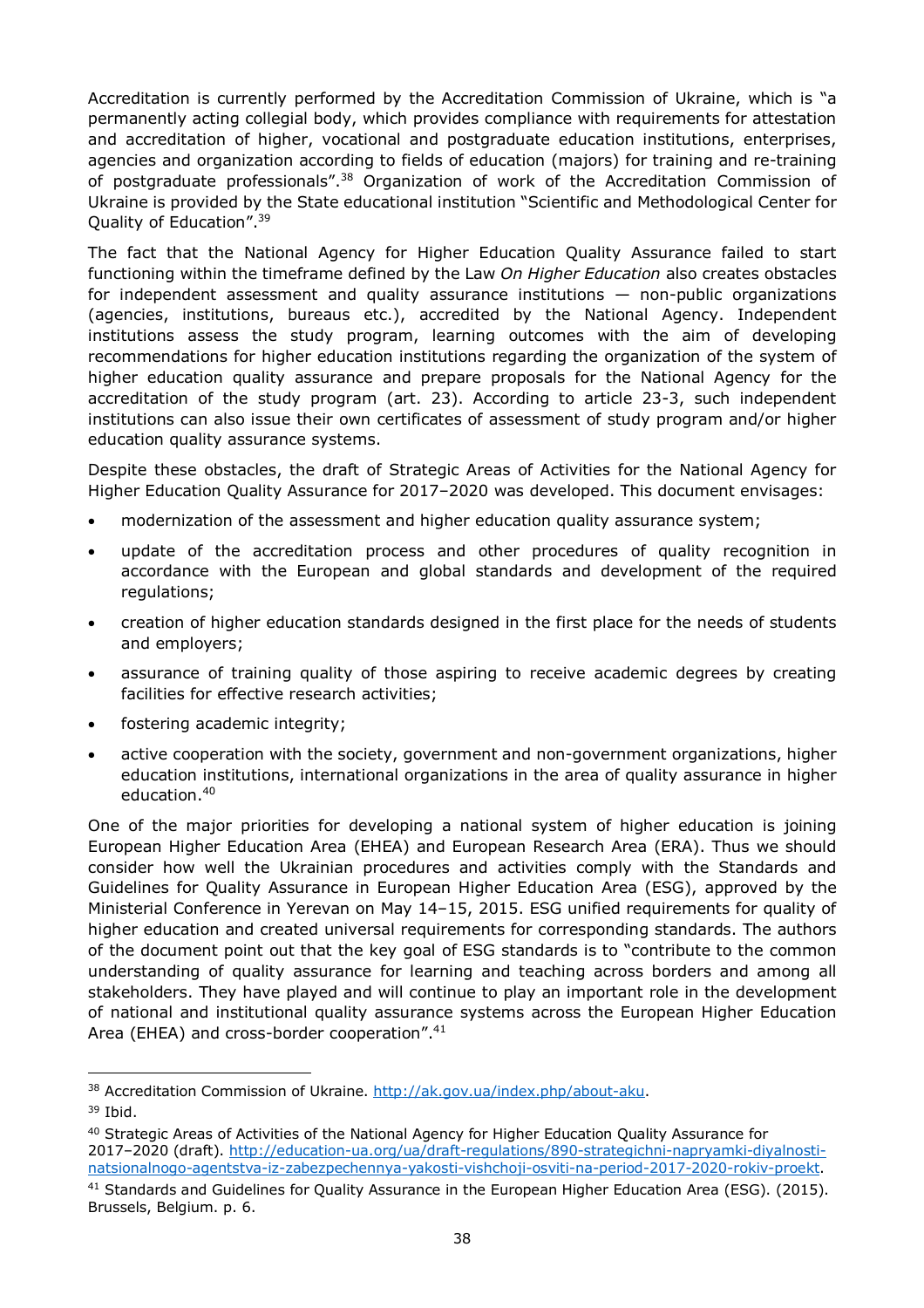Accreditation is currently performed by the Accreditation Commission of Ukraine, which is "a permanently acting collegial body, which provides compliance with requirements for attestation and accreditation of higher, vocational and postgraduate education institutions, enterprises, agencies and organization according to fields of education (majors) for training and re-training of postgraduate professionals".[38] Organization of work of the Accreditation Commission of Ukraine is provided by the State educational institution "Scientific and Methodological Center for Quality of Education".[39]

The fact that the National Agency for Higher Education Quality Assurance failed to start functioning within the timeframe defined by the Law *On Higher Education* also creates obstacles for independent assessment and quality assurance institutions — non-public organizations (agencies, institutions, bureaus etc.), accredited by the National Agency. Independent institutions assess the study program, learning outcomes with the aim of developing recommendations for higher education institutions regarding the organization of the system of higher education quality assurance and prepare proposals for the National Agency for the accreditation of the study program (art. 23). According to article 23-3, such independent institutions can also issue their own certificates of assessment of study program and/or higher education quality assurance systems.

Despite these obstacles, the draft of Strategic Areas of Activities for the National Agency for Higher Education Quality Assurance for 2017–2020 was developed. This document envisages:

- modernization of the assessment and higher education quality assurance system;
- update of the accreditation process and other procedures of quality recognition in accordance with the European and global standards and development of the required regulations;
- creation of higher education standards designed in the first place for the needs of students and employers;
- assurance of training quality of those aspiring to receive academic degrees by creating facilities for effective research activities;
- fostering academic integrity;
- active cooperation with the society, government and non-government organizations, higher education institutions, international organizations in the area of quality assurance in higher education.[40]

One of the major priorities for developing a national system of higher education is joining European Higher Education Area (EHEA) and European Research Area (ERA). Thus we should consider how well the Ukrainian procedures and activities comply with the Standards and Guidelines for Quality Assurance in European Higher Education Area (ESG), approved by the Ministerial Conference in Yerevan on May 14–15, 2015. ESG unified requirements for quality of higher education and created universal requirements for corresponding standards. The authors of the document point out that the key goal of ESG standards is to "contribute to the common understanding of quality assurance for learning and teaching across borders and among all stakeholders. They have played and will continue to play an important role in the development of national and institutional quality assurance systems across the European Higher Education Area (EHEA) and cross-border cooperation".[41]

---

[38] Accreditation Commission of Ukraine. http://ak.gov.ua/index.php/about-aku.

[39] Ibid.

[40] Strategic Areas of Activities of the National Agency for Higher Education Quality Assurance for 2017–2020 (draft). http://education-ua.org/ua/draft-regulations/890-strategichni-napryamki-diyalnosti-natsionalnogo-agentstva-iz-zabezpechennya-yakosti-vishchoji-osviti-na-period-2017-2020-rokiv-proekt.

[41] Standards and Guidelines for Quality Assurance in the European Higher Education Area (ESG). (2015). Brussels, Belgium. p. 6.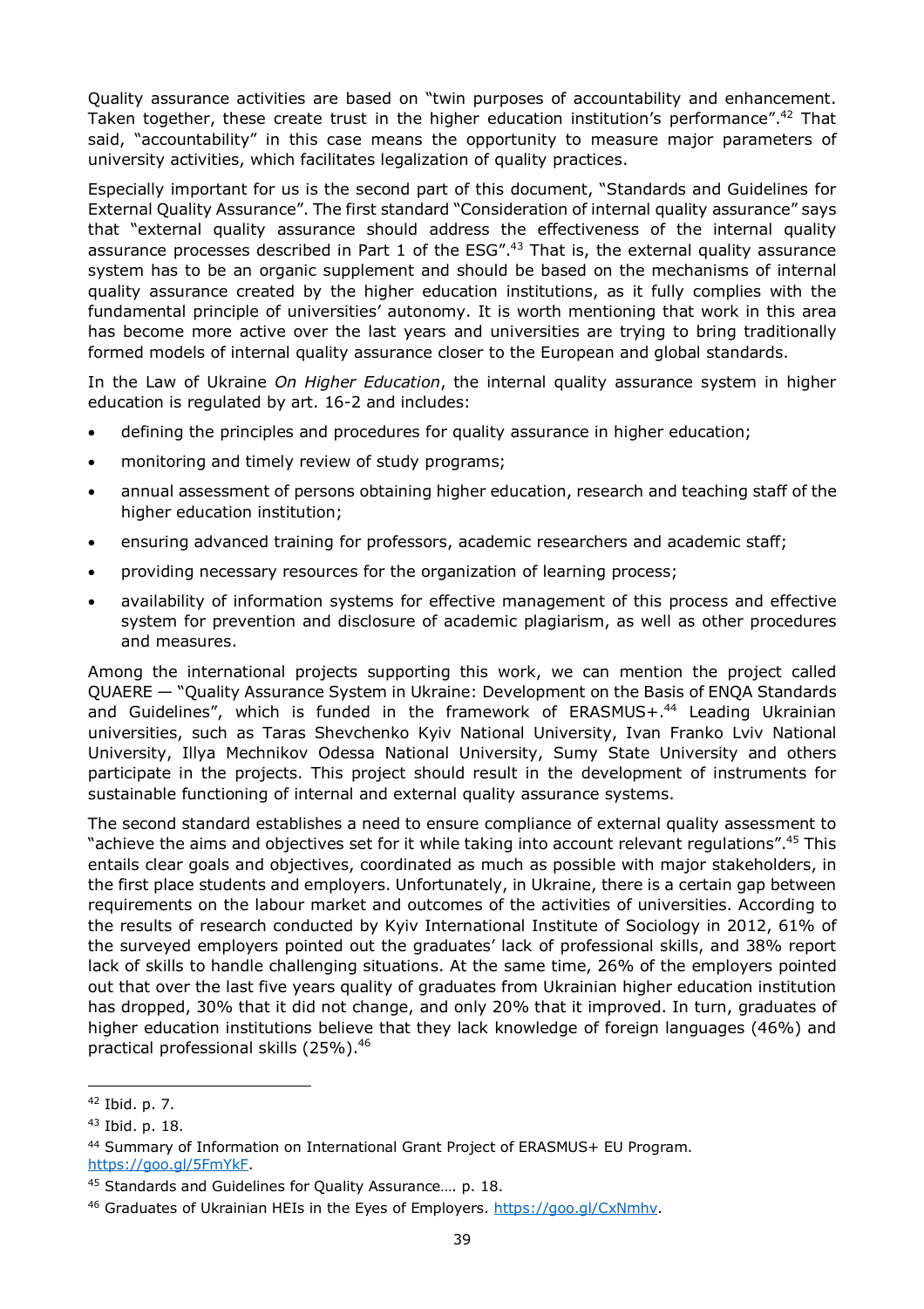Quality assurance activities are based on "twin purposes of accountability and enhancement. Taken together, these create trust in the higher education institution's performance".[42] That said, "accountability" in this case means the opportunity to measure major parameters of university activities, which facilitates legalization of quality practices.

Especially important for us is the second part of this document, "Standards and Guidelines for External Quality Assurance". The first standard "Consideration of internal quality assurance" says that "external quality assurance should address the effectiveness of the internal quality assurance processes described in Part 1 of the ESG".[43] That is, the external quality assurance system has to be an organic supplement and should be based on the mechanisms of internal quality assurance created by the higher education institutions, as it fully complies with the fundamental principle of universities' autonomy. It is worth mentioning that work in this area has become more active over the last years and universities are trying to bring traditionally formed models of internal quality assurance closer to the European and global standards.

In the Law of Ukraine *On Higher Education*, the internal quality assurance system in higher education is regulated by art. 16-2 and includes:

- defining the principles and procedures for quality assurance in higher education;
- monitoring and timely review of study programs;
- annual assessment of persons obtaining higher education, research and teaching staff of the higher education institution;
- ensuring advanced training for professors, academic researchers and academic staff;
- providing necessary resources for the organization of learning process;
- availability of information systems for effective management of this process and effective system for prevention and disclosure of academic plagiarism, as well as other procedures and measures.

Among the international projects supporting this work, we can mention the project called QUAERE — "Quality Assurance System in Ukraine: Development on the Basis of ENQA Standards and Guidelines", which is funded in the framework of ERASMUS+.[44] Leading Ukrainian universities, such as Taras Shevchenko Kyiv National University, Ivan Franko Lviv National University, Illya Mechnikov Odessa National University, Sumy State University and others participate in the projects. This project should result in the development of instruments for sustainable functioning of internal and external quality assurance systems.

The second standard establishes a need to ensure compliance of external quality assessment to "achieve the aims and objectives set for it while taking into account relevant regulations".[45] This entails clear goals and objectives, coordinated as much as possible with major stakeholders, in the first place students and employers. Unfortunately, in Ukraine, there is a certain gap between requirements on the labour market and outcomes of the activities of universities. According to the results of research conducted by Kyiv International Institute of Sociology in 2012, 61% of the surveyed employers pointed out the graduates' lack of professional skills, and 38% report lack of skills to handle challenging situations. At the same time, 26% of the employers pointed out that over the last five years quality of graduates from Ukrainian higher education institution has dropped, 30% that it did not change, and only 20% that it improved. In turn, graduates of higher education institutions believe that they lack knowledge of foreign languages (46%) and practical professional skills (25%).[46]

---

[42] Ibid. p. 7.

[43] Ibid. p. 18.

[44] Summary of Information on International Grant Project of ERASMUS+ EU Program. https://goo.gl/5FmYkF.

[45] Standards and Guidelines for Quality Assurance…. p. 18.

[46] Graduates of Ukrainian HEIs in the Eyes of Employers. https://goo.gl/CxNmhv.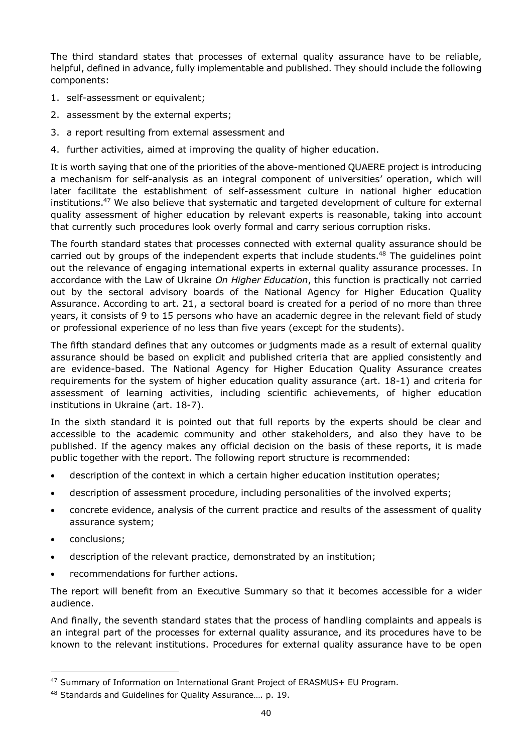The third standard states that processes of external quality assurance have to be reliable, helpful, defined in advance, fully implementable and published. They should include the following components:

1. self-assessment or equivalent;
2. assessment by the external experts;
3. a report resulting from external assessment and
4. further activities, aimed at improving the quality of higher education.

It is worth saying that one of the priorities of the above-mentioned QUAERE project is introducing a mechanism for self-analysis as an integral component of universities' operation, which will later facilitate the establishment of self-assessment culture in national higher education institutions.[47] We also believe that systematic and targeted development of culture for external quality assessment of higher education by relevant experts is reasonable, taking into account that currently such procedures look overly formal and carry serious corruption risks.

The fourth standard states that processes connected with external quality assurance should be carried out by groups of the independent experts that include students.[48] The guidelines point out the relevance of engaging international experts in external quality assurance processes. In accordance with the Law of Ukraine *On Higher Education*, this function is practically not carried out by the sectoral advisory boards of the National Agency for Higher Education Quality Assurance. According to art. 21, a sectoral board is created for a period of no more than three years, it consists of 9 to 15 persons who have an academic degree in the relevant field of study or professional experience of no less than five years (except for the students).

The fifth standard defines that any outcomes or judgments made as a result of external quality assurance should be based on explicit and published criteria that are applied consistently and are evidence-based. The National Agency for Higher Education Quality Assurance creates requirements for the system of higher education quality assurance (art. 18-1) and criteria for assessment of learning activities, including scientific achievements, of higher education institutions in Ukraine (art. 18-7).

In the sixth standard it is pointed out that full reports by the experts should be clear and accessible to the academic community and other stakeholders, and also they have to be published. If the agency makes any official decision on the basis of these reports, it is made public together with the report. The following report structure is recommended:

- description of the context in which a certain higher education institution operates;
- description of assessment procedure, including personalities of the involved experts;
- concrete evidence, analysis of the current practice and results of the assessment of quality assurance system;
- conclusions;
- description of the relevant practice, demonstrated by an institution;
- recommendations for further actions.

The report will benefit from an Executive Summary so that it becomes accessible for a wider audience.

And finally, the seventh standard states that the process of handling complaints and appeals is an integral part of the processes for external quality assurance, and its procedures have to be known to the relevant institutions. Procedures for external quality assurance have to be open

---

[47] Summary of Information on International Grant Project of ERASMUS+ EU Program.

[48] Standards and Guidelines for Quality Assurance…. p. 19.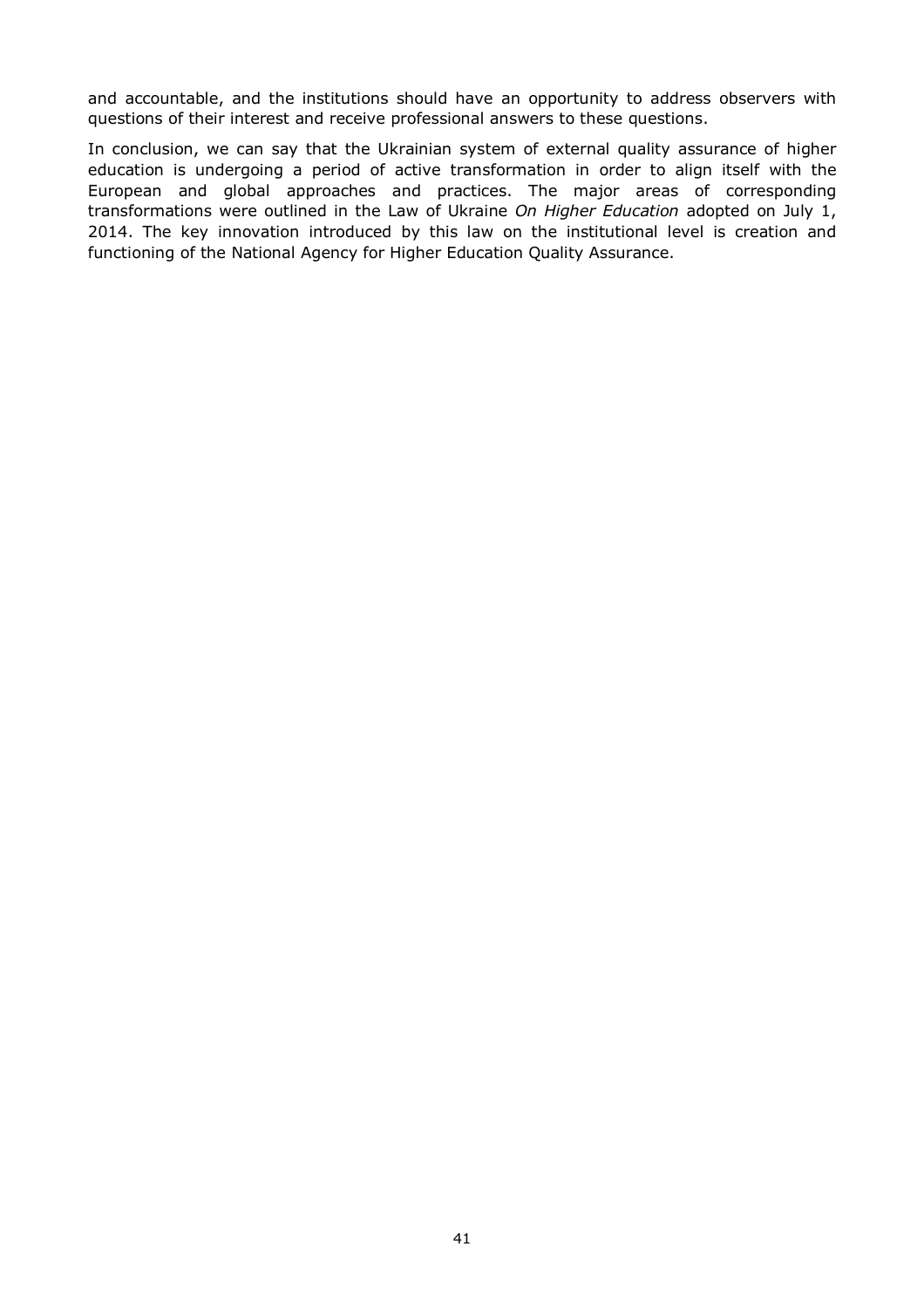and accountable, and the institutions should have an opportunity to address observers with questions of their interest and receive professional answers to these questions.

In conclusion, we can say that the Ukrainian system of external quality assurance of higher education is undergoing a period of active transformation in order to align itself with the European and global approaches and practices. The major areas of corresponding transformations were outlined in the Law of Ukraine *On Higher Education* adopted on July 1, 2014. The key innovation introduced by this law on the institutional level is creation and functioning of the National Agency for Higher Education Quality Assurance.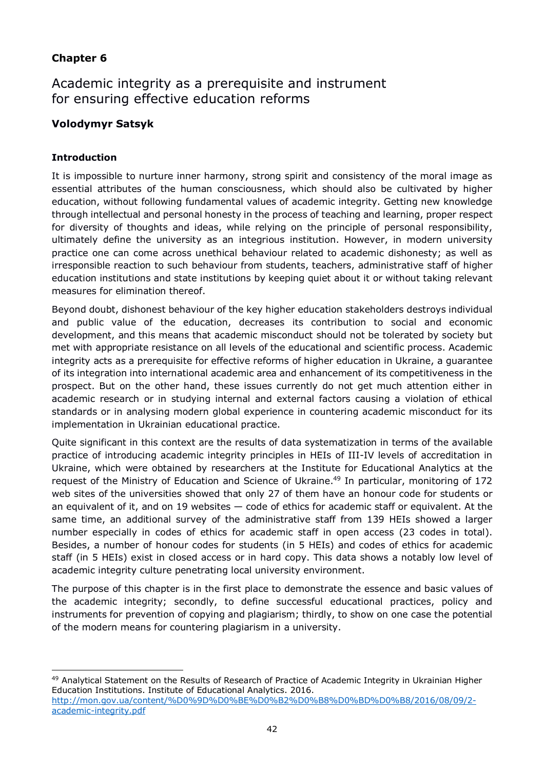# Chapter 6

## Academic integrity as a prerequisite and instrument for ensuring effective education reforms

**Volodymyr Satsyk**

### Introduction

It is impossible to nurture inner harmony, strong spirit and consistency of the moral image as essential attributes of the human consciousness, which should also be cultivated by higher education, without following fundamental values of academic integrity. Getting new knowledge through intellectual and personal honesty in the process of teaching and learning, proper respect for diversity of thoughts and ideas, while relying on the principle of personal responsibility, ultimately define the university as an integrious institution. However, in modern university practice one can come across unethical behaviour related to academic dishonesty; as well as irresponsible reaction to such behaviour from students, teachers, administrative staff of higher education institutions and state institutions by keeping quiet about it or without taking relevant measures for elimination thereof.

Beyond doubt, dishonest behaviour of the key higher education stakeholders destroys individual and public value of the education, decreases its contribution to social and economic development, and this means that academic misconduct should not be tolerated by society but met with appropriate resistance on all levels of the educational and scientific process. Academic integrity acts as a prerequisite for effective reforms of higher education in Ukraine, a guarantee of its integration into international academic area and enhancement of its competitiveness in the prospect. But on the other hand, these issues currently do not get much attention either in academic research or in studying internal and external factors causing a violation of ethical standards or in analysing modern global experience in countering academic misconduct for its implementation in Ukrainian educational practice.

Quite significant in this context are the results of data systematization in terms of the available practice of introducing academic integrity principles in HEIs of III-IV levels of accreditation in Ukraine, which were obtained by researchers at the Institute for Educational Analytics at the request of the Ministry of Education and Science of Ukraine.[49] In particular, monitoring of 172 web sites of the universities showed that only 27 of them have an honour code for students or an equivalent of it, and on 19 websites — code of ethics for academic staff or equivalent. At the same time, an additional survey of the administrative staff from 139 HEIs showed a larger number especially in codes of ethics for academic staff in open access (23 codes in total). Besides, a number of honour codes for students (in 5 HEIs) and codes of ethics for academic staff (in 5 HEIs) exist in closed access or in hard copy. This data shows a notably low level of academic integrity culture penetrating local university environment.

The purpose of this chapter is in the first place to demonstrate the essence and basic values of the academic integrity; secondly, to define successful educational practices, policy and instruments for prevention of copying and plagiarism; thirdly, to show on one case the potential of the modern means for countering plagiarism in a university.

---

[49] Analytical Statement on the Results of Research of Practice of Academic Integrity in Ukrainian Higher Education Institutions. Institute of Educational Analytics. 2016. http://mon.gov.ua/content/%D0%9D%D0%BE%D0%B2%D0%B8%D0%BD%D0%B8/2016/08/09/2-academic-integrity.pdf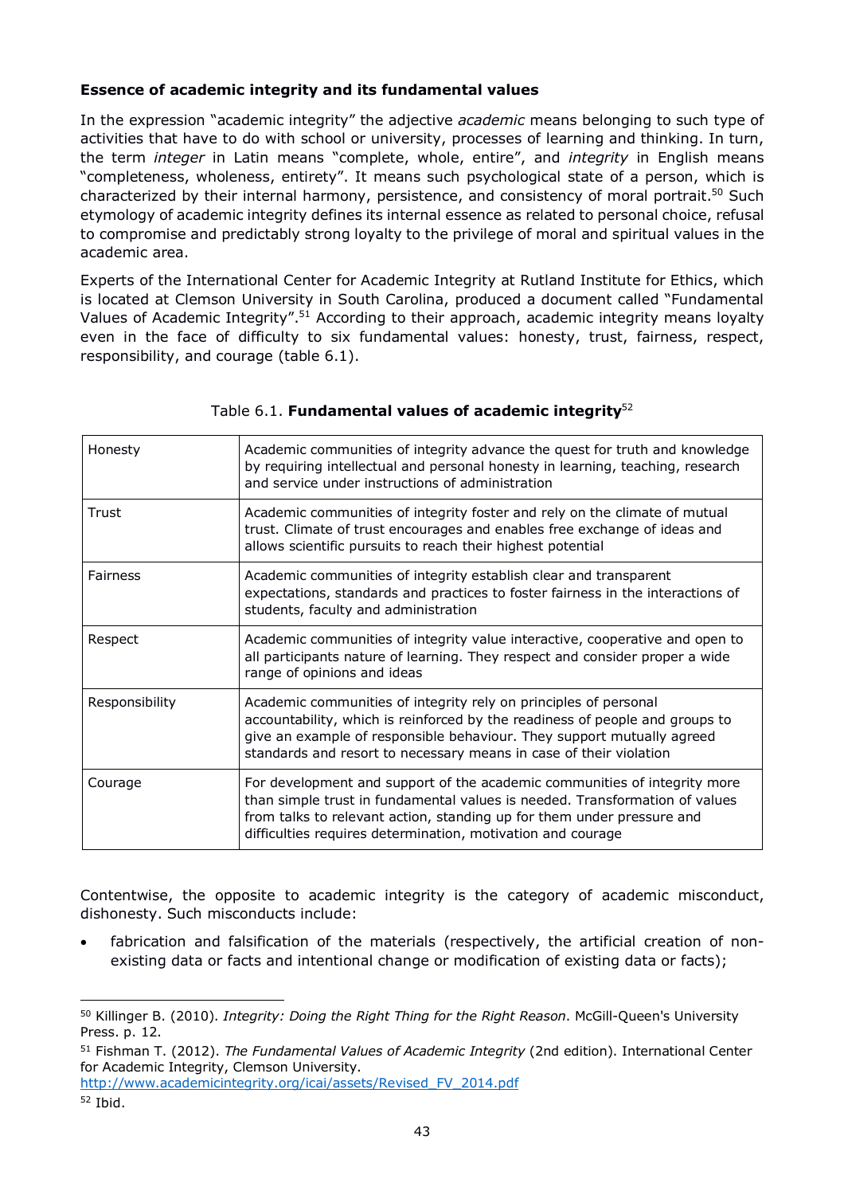**Essence of academic integrity and its fundamental values**

In the expression "academic integrity" the adjective *academic* means belonging to such type of activities that have to do with school or university, processes of learning and thinking. In turn, the term *integer* in Latin means "complete, whole, entire", and *integrity* in English means "completeness, wholeness, entirety". It means such psychological state of a person, which is characterized by their internal harmony, persistence, and consistency of moral portrait.[50] Such etymology of academic integrity defines its internal essence as related to personal choice, refusal to compromise and predictably strong loyalty to the privilege of moral and spiritual values in the academic area.

Experts of the International Center for Academic Integrity at Rutland Institute for Ethics, which is located at Clemson University in South Carolina, produced a document called "Fundamental Values of Academic Integrity".[51] According to their approach, academic integrity means loyalty even in the face of difficulty to six fundamental values: honesty, trust, fairness, respect, responsibility, and courage (table 6.1).

Table 6.1. **Fundamental values of academic integrity**[52]

| | |
|---|---|
| Honesty | Academic communities of integrity advance the quest for truth and knowledge by requiring intellectual and personal honesty in learning, teaching, research and service under instructions of administration |
| Trust | Academic communities of integrity foster and rely on the climate of mutual trust. Climate of trust encourages and enables free exchange of ideas and allows scientific pursuits to reach their highest potential |
| Fairness | Academic communities of integrity establish clear and transparent expectations, standards and practices to foster fairness in the interactions of students, faculty and administration |
| Respect | Academic communities of integrity value interactive, cooperative and open to all participants nature of learning. They respect and consider proper a wide range of opinions and ideas |
| Responsibility | Academic communities of integrity rely on principles of personal accountability, which is reinforced by the readiness of people and groups to give an example of responsible behaviour. They support mutually agreed standards and resort to necessary means in case of their violation |
| Courage | For development and support of the academic communities of integrity more than simple trust in fundamental values is needed. Transformation of values from talks to relevant action, standing up for them under pressure and difficulties requires determination, motivation and courage |

Contentwise, the opposite to academic integrity is the category of academic misconduct, dishonesty. Such misconducts include:

- fabrication and falsification of the materials (respectively, the artificial creation of non-existing data or facts and intentional change or modification of existing data or facts);

---

[50] Killinger B. (2010). *Integrity: Doing the Right Thing for the Right Reason*. McGill-Queen's University Press. p. 12.

[51] Fishman T. (2012). *The Fundamental Values of Academic Integrity* (2nd edition). International Center for Academic Integrity, Clemson University. http://www.academicintegrity.org/icai/assets/Revised_FV_2014.pdf

[52] Ibid.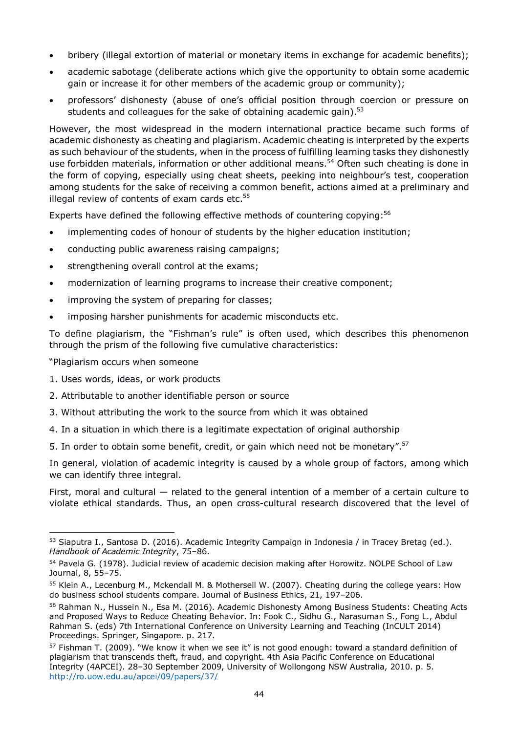- bribery (illegal extortion of material or monetary items in exchange for academic benefits);
- academic sabotage (deliberate actions which give the opportunity to obtain some academic gain or increase it for other members of the academic group or community);
- professors' dishonesty (abuse of one's official position through coercion or pressure on students and colleagues for the sake of obtaining academic gain).[53]

However, the most widespread in the modern international practice became such forms of academic dishonesty as cheating and plagiarism. Academic cheating is interpreted by the experts as such behaviour of the students, when in the process of fulfilling learning tasks they dishonestly use forbidden materials, information or other additional means.[54] Often such cheating is done in the form of copying, especially using cheat sheets, peeking into neighbour's test, cooperation among students for the sake of receiving a common benefit, actions aimed at a preliminary and illegal review of contents of exam cards etc.[55]

Experts have defined the following effective methods of countering copying:[56]

- implementing codes of honour of students by the higher education institution;
- conducting public awareness raising campaigns;
- strengthening overall control at the exams;
- modernization of learning programs to increase their creative component;
- improving the system of preparing for classes;
- imposing harsher punishments for academic misconducts etc.

To define plagiarism, the "Fishman's rule" is often used, which describes this phenomenon through the prism of the following five cumulative characteristics:

"Plagiarism occurs when someone

1. Uses words, ideas, or work products
2. Attributable to another identifiable person or source
3. Without attributing the work to the source from which it was obtained
4. In a situation in which there is a legitimate expectation of original authorship
5. In order to obtain some benefit, credit, or gain which need not be monetary".[57]

In general, violation of academic integrity is caused by a whole group of factors, among which we can identify three integral.

First, moral and cultural — related to the general intention of a member of a certain culture to violate ethical standards. Thus, an open cross-cultural research discovered that the level of

---

[53] Siaputra I., Santosa D. (2016). Academic Integrity Campaign in Indonesia / in Tracey Bretag (ed.). *Handbook of Academic Integrity*, 75–86.

[54] Pavela G. (1978). Judicial review of academic decision making after Horowitz. NOLPE School of Law Journal, 8, 55–75.

[55] Klein A., Lecenburg M., Mckendall M. & Mothersell W. (2007). Cheating during the college years: How do business school students compare. Journal of Business Ethics, 21, 197–206.

[56] Rahman N., Hussein N., Esa M. (2016). Academic Dishonesty Among Business Students: Cheating Acts and Proposed Ways to Reduce Cheating Behavior. In: Fook C., Sidhu G., Narasuman S., Fong L., Abdul Rahman S. (eds) 7th International Conference on University Learning and Teaching (InCULT 2014) Proceedings. Springer, Singapore. p. 217.

[57] Fishman T. (2009). "We know it when we see it" is not good enough: toward a standard definition of plagiarism that transcends theft, fraud, and copyright. 4th Asia Pacific Conference on Educational Integrity (4APCEI). 28–30 September 2009, University of Wollongong NSW Australia, 2010. p. 5. http://ro.uow.edu.au/apcei/09/papers/37/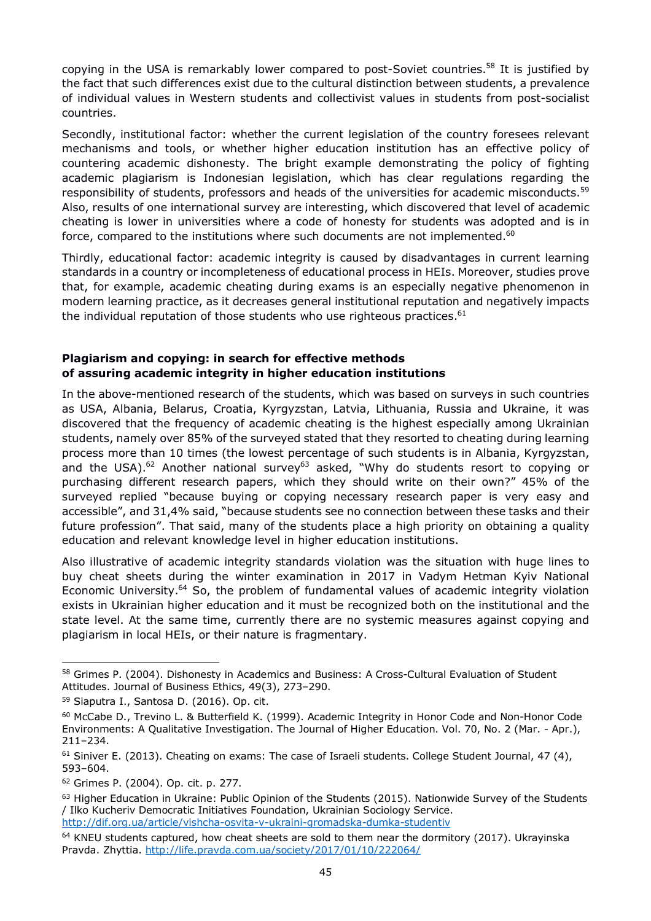copying in the USA is remarkably lower compared to post-Soviet countries.[58] It is justified by the fact that such differences exist due to the cultural distinction between students, a prevalence of individual values in Western students and collectivist values in students from post-socialist countries.

Secondly, institutional factor: whether the current legislation of the country foresees relevant mechanisms and tools, or whether higher education institution has an effective policy of countering academic dishonesty. The bright example demonstrating the policy of fighting academic plagiarism is Indonesian legislation, which has clear regulations regarding the responsibility of students, professors and heads of the universities for academic misconducts.[59] Also, results of one international survey are interesting, which discovered that level of academic cheating is lower in universities where a code of honesty for students was adopted and is in force, compared to the institutions where such documents are not implemented.[60]

Thirdly, educational factor: academic integrity is caused by disadvantages in current learning standards in a country or incompleteness of educational process in HEIs. Moreover, studies prove that, for example, academic cheating during exams is an especially negative phenomenon in modern learning practice, as it decreases general institutional reputation and negatively impacts the individual reputation of those students who use righteous practices.[61]

## Plagiarism and copying: in search for effective methods of assuring academic integrity in higher education institutions

In the above-mentioned research of the students, which was based on surveys in such countries as USA, Albania, Belarus, Croatia, Kyrgyzstan, Latvia, Lithuania, Russia and Ukraine, it was discovered that the frequency of academic cheating is the highest especially among Ukrainian students, namely over 85% of the surveyed stated that they resorted to cheating during learning process more than 10 times (the lowest percentage of such students is in Albania, Kyrgyzstan, and the USA).[62] Another national survey[63] asked, "Why do students resort to copying or purchasing different research papers, which they should write on their own?" 45% of the surveyed replied "because buying or copying necessary research paper is very easy and accessible", and 31,4% said, "because students see no connection between these tasks and their future profession". That said, many of the students place a high priority on obtaining a quality education and relevant knowledge level in higher education institutions.

Also illustrative of academic integrity standards violation was the situation with huge lines to buy cheat sheets during the winter examination in 2017 in Vadym Hetman Kyiv National Economic University.[64] So, the problem of fundamental values of academic integrity violation exists in Ukrainian higher education and it must be recognized both on the institutional and the state level. At the same time, currently there are no systemic measures against copying and plagiarism in local HEIs, or their nature is fragmentary.

---

[58] Grimes P. (2004). Dishonesty in Academics and Business: A Cross-Cultural Evaluation of Student Attitudes. Journal of Business Ethics, 49(3), 273–290.

[59] Siaputra I., Santosa D. (2016). Op. cit.

[60] McCabe D., Trevino L. & Butterfield K. (1999). Academic Integrity in Honor Code and Non-Honor Code Environments: A Qualitative Investigation. The Journal of Higher Education. Vol. 70, No. 2 (Mar. - Apr.), 211–234.

[61] Siniver E. (2013). Cheating on exams: The case of Israeli students. College Student Journal, 47 (4), 593–604.

[62] Grimes P. (2004). Op. cit. p. 277.

[63] Higher Education in Ukraine: Public Opinion of the Students (2015). Nationwide Survey of the Students / Ilko Kucheriv Democratic Initiatives Foundation, Ukrainian Sociology Service. http://dif.org.ua/article/vishcha-osvita-v-ukraini-gromadska-dumka-studentiv

[64] KNEU students captured, how cheat sheets are sold to them near the dormitory (2017). Ukrayinska Pravda. Zhyttia. http://life.pravda.com.ua/society/2017/01/10/222064/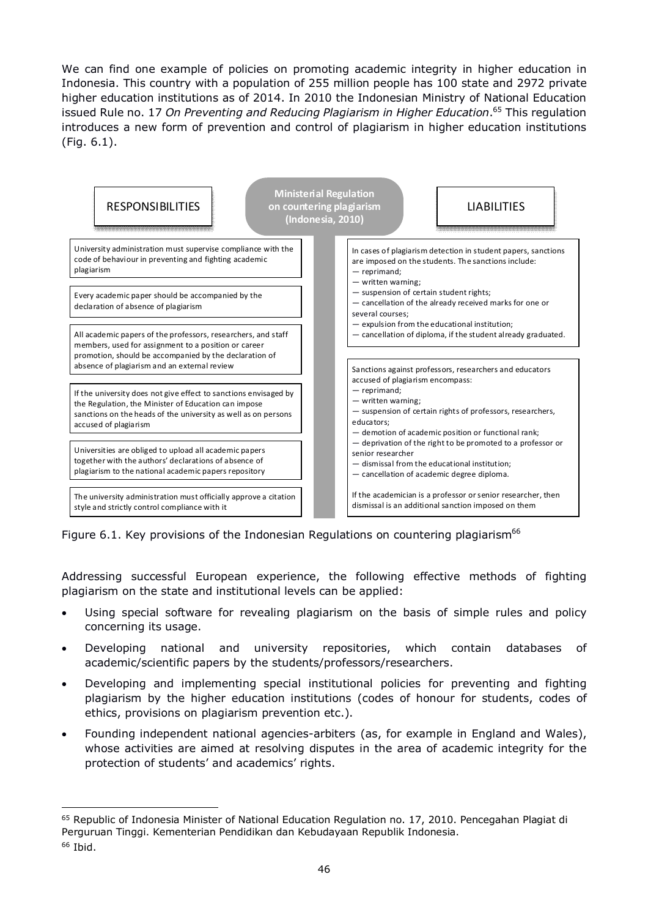We can find one example of policies on promoting academic integrity in higher education in Indonesia. This country with a population of 255 million people has 100 state and 2972 private higher education institutions as of 2014. In 2010 the Indonesian Ministry of National Education issued Rule no. 17 *On Preventing and Reducing Plagiarism in Higher Education*.[65] This regulation introduces a new form of prevention and control of plagiarism in higher education institutions (Fig. 6.1).

**Ministerial Regulation on countering plagiarism (Indonesia, 2010)**

| RESPONSIBILITIES | LIABILITIES |
|---|---|
| University administration must supervise compliance with the code of behaviour in preventing and fighting academic plagiarism | In cases of plagiarism detection in student papers, sanctions are imposed on the students. The sanctions include: — reprimand; — written warning; — suspension of certain student rights; — cancellation of the already received marks for one or several courses; — expulsion from the educational institution; — cancellation of diploma, if the student already graduated. |
| Every academic paper should be accompanied by the declaration of absence of plagiarism | Sanctions against professors, researchers and educators accused of plagiarism encompass: — reprimand; — written warning; — suspension of certain rights of professors, researchers, educators; — demotion of academic position or functional rank; — deprivation of the right to be promoted to a professor or senior researcher — dismissal from the educational institution; — cancellation of academic degree diploma. |
| All academic papers of the professors, researchers, and staff members, used for assignment to a position or career promotion, should be accompanied by the declaration of absence of plagiarism and an external review | If the academician is a professor or senior researcher, then dismissal is an additional sanction imposed on them |
| If the university does not give effect to sanctions envisaged by the Regulation, the Minister of Education can impose sanctions on the heads of the university as well as on persons accused of plagiarism | |
| Universities are obliged to upload all academic papers together with the authors' declarations of absence of plagiarism to the national academic papers repository | |
| The university administration must officially approve a citation style and strictly control compliance with it | |

Figure 6.1. Key provisions of the Indonesian Regulations on countering plagiarism[66]

Addressing successful European experience, the following effective methods of fighting plagiarism on the state and institutional levels can be applied:

- Using special software for revealing plagiarism on the basis of simple rules and policy concerning its usage.
- Developing national and university repositories, which contain databases of academic/scientific papers by the students/professors/researchers.
- Developing and implementing special institutional policies for preventing and fighting plagiarism by the higher education institutions (codes of honour for students, codes of ethics, provisions on plagiarism prevention etc.).
- Founding independent national agencies-arbiters (as, for example in England and Wales), whose activities are aimed at resolving disputes in the area of academic integrity for the protection of students' and academics' rights.

---

[65] Republic of Indonesia Minister of National Education Regulation no. 17, 2010. Pencegahan Plagiat di Perguruan Tinggi. Kementerian Pendidikan dan Kebudayaan Republik Indonesia.

[66] Ibid.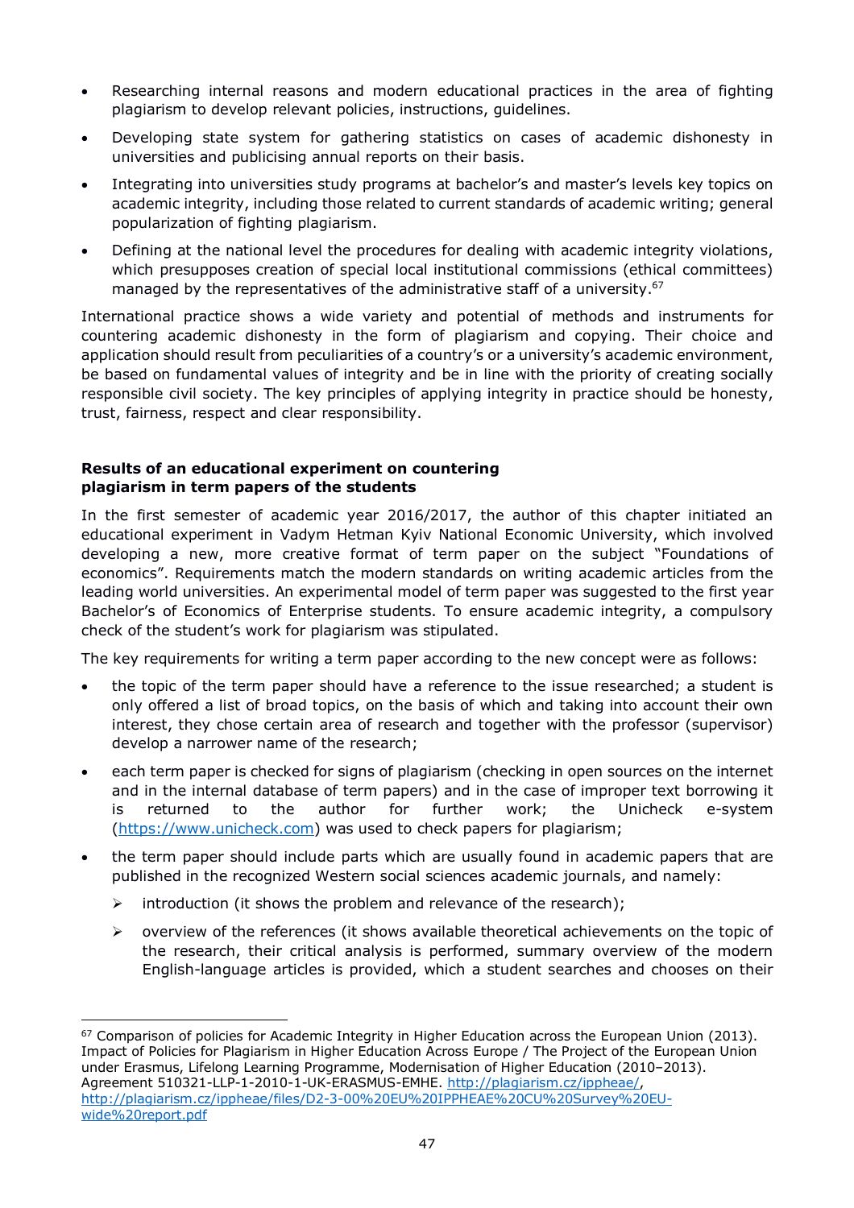- Researching internal reasons and modern educational practices in the area of fighting plagiarism to develop relevant policies, instructions, guidelines.
- Developing state system for gathering statistics on cases of academic dishonesty in universities and publicising annual reports on their basis.
- Integrating into universities study programs at bachelor's and master's levels key topics on academic integrity, including those related to current standards of academic writing; general popularization of fighting plagiarism.
- Defining at the national level the procedures for dealing with academic integrity violations, which presupposes creation of special local institutional commissions (ethical committees) managed by the representatives of the administrative staff of a university.[67]

International practice shows a wide variety and potential of methods and instruments for countering academic dishonesty in the form of plagiarism and copying. Their choice and application should result from peculiarities of a country's or a university's academic environment, be based on fundamental values of integrity and be in line with the priority of creating socially responsible civil society. The key principles of applying integrity in practice should be honesty, trust, fairness, respect and clear responsibility.

**Results of an educational experiment on countering plagiarism in term papers of the students**

In the first semester of academic year 2016/2017, the author of this chapter initiated an educational experiment in Vadym Hetman Kyiv National Economic University, which involved developing a new, more creative format of term paper on the subject "Foundations of economics". Requirements match the modern standards on writing academic articles from the leading world universities. An experimental model of term paper was suggested to the first year Bachelor's of Economics of Enterprise students. To ensure academic integrity, a compulsory check of the student's work for plagiarism was stipulated.

The key requirements for writing a term paper according to the new concept were as follows:

- the topic of the term paper should have a reference to the issue researched; a student is only offered a list of broad topics, on the basis of which and taking into account their own interest, they chose certain area of research and together with the professor (supervisor) develop a narrower name of the research;
- each term paper is checked for signs of plagiarism (checking in open sources on the internet and in the internal database of term papers) and in the case of improper text borrowing it is returned to the author for further work; the Unicheck e-system (https://www.unicheck.com) was used to check papers for plagiarism;
- the term paper should include parts which are usually found in academic papers that are published in the recognized Western social sciences academic journals, and namely:
  - introduction (it shows the problem and relevance of the research);
  - overview of the references (it shows available theoretical achievements on the topic of the research, their critical analysis is performed, summary overview of the modern English-language articles is provided, which a student searches and chooses on their

---

[67] Comparison of policies for Academic Integrity in Higher Education across the European Union (2013). Impact of Policies for Plagiarism in Higher Education Across Europe / The Project of the European Union under Erasmus, Lifelong Learning Programme, Modernisation of Higher Education (2010–2013). Agreement 510321-LLP-1-2010-1-UK-ERASMUS-EMHE. http://plagiarism.cz/ippheae/, http://plagiarism.cz/ippheae/files/D2-3-00%20EU%20IPPHEAE%20CU%20Survey%20EU-wide%20report.pdf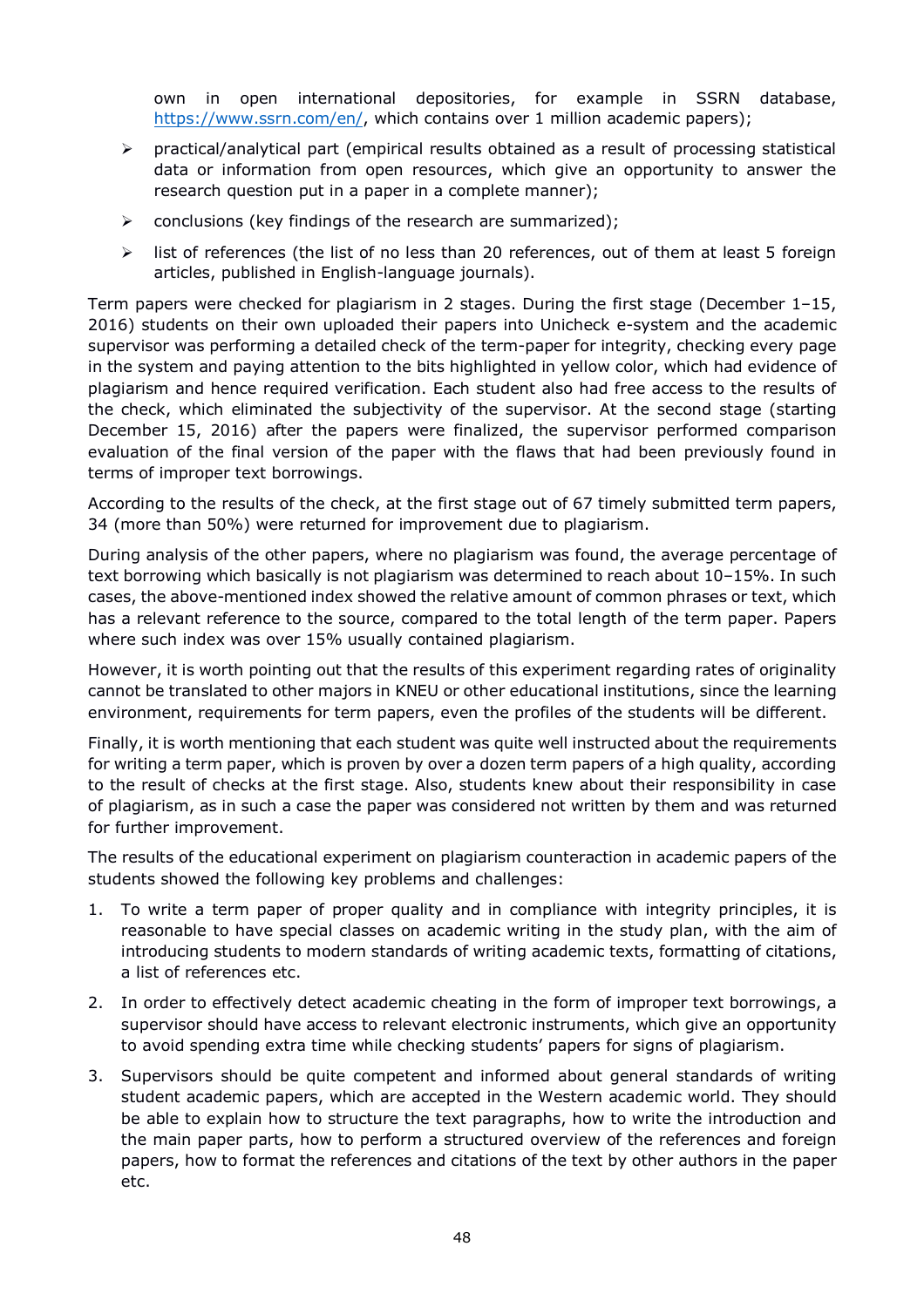own in open international depositories, for example in SSRN database, https://www.ssrn.com/en/, which contains over 1 million academic papers);

- practical/analytical part (empirical results obtained as a result of processing statistical data or information from open resources, which give an opportunity to answer the research question put in a paper in a complete manner);
- conclusions (key findings of the research are summarized);
- list of references (the list of no less than 20 references, out of them at least 5 foreign articles, published in English-language journals).

Term papers were checked for plagiarism in 2 stages. During the first stage (December 1–15, 2016) students on their own uploaded their papers into Unicheck e-system and the academic supervisor was performing a detailed check of the term-paper for integrity, checking every page in the system and paying attention to the bits highlighted in yellow color, which had evidence of plagiarism and hence required verification. Each student also had free access to the results of the check, which eliminated the subjectivity of the supervisor. At the second stage (starting December 15, 2016) after the papers were finalized, the supervisor performed comparison evaluation of the final version of the paper with the flaws that had been previously found in terms of improper text borrowings.

According to the results of the check, at the first stage out of 67 timely submitted term papers, 34 (more than 50%) were returned for improvement due to plagiarism.

During analysis of the other papers, where no plagiarism was found, the average percentage of text borrowing which basically is not plagiarism was determined to reach about 10–15%. In such cases, the above-mentioned index showed the relative amount of common phrases or text, which has a relevant reference to the source, compared to the total length of the term paper. Papers where such index was over 15% usually contained plagiarism.

However, it is worth pointing out that the results of this experiment regarding rates of originality cannot be translated to other majors in KNEU or other educational institutions, since the learning environment, requirements for term papers, even the profiles of the students will be different.

Finally, it is worth mentioning that each student was quite well instructed about the requirements for writing a term paper, which is proven by over a dozen term papers of a high quality, according to the result of checks at the first stage. Also, students knew about their responsibility in case of plagiarism, as in such a case the paper was considered not written by them and was returned for further improvement.

The results of the educational experiment on plagiarism counteraction in academic papers of the students showed the following key problems and challenges:

1. To write a term paper of proper quality and in compliance with integrity principles, it is reasonable to have special classes on academic writing in the study plan, with the aim of introducing students to modern standards of writing academic texts, formatting of citations, a list of references etc.
2. In order to effectively detect academic cheating in the form of improper text borrowings, a supervisor should have access to relevant electronic instruments, which give an opportunity to avoid spending extra time while checking students' papers for signs of plagiarism.
3. Supervisors should be quite competent and informed about general standards of writing student academic papers, which are accepted in the Western academic world. They should be able to explain how to structure the text paragraphs, how to write the introduction and the main paper parts, how to perform a structured overview of the references and foreign papers, how to format the references and citations of the text by other authors in the paper etc.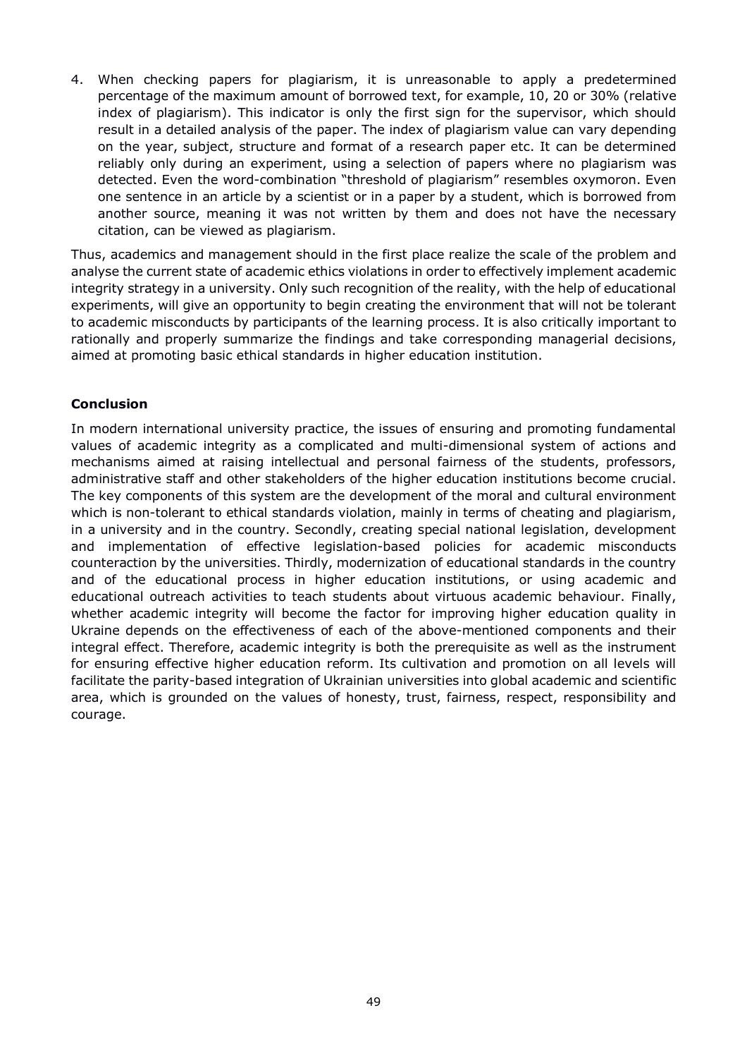4. When checking papers for plagiarism, it is unreasonable to apply a predetermined percentage of the maximum amount of borrowed text, for example, 10, 20 or 30% (relative index of plagiarism). This indicator is only the first sign for the supervisor, which should result in a detailed analysis of the paper. The index of plagiarism value can vary depending on the year, subject, structure and format of a research paper etc. It can be determined reliably only during an experiment, using a selection of papers where no plagiarism was detected. Even the word-combination "threshold of plagiarism" resembles oxymoron. Even one sentence in an article by a scientist or in a paper by a student, which is borrowed from another source, meaning it was not written by them and does not have the necessary citation, can be viewed as plagiarism.

Thus, academics and management should in the first place realize the scale of the problem and analyse the current state of academic ethics violations in order to effectively implement academic integrity strategy in a university. Only such recognition of the reality, with the help of educational experiments, will give an opportunity to begin creating the environment that will not be tolerant to academic misconducts by participants of the learning process. It is also critically important to rationally and properly summarize the findings and take corresponding managerial decisions, aimed at promoting basic ethical standards in higher education institution.

## Conclusion

In modern international university practice, the issues of ensuring and promoting fundamental values of academic integrity as a complicated and multi-dimensional system of actions and mechanisms aimed at raising intellectual and personal fairness of the students, professors, administrative staff and other stakeholders of the higher education institutions become crucial. The key components of this system are the development of the moral and cultural environment which is non-tolerant to ethical standards violation, mainly in terms of cheating and plagiarism, in a university and in the country. Secondly, creating special national legislation, development and implementation of effective legislation-based policies for academic misconducts counteraction by the universities. Thirdly, modernization of educational standards in the country and of the educational process in higher education institutions, or using academic and educational outreach activities to teach students about virtuous academic behaviour. Finally, whether academic integrity will become the factor for improving higher education quality in Ukraine depends on the effectiveness of each of the above-mentioned components and their integral effect. Therefore, academic integrity is both the prerequisite as well as the instrument for ensuring effective higher education reform. Its cultivation and promotion on all levels will facilitate the parity-based integration of Ukrainian universities into global academic and scientific area, which is grounded on the values of honesty, trust, fairness, respect, responsibility and courage.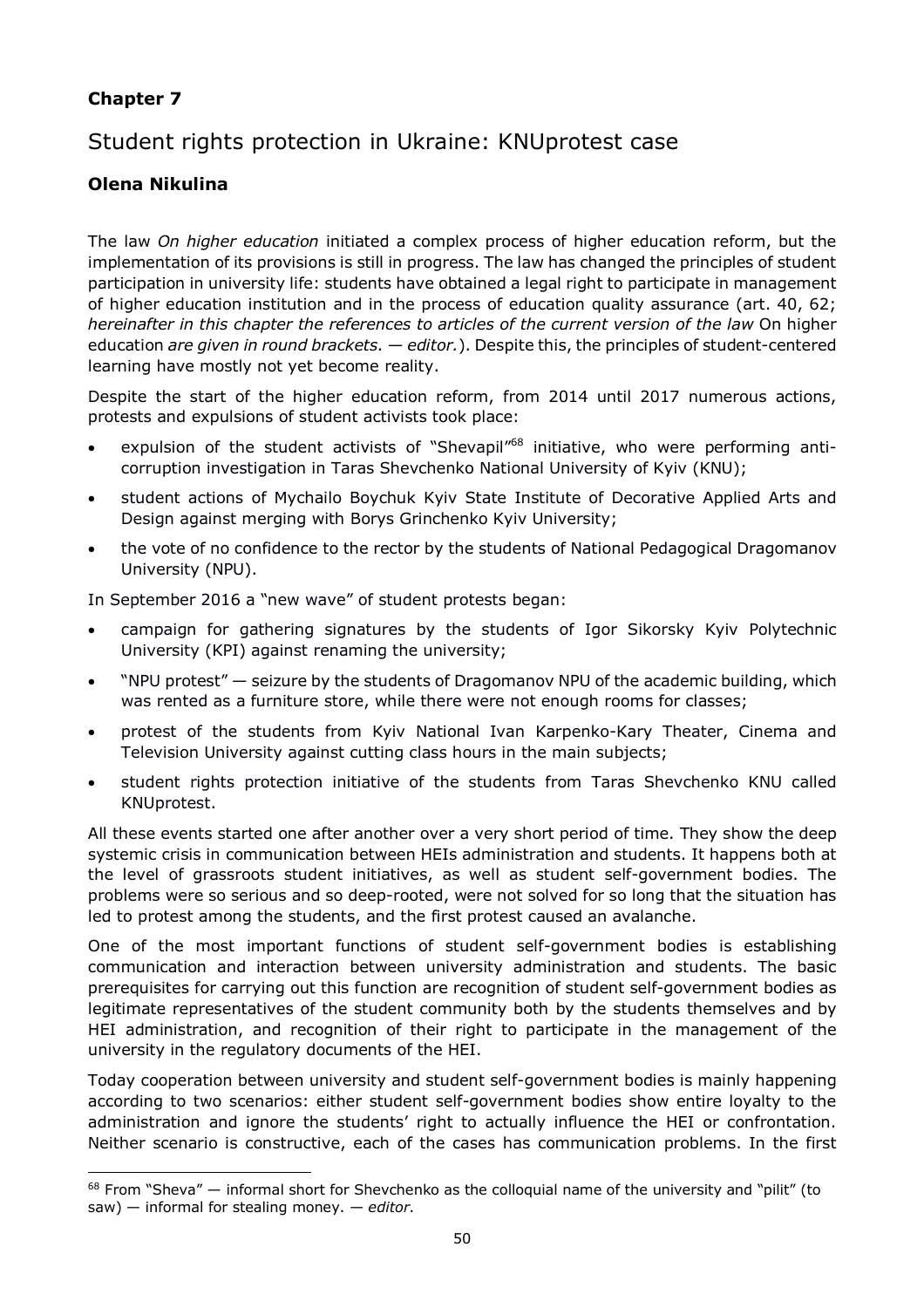## Chapter 7

# Student rights protection in Ukraine: KNUprotest case

### Olena Nikulina

The law *On higher education* initiated a complex process of higher education reform, but the implementation of its provisions is still in progress. The law has changed the principles of student participation in university life: students have obtained a legal right to participate in management of higher education institution and in the process of education quality assurance (art. 40, 62; *hereinafter in this chapter the references to articles of the current version of the law* On higher education *are given in round brackets. — editor.*). Despite this, the principles of student-centered learning have mostly not yet become reality.

Despite the start of the higher education reform, from 2014 until 2017 numerous actions, protests and expulsions of student activists took place:

- expulsion of the student activists of "Shevapil"[68] initiative, who were performing anti-corruption investigation in Taras Shevchenko National University of Kyiv (KNU);
- student actions of Mychailo Boychuk Kyiv State Institute of Decorative Applied Arts and Design against merging with Borys Grinchenko Kyiv University;
- the vote of no confidence to the rector by the students of National Pedagogical Dragomanov University (NPU).

In September 2016 a "new wave" of student protests began:

- campaign for gathering signatures by the students of Igor Sikorsky Kyiv Polytechnic University (KPI) against renaming the university;
- "NPU protest" — seizure by the students of Dragomanov NPU of the academic building, which was rented as a furniture store, while there were not enough rooms for classes;
- protest of the students from Kyiv National Ivan Karpenko-Kary Theater, Cinema and Television University against cutting class hours in the main subjects;
- student rights protection initiative of the students from Taras Shevchenko KNU called KNUprotest.

All these events started one after another over a very short period of time. They show the deep systemic crisis in communication between HEIs administration and students. It happens both at the level of grassroots student initiatives, as well as student self-government bodies. The problems were so serious and so deep-rooted, were not solved for so long that the situation has led to protest among the students, and the first protest caused an avalanche.

One of the most important functions of student self-government bodies is establishing communication and interaction between university administration and students. The basic prerequisites for carrying out this function are recognition of student self-government bodies as legitimate representatives of the student community both by the students themselves and by HEI administration, and recognition of their right to participate in the management of the university in the regulatory documents of the HEI.

Today cooperation between university and student self-government bodies is mainly happening according to two scenarios: either student self-government bodies show entire loyalty to the administration and ignore the students' right to actually influence the HEI or confrontation. Neither scenario is constructive, each of the cases has communication problems. In the first

---

[68] From "Sheva" — informal short for Shevchenko as the colloquial name of the university and "pilit" (to saw) — informal for stealing money. — *editor*.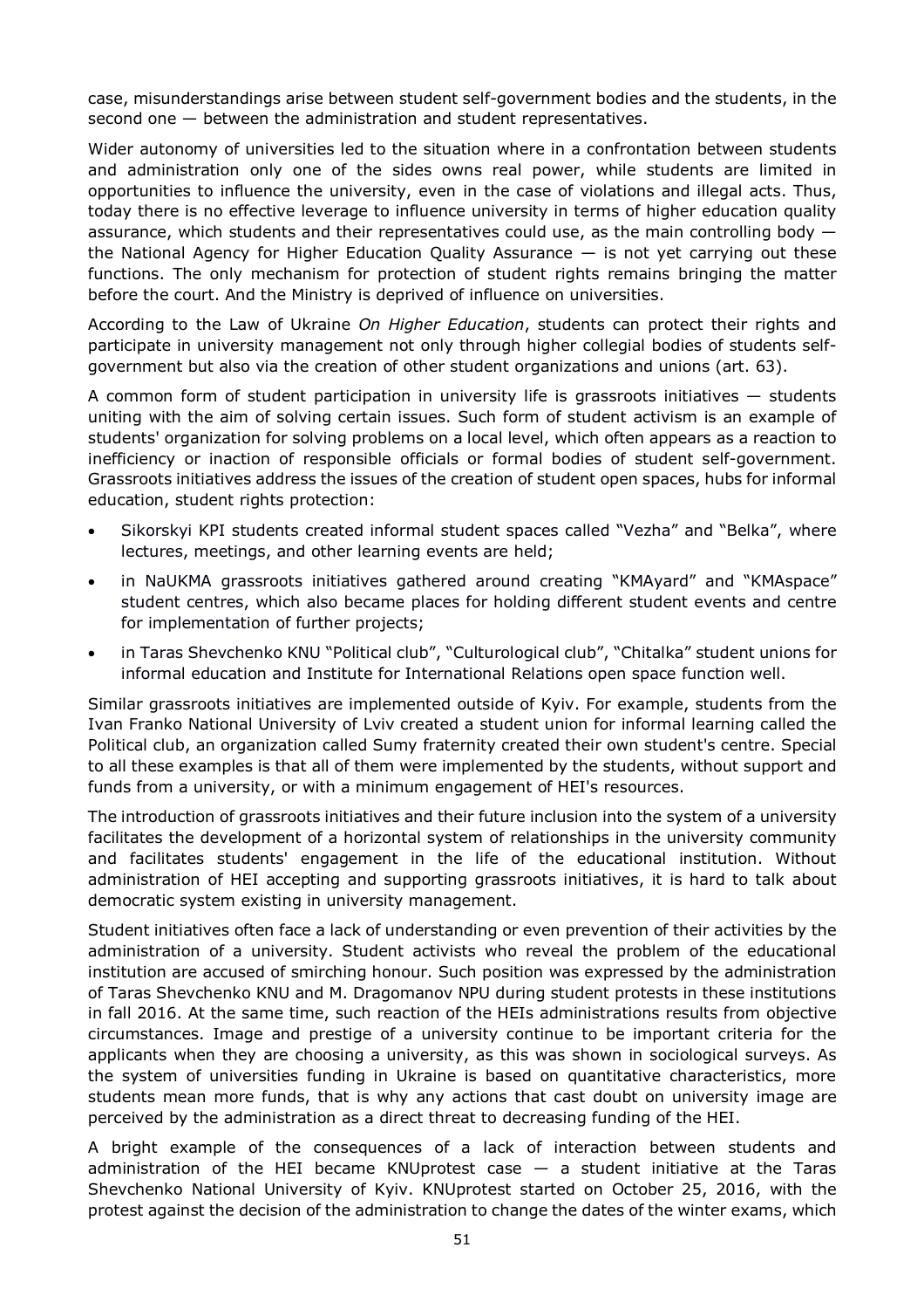case, misunderstandings arise between student self-government bodies and the students, in the second one — between the administration and student representatives.

Wider autonomy of universities led to the situation where in a confrontation between students and administration only one of the sides owns real power, while students are limited in opportunities to influence the university, even in the case of violations and illegal acts. Thus, today there is no effective leverage to influence university in terms of higher education quality assurance, which students and their representatives could use, as the main controlling body — the National Agency for Higher Education Quality Assurance — is not yet carrying out these functions. The only mechanism for protection of student rights remains bringing the matter before the court. And the Ministry is deprived of influence on universities.

According to the Law of Ukraine *On Higher Education*, students can protect their rights and participate in university management not only through higher collegial bodies of students self-government but also via the creation of other student organizations and unions (art. 63).

A common form of student participation in university life is grassroots initiatives — students uniting with the aim of solving certain issues. Such form of student activism is an example of students' organization for solving problems on a local level, which often appears as a reaction to inefficiency or inaction of responsible officials or formal bodies of student self-government. Grassroots initiatives address the issues of the creation of student open spaces, hubs for informal education, student rights protection:

- Sikorskyi KPI students created informal student spaces called "Vezha" and "Belka", where lectures, meetings, and other learning events are held;
- in NaUKMA grassroots initiatives gathered around creating "KMAyard" and "KMAspace" student centres, which also became places for holding different student events and centre for implementation of further projects;
- in Taras Shevchenko KNU "Political club", "Culturological club", "Chitalka" student unions for informal education and Institute for International Relations open space function well.

Similar grassroots initiatives are implemented outside of Kyiv. For example, students from the Ivan Franko National University of Lviv created a student union for informal learning called the Political club, an organization called Sumy fraternity created their own student's centre. Special to all these examples is that all of them were implemented by the students, without support and funds from a university, or with a minimum engagement of HEI's resources.

The introduction of grassroots initiatives and their future inclusion into the system of a university facilitates the development of a horizontal system of relationships in the university community and facilitates students' engagement in the life of the educational institution. Without administration of HEI accepting and supporting grassroots initiatives, it is hard to talk about democratic system existing in university management.

Student initiatives often face a lack of understanding or even prevention of their activities by the administration of a university. Student activists who reveal the problem of the educational institution are accused of smirching honour. Such position was expressed by the administration of Taras Shevchenko KNU and M. Dragomanov NPU during student protests in these institutions in fall 2016. At the same time, such reaction of the HEIs administrations results from objective circumstances. Image and prestige of a university continue to be important criteria for the applicants when they are choosing a university, as this was shown in sociological surveys. As the system of universities funding in Ukraine is based on quantitative characteristics, more students mean more funds, that is why any actions that cast doubt on university image are perceived by the administration as a direct threat to decreasing funding of the HEI.

A bright example of the consequences of a lack of interaction between students and administration of the HEI became KNUprotest case — a student initiative at the Taras Shevchenko National University of Kyiv. KNUprotest started on October 25, 2016, with the protest against the decision of the administration to change the dates of the winter exams, which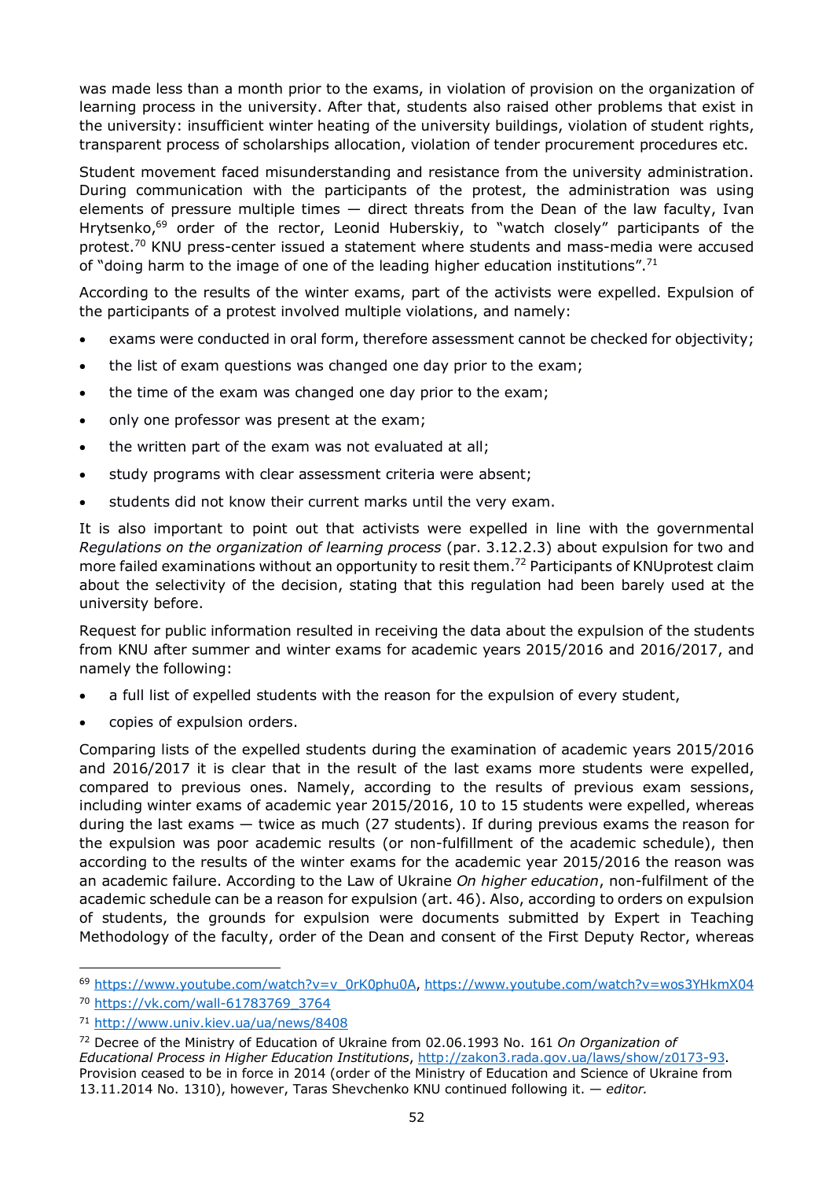was made less than a month prior to the exams, in violation of provision on the organization of learning process in the university. After that, students also raised other problems that exist in the university: insufficient winter heating of the university buildings, violation of student rights, transparent process of scholarships allocation, violation of tender procurement procedures etc.

Student movement faced misunderstanding and resistance from the university administration. During communication with the participants of the protest, the administration was using elements of pressure multiple times — direct threats from the Dean of the law faculty, Ivan Hrytsenko,[69] order of the rector, Leonid Huberskiy, to "watch closely" participants of the protest.[70] KNU press-center issued a statement where students and mass-media were accused of "doing harm to the image of one of the leading higher education institutions".[71]

According to the results of the winter exams, part of the activists were expelled. Expulsion of the participants of a protest involved multiple violations, and namely:

- exams were conducted in oral form, therefore assessment cannot be checked for objectivity;
- the list of exam questions was changed one day prior to the exam;
- the time of the exam was changed one day prior to the exam;
- only one professor was present at the exam;
- the written part of the exam was not evaluated at all;
- study programs with clear assessment criteria were absent;
- students did not know their current marks until the very exam.

It is also important to point out that activists were expelled in line with the governmental *Regulations on the organization of learning process* (par. 3.12.2.3) about expulsion for two and more failed examinations without an opportunity to resit them.[72] Participants of KNUprotest claim about the selectivity of the decision, stating that this regulation had been barely used at the university before.

Request for public information resulted in receiving the data about the expulsion of the students from KNU after summer and winter exams for academic years 2015/2016 and 2016/2017, and namely the following:

- a full list of expelled students with the reason for the expulsion of every student,
- copies of expulsion orders.

Comparing lists of the expelled students during the examination of academic years 2015/2016 and 2016/2017 it is clear that in the result of the last exams more students were expelled, compared to previous ones. Namely, according to the results of previous exam sessions, including winter exams of academic year 2015/2016, 10 to 15 students were expelled, whereas during the last exams — twice as much (27 students). If during previous exams the reason for the expulsion was poor academic results (or non-fulfillment of the academic schedule), then according to the results of the winter exams for the academic year 2015/2016 the reason was an academic failure. According to the Law of Ukraine *On higher education*, non-fulfilment of the academic schedule can be a reason for expulsion (art. 46). Also, according to orders on expulsion of students, the grounds for expulsion were documents submitted by Expert in Teaching Methodology of the faculty, order of the Dean and consent of the First Deputy Rector, whereas

---

[69] https://www.youtube.com/watch?v=v_0rK0phu0A, https://www.youtube.com/watch?v=wos3YHkmX04

[70] https://vk.com/wall-61783769_3764

[71] http://www.univ.kiev.ua/ua/news/8408

[72] Decree of the Ministry of Education of Ukraine from 02.06.1993 No. 161 *On Organization of Educational Process in Higher Education Institutions*, http://zakon3.rada.gov.ua/laws/show/z0173-93. Provision ceased to be in force in 2014 (order of the Ministry of Education and Science of Ukraine from 13.11.2014 No. 1310), however, Taras Shevchenko KNU continued following it. — *editor.*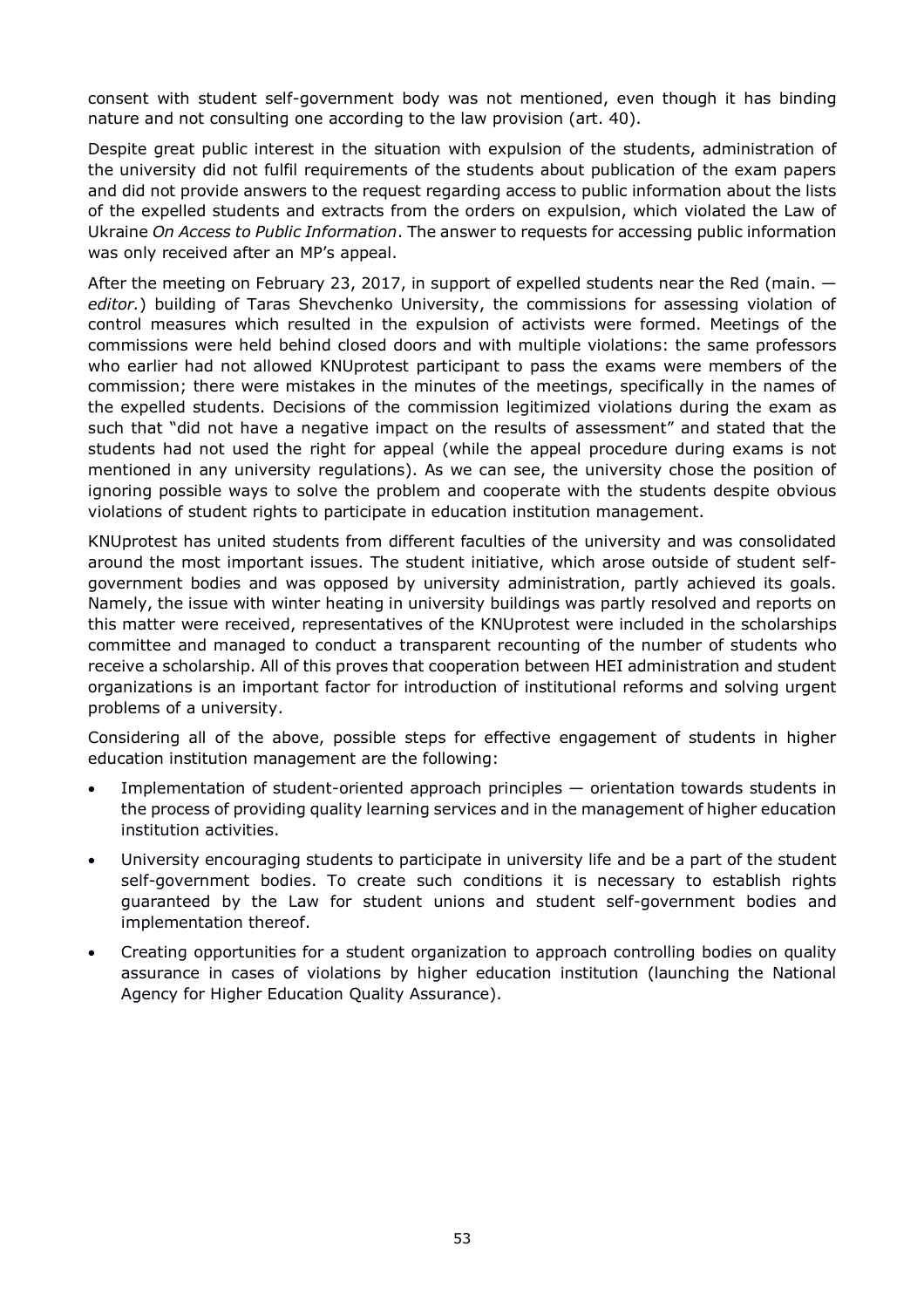consent with student self-government body was not mentioned, even though it has binding nature and not consulting one according to the law provision (art. 40).

Despite great public interest in the situation with expulsion of the students, administration of the university did not fulfil requirements of the students about publication of the exam papers and did not provide answers to the request regarding access to public information about the lists of the expelled students and extracts from the orders on expulsion, which violated the Law of Ukraine *On Access to Public Information*. The answer to requests for accessing public information was only received after an MP's appeal.

After the meeting on February 23, 2017, in support of expelled students near the Red (main. — *editor.*) building of Taras Shevchenko University, the commissions for assessing violation of control measures which resulted in the expulsion of activists were formed. Meetings of the commissions were held behind closed doors and with multiple violations: the same professors who earlier had not allowed KNUprotest participant to pass the exams were members of the commission; there were mistakes in the minutes of the meetings, specifically in the names of the expelled students. Decisions of the commission legitimized violations during the exam as such that "did not have a negative impact on the results of assessment" and stated that the students had not used the right for appeal (while the appeal procedure during exams is not mentioned in any university regulations). As we can see, the university chose the position of ignoring possible ways to solve the problem and cooperate with the students despite obvious violations of student rights to participate in education institution management.

KNUprotest has united students from different faculties of the university and was consolidated around the most important issues. The student initiative, which arose outside of student self-government bodies and was opposed by university administration, partly achieved its goals. Namely, the issue with winter heating in university buildings was partly resolved and reports on this matter were received, representatives of the KNUprotest were included in the scholarships committee and managed to conduct a transparent recounting of the number of students who receive a scholarship. All of this proves that cooperation between HEI administration and student organizations is an important factor for introduction of institutional reforms and solving urgent problems of a university.

Considering all of the above, possible steps for effective engagement of students in higher education institution management are the following:

- Implementation of student-oriented approach principles — orientation towards students in the process of providing quality learning services and in the management of higher education institution activities.
- University encouraging students to participate in university life and be a part of the student self-government bodies. To create such conditions it is necessary to establish rights guaranteed by the Law for student unions and student self-government bodies and implementation thereof.
- Creating opportunities for a student organization to approach controlling bodies on quality assurance in cases of violations by higher education institution (launching the National Agency for Higher Education Quality Assurance).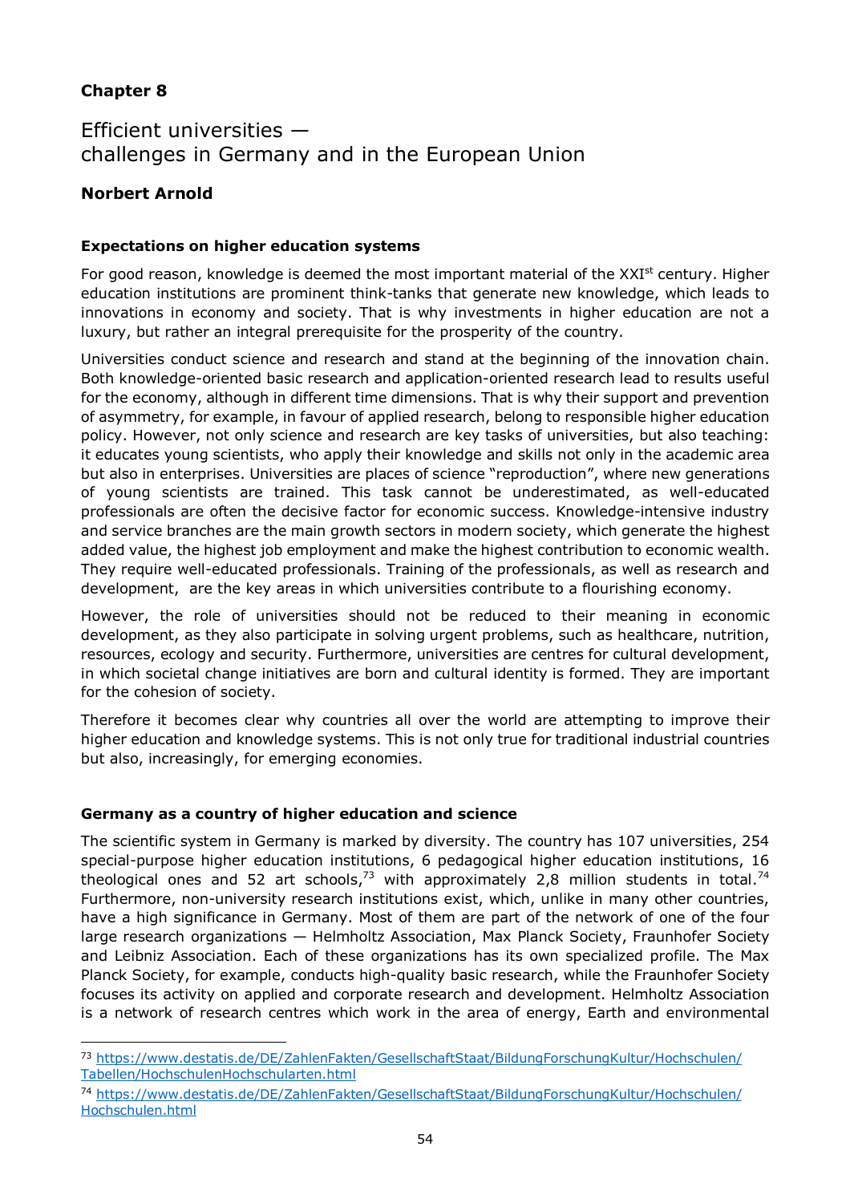## Chapter 8

# Efficient universities — challenges in Germany and in the European Union

**Norbert Arnold**

### Expectations on higher education systems

For good reason, knowledge is deemed the most important material of the XXI$^{st}$ century. Higher education institutions are prominent think-tanks that generate new knowledge, which leads to innovations in economy and society. That is why investments in higher education are not a luxury, but rather an integral prerequisite for the prosperity of the country.

Universities conduct science and research and stand at the beginning of the innovation chain. Both knowledge-oriented basic research and application-oriented research lead to results useful for the economy, although in different time dimensions. That is why their support and prevention of asymmetry, for example, in favour of applied research, belong to responsible higher education policy. However, not only science and research are key tasks of universities, but also teaching: it educates young scientists, who apply their knowledge and skills not only in the academic area but also in enterprises. Universities are places of science "reproduction", where new generations of young scientists are trained. This task cannot be underestimated, as well-educated professionals are often the decisive factor for economic success. Knowledge-intensive industry and service branches are the main growth sectors in modern society, which generate the highest added value, the highest job employment and make the highest contribution to economic wealth. They require well-educated professionals. Training of the professionals, as well as research and development, are the key areas in which universities contribute to a flourishing economy.

However, the role of universities should not be reduced to their meaning in economic development, as they also participate in solving urgent problems, such as healthcare, nutrition, resources, ecology and security. Furthermore, universities are centres for cultural development, in which societal change initiatives are born and cultural identity is formed. They are important for the cohesion of society.

Therefore it becomes clear why countries all over the world are attempting to improve their higher education and knowledge systems. This is not only true for traditional industrial countries but also, increasingly, for emerging economies.

### Germany as a country of higher education and science

The scientific system in Germany is marked by diversity. The country has 107 universities, 254 special-purpose higher education institutions, 6 pedagogical higher education institutions, 16 theological ones and 52 art schools,[73] with approximately 2,8 million students in total.[74] Furthermore, non-university research institutions exist, which, unlike in many other countries, have a high significance in Germany. Most of them are part of the network of one of the four large research organizations — Helmholtz Association, Max Planck Society, Fraunhofer Society and Leibniz Association. Each of these organizations has its own specialized profile. The Max Planck Society, for example, conducts high-quality basic research, while the Fraunhofer Society focuses its activity on applied and corporate research and development. Helmholtz Association is a network of research centres which work in the area of energy, Earth and environmental

---

[73] https://www.destatis.de/DE/ZahlenFakten/GesellschaftStaat/BildungForschungKultur/Hochschulen/Tabellen/HochschulenHochschularten.html

[74] https://www.destatis.de/DE/ZahlenFakten/GesellschaftStaat/BildungForschungKultur/Hochschulen/Hochschulen.html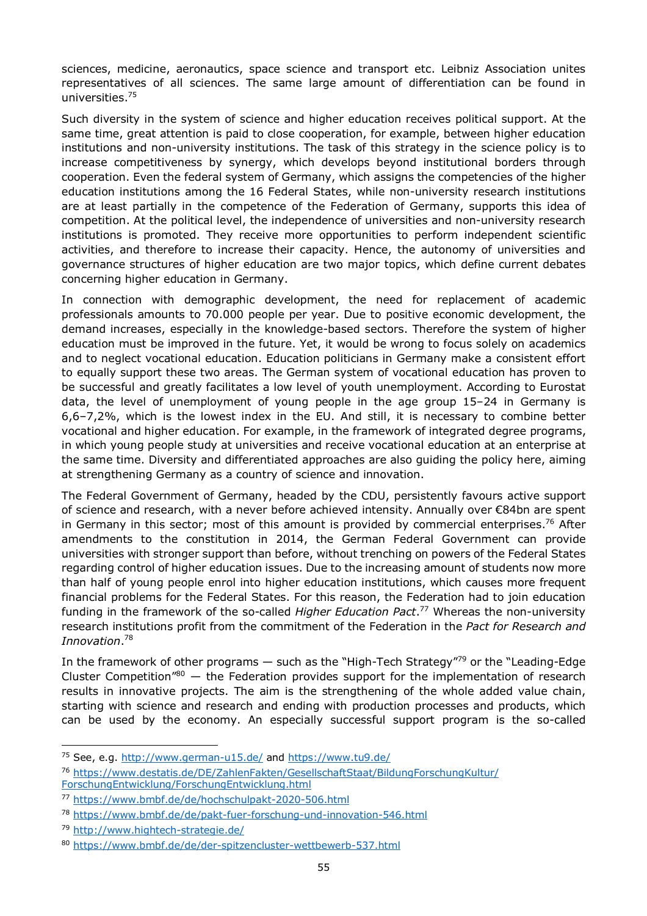sciences, medicine, aeronautics, space science and transport etc. Leibniz Association unites representatives of all sciences. The same large amount of differentiation can be found in universities.[75]

Such diversity in the system of science and higher education receives political support. At the same time, great attention is paid to close cooperation, for example, between higher education institutions and non-university institutions. The task of this strategy in the science policy is to increase competitiveness by synergy, which develops beyond institutional borders through cooperation. Even the federal system of Germany, which assigns the competencies of the higher education institutions among the 16 Federal States, while non-university research institutions are at least partially in the competence of the Federation of Germany, supports this idea of competition. At the political level, the independence of universities and non-university research institutions is promoted. They receive more opportunities to perform independent scientific activities, and therefore to increase their capacity. Hence, the autonomy of universities and governance structures of higher education are two major topics, which define current debates concerning higher education in Germany.

In connection with demographic development, the need for replacement of academic professionals amounts to 70.000 people per year. Due to positive economic development, the demand increases, especially in the knowledge-based sectors. Therefore the system of higher education must be improved in the future. Yet, it would be wrong to focus solely on academics and to neglect vocational education. Education politicians in Germany make a consistent effort to equally support these two areas. The German system of vocational education has proven to be successful and greatly facilitates a low level of youth unemployment. According to Eurostat data, the level of unemployment of young people in the age group 15–24 in Germany is 6,6–7,2%, which is the lowest index in the EU. And still, it is necessary to combine better vocational and higher education. For example, in the framework of integrated degree programs, in which young people study at universities and receive vocational education at an enterprise at the same time. Diversity and differentiated approaches are also guiding the policy here, aiming at strengthening Germany as a country of science and innovation.

The Federal Government of Germany, headed by the CDU, persistently favours active support of science and research, with a never before achieved intensity. Annually over €84bn are spent in Germany in this sector; most of this amount is provided by commercial enterprises.[76] After amendments to the constitution in 2014, the German Federal Government can provide universities with stronger support than before, without trenching on powers of the Federal States regarding control of higher education issues. Due to the increasing amount of students now more than half of young people enrol into higher education institutions, which causes more frequent financial problems for the Federal States. For this reason, the Federation had to join education funding in the framework of the so-called *Higher Education Pact*.[77] Whereas the non-university research institutions profit from the commitment of the Federation in the *Pact for Research and Innovation*.[78]

In the framework of other programs — such as the "High-Tech Strategy"[79] or the "Leading-Edge Cluster Competition"[80] — the Federation provides support for the implementation of research results in innovative projects. The aim is the strengthening of the whole added value chain, starting with science and research and ending with production processes and products, which can be used by the economy. An especially successful support program is the so-called

---

[75] See, e.g. http://www.german-u15.de/ and https://www.tu9.de/

[76] https://www.destatis.de/DE/ZahlenFakten/GesellschaftStaat/BildungForschungKultur/ForschungEntwicklung/ForschungEntwicklung.html

[77] https://www.bmbf.de/de/hochschulpakt-2020-506.html

[78] https://www.bmbf.de/de/pakt-fuer-forschung-und-innovation-546.html

[79] http://www.hightech-strategie.de/

[80] https://www.bmbf.de/de/der-spitzencluster-wettbewerb-537.html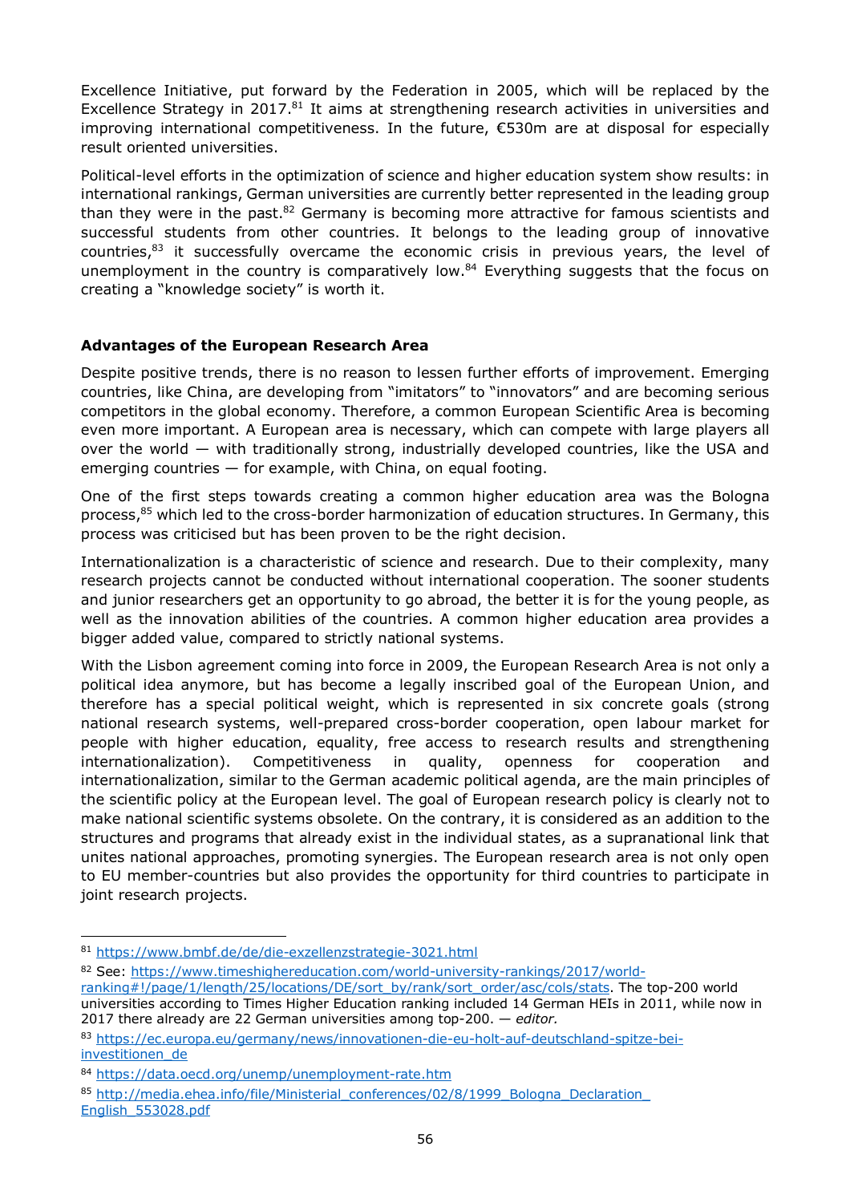Excellence Initiative, put forward by the Federation in 2005, which will be replaced by the Excellence Strategy in 2017.[81] It aims at strengthening research activities in universities and improving international competitiveness. In the future, €530m are at disposal for especially result oriented universities.

Political-level efforts in the optimization of science and higher education system show results: in international rankings, German universities are currently better represented in the leading group than they were in the past.[82] Germany is becoming more attractive for famous scientists and successful students from other countries. It belongs to the leading group of innovative countries,[83] it successfully overcame the economic crisis in previous years, the level of unemployment in the country is comparatively low.[84] Everything suggests that the focus on creating a "knowledge society" is worth it.

## Advantages of the European Research Area

Despite positive trends, there is no reason to lessen further efforts of improvement. Emerging countries, like China, are developing from "imitators" to "innovators" and are becoming serious competitors in the global economy. Therefore, a common European Scientific Area is becoming even more important. A European area is necessary, which can compete with large players all over the world — with traditionally strong, industrially developed countries, like the USA and emerging countries — for example, with China, on equal footing.

One of the first steps towards creating a common higher education area was the Bologna process,[85] which led to the cross-border harmonization of education structures. In Germany, this process was criticised but has been proven to be the right decision.

Internationalization is a characteristic of science and research. Due to their complexity, many research projects cannot be conducted without international cooperation. The sooner students and junior researchers get an opportunity to go abroad, the better it is for the young people, as well as the innovation abilities of the countries. A common higher education area provides a bigger added value, compared to strictly national systems.

With the Lisbon agreement coming into force in 2009, the European Research Area is not only a political idea anymore, but has become a legally inscribed goal of the European Union, and therefore has a special political weight, which is represented in six concrete goals (strong national research systems, well-prepared cross-border cooperation, open labour market for people with higher education, equality, free access to research results and strengthening internationalization). Competitiveness in quality, openness for cooperation and internationalization, similar to the German academic political agenda, are the main principles of the scientific policy at the European level. The goal of European research policy is clearly not to make national scientific systems obsolete. On the contrary, it is considered as an addition to the structures and programs that already exist in the individual states, as a supranational link that unites national approaches, promoting synergies. The European research area is not only open to EU member-countries but also provides the opportunity for third countries to participate in joint research projects.

---

[81] https://www.bmbf.de/de/die-exzellenzstrategie-3021.html

[82] See: https://www.timeshighereducation.com/world-university-rankings/2017/world-ranking#!/page/1/length/25/locations/DE/sort_by/rank/sort_order/asc/cols/stats. The top-200 world universities according to Times Higher Education ranking included 14 German HEIs in 2011, while now in 2017 there already are 22 German universities among top-200. — *editor.*

[83] https://ec.europa.eu/germany/news/innovationen-die-eu-holt-auf-deutschland-spitze-bei-investitionen_de

[84] https://data.oecd.org/unemp/unemployment-rate.htm

[85] http://media.ehea.info/file/Ministerial_conferences/02/8/1999_Bologna_Declaration_English_553028.pdf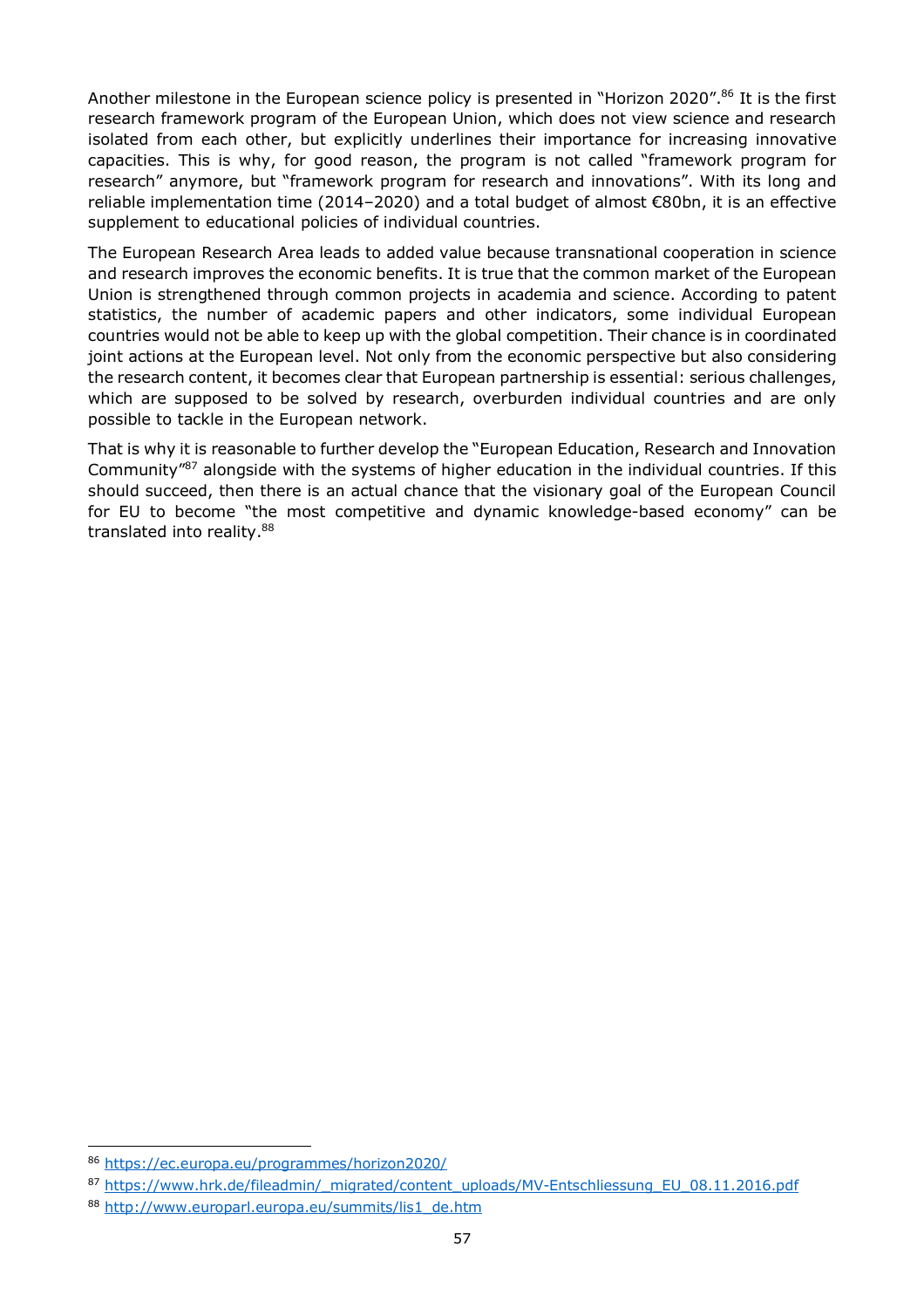Another milestone in the European science policy is presented in "Horizon 2020".[86] It is the first research framework program of the European Union, which does not view science and research isolated from each other, but explicitly underlines their importance for increasing innovative capacities. This is why, for good reason, the program is not called "framework program for research" anymore, but "framework program for research and innovations". With its long and reliable implementation time (2014–2020) and a total budget of almost €80bn, it is an effective supplement to educational policies of individual countries.

The European Research Area leads to added value because transnational cooperation in science and research improves the economic benefits. It is true that the common market of the European Union is strengthened through common projects in academia and science. According to patent statistics, the number of academic papers and other indicators, some individual European countries would not be able to keep up with the global competition. Their chance is in coordinated joint actions at the European level. Not only from the economic perspective but also considering the research content, it becomes clear that European partnership is essential: serious challenges, which are supposed to be solved by research, overburden individual countries and are only possible to tackle in the European network.

That is why it is reasonable to further develop the "European Education, Research and Innovation Community"[87] alongside with the systems of higher education in the individual countries. If this should succeed, then there is an actual chance that the visionary goal of the European Council for EU to become "the most competitive and dynamic knowledge-based economy" can be translated into reality.[88]

---

[86] https://ec.europa.eu/programmes/horizon2020/

[87] https://www.hrk.de/fileadmin/_migrated/content_uploads/MV-Entschliessung_EU_08.11.2016.pdf

[88] http://www.europarl.europa.eu/summits/lis1_de.htm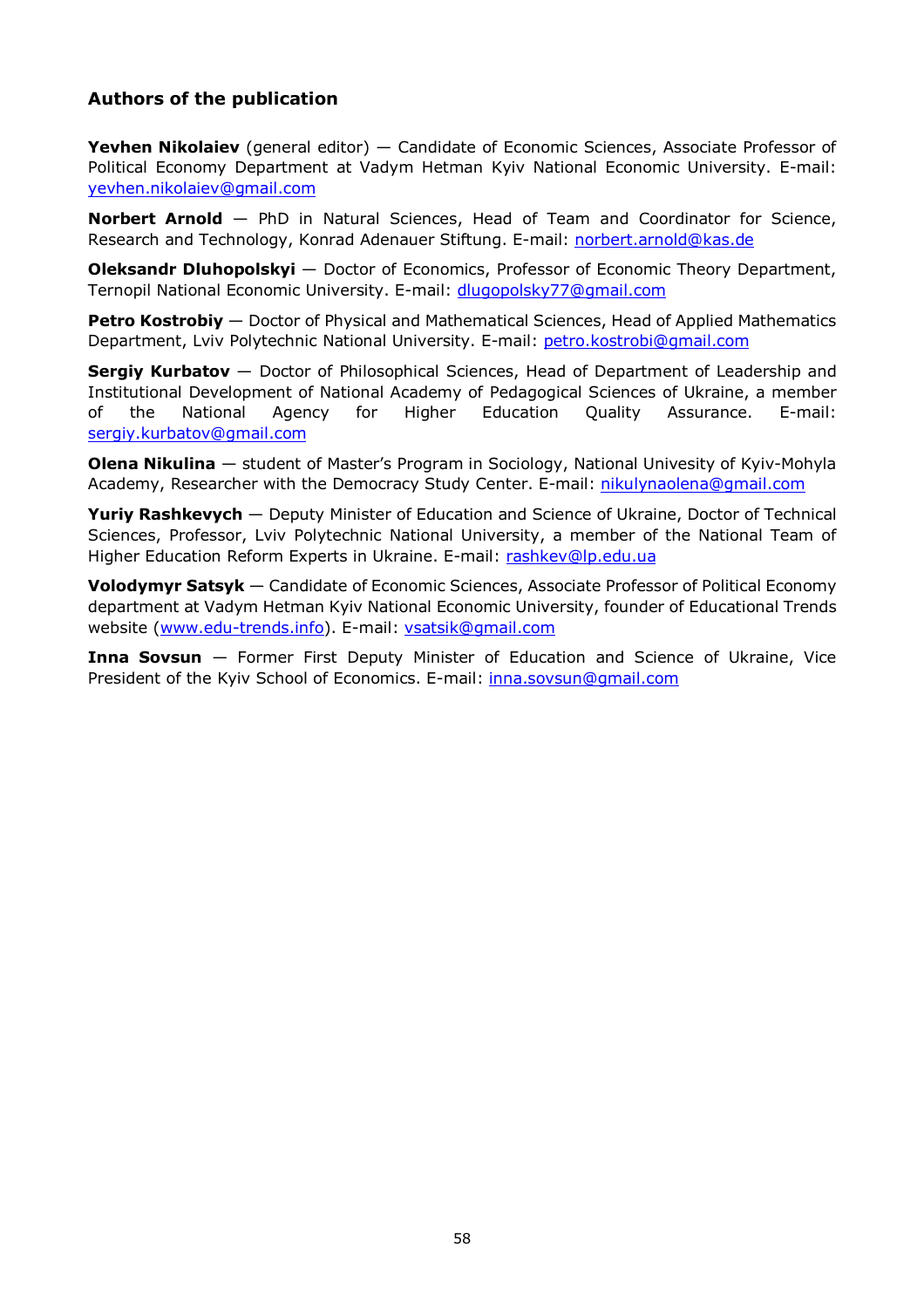### Authors of the publication

**Yevhen Nikolaiev** (general editor) — Candidate of Economic Sciences, Associate Professor of Political Economy Department at Vadym Hetman Kyiv National Economic University. E-mail: yevhen.nikolaiev@gmail.com

**Norbert Arnold** — PhD in Natural Sciences, Head of Team and Coordinator for Science, Research and Technology, Konrad Adenauer Stiftung. E-mail: norbert.arnold@kas.de

**Oleksandr Dluhopolskyi** — Doctor of Economics, Professor of Economic Theory Department, Ternopil National Economic University. E-mail: dlugopolsky77@gmail.com

**Petro Kostrobiy** — Doctor of Physical and Mathematical Sciences, Head of Applied Mathematics Department, Lviv Polytechnic National University. E-mail: petro.kostrobi@gmail.com

**Sergiy Kurbatov** — Doctor of Philosophical Sciences, Head of Department of Leadership and Institutional Development of National Academy of Pedagogical Sciences of Ukraine, a member of the National Agency for Higher Education Quality Assurance. E-mail: sergiy.kurbatov@gmail.com

**Olena Nikulina** — student of Master's Program in Sociology, National Univesity of Kyiv-Mohyla Academy, Researcher with the Democracy Study Center. E-mail: nikulynaolena@gmail.com

**Yuriy Rashkevych** — Deputy Minister of Education and Science of Ukraine, Doctor of Technical Sciences, Professor, Lviv Polytechnic National University, a member of the National Team of Higher Education Reform Experts in Ukraine. E-mail: rashkev@lp.edu.ua

**Volodymyr Satsyk** — Candidate of Economic Sciences, Associate Professor of Political Economy department at Vadym Hetman Kyiv National Economic University, founder of Educational Trends website (www.edu-trends.info). E-mail: vsatsik@gmail.com

**Inna Sovsun** — Former First Deputy Minister of Education and Science of Ukraine, Vice President of the Kyiv School of Economics. E-mail: inna.sovsun@gmail.com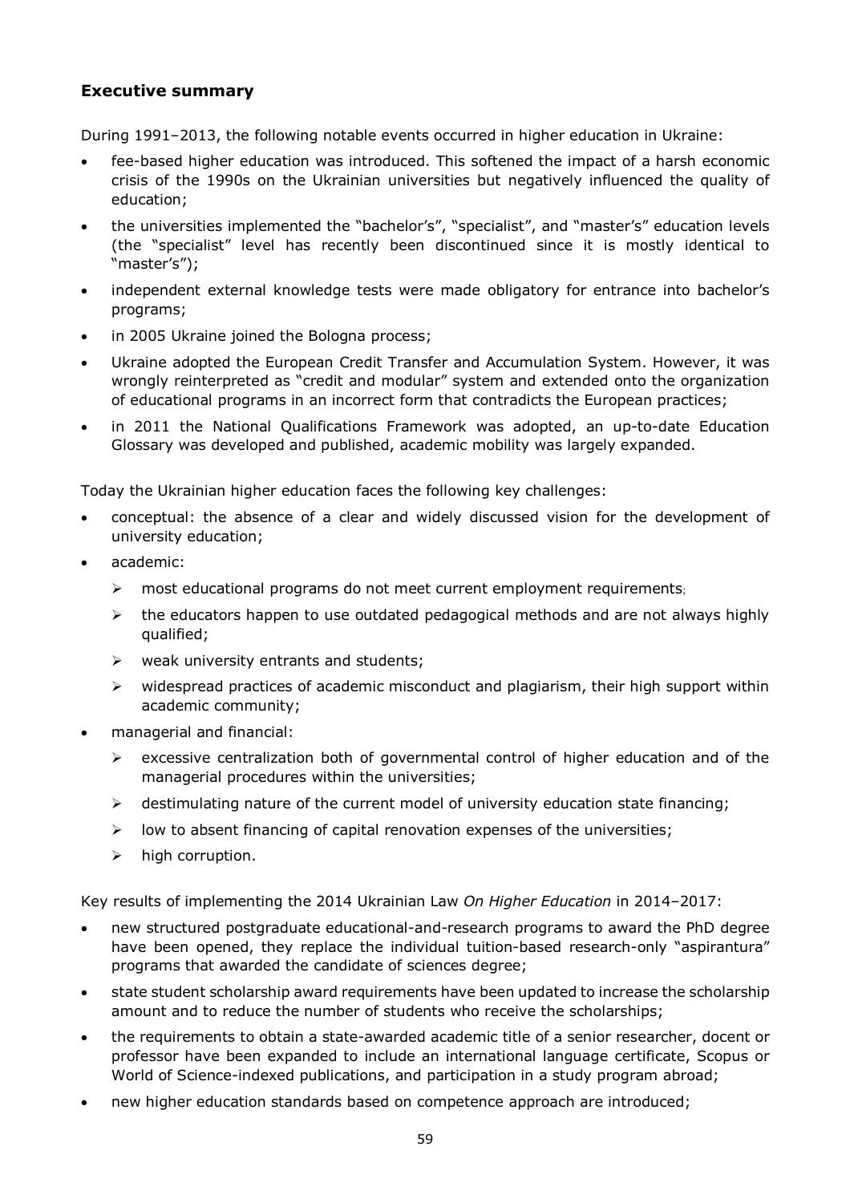## Executive summary

During 1991–2013, the following notable events occurred in higher education in Ukraine:

- fee-based higher education was introduced. This softened the impact of a harsh economic crisis of the 1990s on the Ukrainian universities but negatively influenced the quality of education;
- the universities implemented the "bachelor's", "specialist", and "master's" education levels (the "specialist" level has recently been discontinued since it is mostly identical to "master's");
- independent external knowledge tests were made obligatory for entrance into bachelor's programs;
- in 2005 Ukraine joined the Bologna process;
- Ukraine adopted the European Credit Transfer and Accumulation System. However, it was wrongly reinterpreted as "credit and modular" system and extended onto the organization of educational programs in an incorrect form that contradicts the European practices;
- in 2011 the National Qualifications Framework was adopted, an up-to-date Education Glossary was developed and published, academic mobility was largely expanded.

Today the Ukrainian higher education faces the following key challenges:

- conceptual: the absence of a clear and widely discussed vision for the development of university education;
- academic:
  - most educational programs do not meet current employment requirements;
  - the educators happen to use outdated pedagogical methods and are not always highly qualified;
  - weak university entrants and students;
  - widespread practices of academic misconduct and plagiarism, their high support within academic community;
- managerial and financial:
  - excessive centralization both of governmental control of higher education and of the managerial procedures within the universities;
  - destimulating nature of the current model of university education state financing;
  - low to absent financing of capital renovation expenses of the universities;
  - high corruption.

Key results of implementing the 2014 Ukrainian Law *On Higher Education* in 2014–2017:

- new structured postgraduate educational-and-research programs to award the PhD degree have been opened, they replace the individual tuition-based research-only "aspirantura" programs that awarded the candidate of sciences degree;
- state student scholarship award requirements have been updated to increase the scholarship amount and to reduce the number of students who receive the scholarships;
- the requirements to obtain a state-awarded academic title of a senior researcher, docent or professor have been expanded to include an international language certificate, Scopus or World of Science-indexed publications, and participation in a study program abroad;
- new higher education standards based on competence approach are introduced;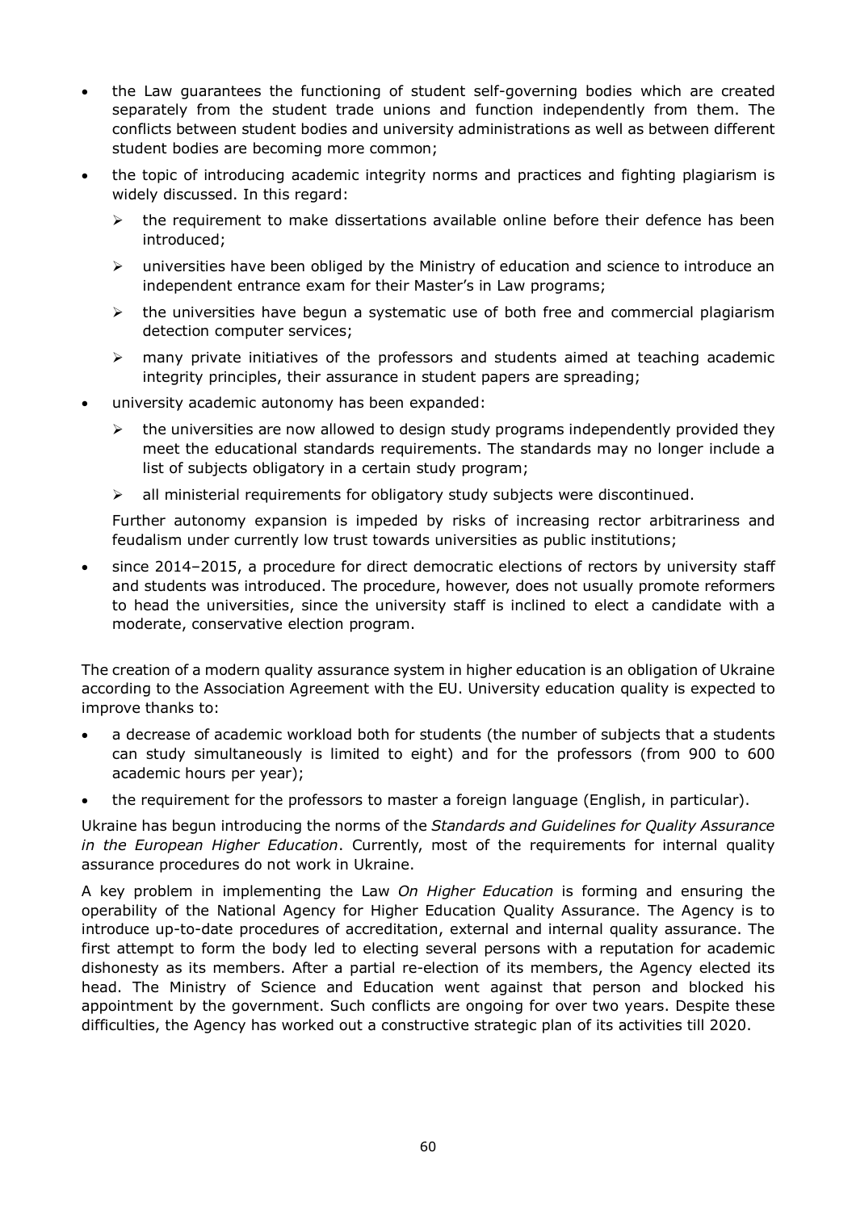- the Law guarantees the functioning of student self-governing bodies which are created separately from the student trade unions and function independently from them. The conflicts between student bodies and university administrations as well as between different student bodies are becoming more common;
- the topic of introducing academic integrity norms and practices and fighting plagiarism is widely discussed. In this regard:
  - the requirement to make dissertations available online before their defence has been introduced;
  - universities have been obliged by the Ministry of education and science to introduce an independent entrance exam for their Master's in Law programs;
  - the universities have begun a systematic use of both free and commercial plagiarism detection computer services;
  - many private initiatives of the professors and students aimed at teaching academic integrity principles, their assurance in student papers are spreading;
- university academic autonomy has been expanded:
  - the universities are now allowed to design study programs independently provided they meet the educational standards requirements. The standards may no longer include a list of subjects obligatory in a certain study program;
  - all ministerial requirements for obligatory study subjects were discontinued.

  Further autonomy expansion is impeded by risks of increasing rector arbitrariness and feudalism under currently low trust towards universities as public institutions;
- since 2014–2015, a procedure for direct democratic elections of rectors by university staff and students was introduced. The procedure, however, does not usually promote reformers to head the universities, since the university staff is inclined to elect a candidate with a moderate, conservative election program.

The creation of a modern quality assurance system in higher education is an obligation of Ukraine according to the Association Agreement with the EU. University education quality is expected to improve thanks to:

- a decrease of academic workload both for students (the number of subjects that a students can study simultaneously is limited to eight) and for the professors (from 900 to 600 academic hours per year);
- the requirement for the professors to master a foreign language (English, in particular).

Ukraine has begun introducing the norms of the *Standards and Guidelines for Quality Assurance in the European Higher Education*. Currently, most of the requirements for internal quality assurance procedures do not work in Ukraine.

A key problem in implementing the Law *On Higher Education* is forming and ensuring the operability of the National Agency for Higher Education Quality Assurance. The Agency is to introduce up-to-date procedures of accreditation, external and internal quality assurance. The first attempt to form the body led to electing several persons with a reputation for academic dishonesty as its members. After a partial re-election of its members, the Agency elected its head. The Ministry of Science and Education went against that person and blocked his appointment by the government. Such conflicts are ongoing for over two years. Despite these difficulties, the Agency has worked out a constructive strategic plan of its activities till 2020.